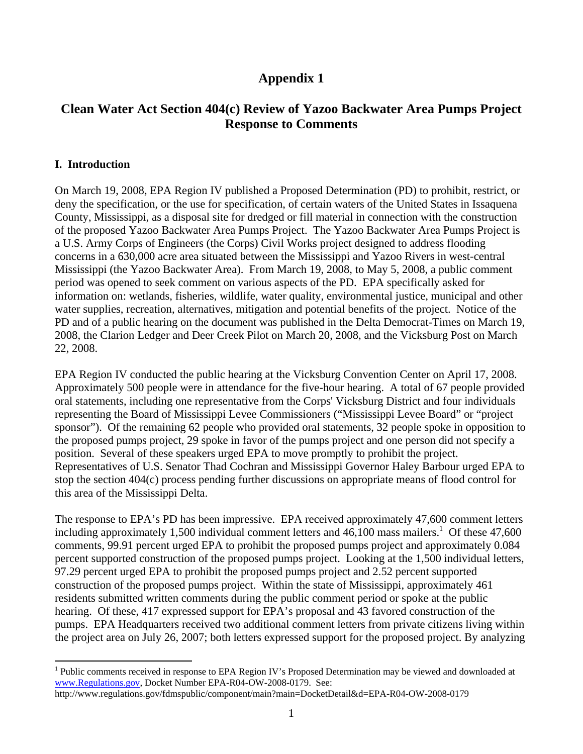# Appendix 1

## Clean Water Act Section 404(c) Review of Yazoo Backwater Area Pumps Project Response to Comments

### I. Introduction

On March 19, 2008, EPA Region IV published a Proposed Determination (PD) to prohibit, restrict, or deny the specification, or the use for specification, of certain waters of the United States in Issaquena County, Mississippi, as a disposal site for dredged or fill material in connection with the construction of the proposed Yazoo Backwater Area Pumps Project. The Yazoo Backwater Area Pumps Project is a U.S. Army Corps of Engineers (the Corps) Civil Works project designed to address flooding concerns in a 630,000 acre area situated between the Mississippi and Yazoo Rivers in west-central Mississippi (the Yazoo Backwater Area). From March 19, 2008, to May 5, 2008, a public comment period was opened to seek comment on various aspects of the PD. EPA specifically asked for information on: wetlands, fisheries, wildlife, water quality, environmental justice, municipal and other water supplies, recreation, alternatives, mitigation and potential benefits of the project. Notice of the PD and of a public hearing on the document was published in the Delta Democrat-Times on March 19, 2008, the Clarion Ledger and Deer Creek Pilot on March 20, 2008, and the Vicksburg Post on March 22, 2008.

EPA Region IV conducted the public hearing at the Vicksburg Convention Center on April 17, 2008. Approximately 500 people were in attendance for the five-hour hearing. A total of 67 people provided oral statements, including one representative from the Corps' Vicksburg District and four individuals representing the Board of Mississippi Levee Commissioners ("Mississippi Levee Board" or "project sponsor"). Of the remaining 62 people who provided oral statements, 32 people spoke in opposition to the proposed pumps project, 29 spoke in favor of the pumps project and one person did not specify a position. Several of these speakers urged EPA to move promptly to prohibit the project. Representatives of U.S. Senator Thad Cochran and Mississippi Governor Haley Barbour urged EPA to stop the section 404(c) process pending further discussions on appropriate means of flood control for this area of the Mississippi Delta.

The response to EPA's PD has been impressive. EPA received approximately 47,600 comment letters including approximately 1,500 individual comment letters and 46,100 mass mailers.[1] Of these 47,600 comments, 99.91 percent urged EPA to prohibit the proposed pumps project and approximately 0.084 percent supported construction of the proposed pumps project. Looking at the 1,500 individual letters, 97.29 percent urged EPA to prohibit the proposed pumps project and 2.52 percent supported construction of the proposed pumps project. Within the state of Mississippi, approximately 461 residents submitted written comments during the public comment period or spoke at the public hearing. Of these, 417 expressed support for EPA's proposal and 43 favored construction of the pumps. EPA Headquarters received two additional comment letters from private citizens living within the project area on July 26, 2007; both letters expressed support for the proposed project. By analyzing

[1] Public comments received in response to EPA Region IV's Proposed Determination may be viewed and downloaded at www.Regulations.gov, Docket Number EPA-R04-OW-2008-0179. See: http://www.regulations.gov/fdmspublic/component/main?main=DocketDetail&d=EPA-R04-OW-2008-0179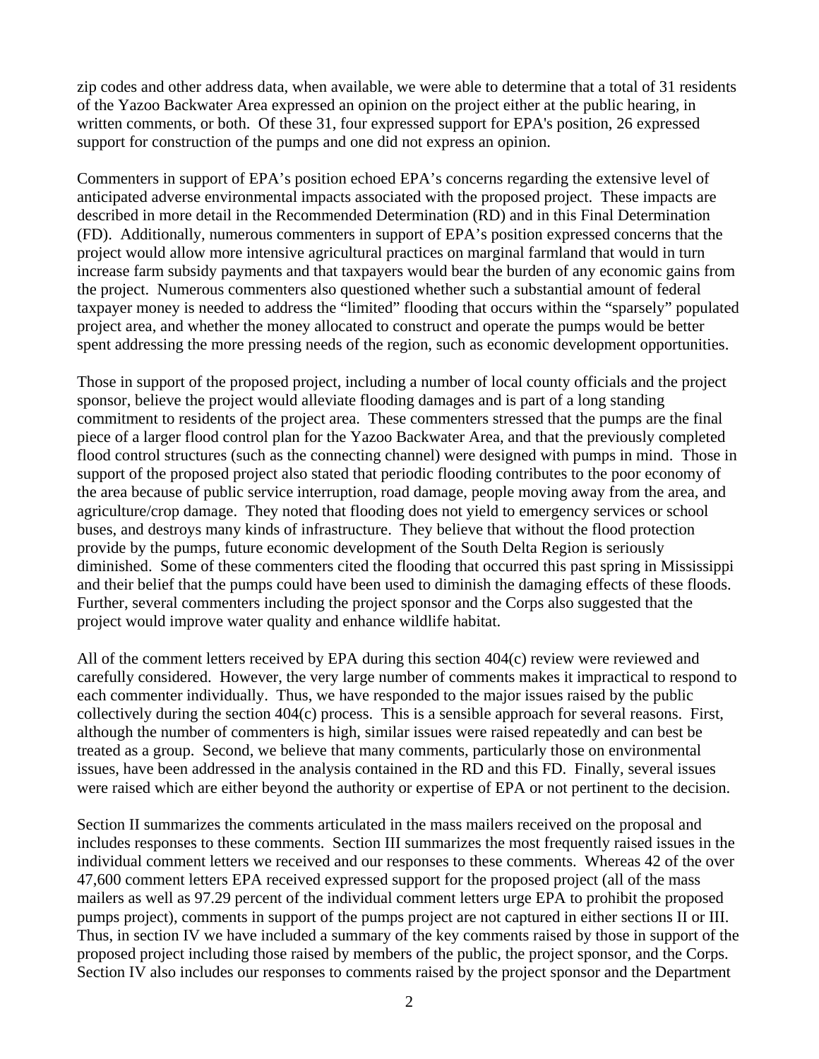zip codes and other address data, when available, we were able to determine that a total of 31 residents of the Yazoo Backwater Area expressed an opinion on the project either at the public hearing, in written comments, or both. Of these 31, four expressed support for EPA's position, 26 expressed support for construction of the pumps and one did not express an opinion.

Commenters in support of EPA's position echoed EPA's concerns regarding the extensive level of anticipated adverse environmental impacts associated with the proposed project. These impacts are described in more detail in the Recommended Determination (RD) and in this Final Determination (FD). Additionally, numerous commenters in support of EPA's position expressed concerns that the project would allow more intensive agricultural practices on marginal farmland that would in turn increase farm subsidy payments and that taxpayers would bear the burden of any economic gains from the project. Numerous commenters also questioned whether such a substantial amount of federal taxpayer money is needed to address the "limited" flooding that occurs within the "sparsely" populated project area, and whether the money allocated to construct and operate the pumps would be better spent addressing the more pressing needs of the region, such as economic development opportunities.

Those in support of the proposed project, including a number of local county officials and the project sponsor, believe the project would alleviate flooding damages and is part of a long standing commitment to residents of the project area. These commenters stressed that the pumps are the final piece of a larger flood control plan for the Yazoo Backwater Area, and that the previously completed flood control structures (such as the connecting channel) were designed with pumps in mind. Those in support of the proposed project also stated that periodic flooding contributes to the poor economy of the area because of public service interruption, road damage, people moving away from the area, and agriculture/crop damage. They noted that flooding does not yield to emergency services or school buses, and destroys many kinds of infrastructure. They believe that without the flood protection provide by the pumps, future economic development of the South Delta Region is seriously diminished. Some of these commenters cited the flooding that occurred this past spring in Mississippi and their belief that the pumps could have been used to diminish the damaging effects of these floods. Further, several commenters including the project sponsor and the Corps also suggested that the project would improve water quality and enhance wildlife habitat.

All of the comment letters received by EPA during this section 404(c) review were reviewed and carefully considered. However, the very large number of comments makes it impractical to respond to each commenter individually. Thus, we have responded to the major issues raised by the public collectively during the section 404(c) process. This is a sensible approach for several reasons. First, although the number of commenters is high, similar issues were raised repeatedly and can best be treated as a group. Second, we believe that many comments, particularly those on environmental issues, have been addressed in the analysis contained in the RD and this FD. Finally, several issues were raised which are either beyond the authority or expertise of EPA or not pertinent to the decision.

Section II summarizes the comments articulated in the mass mailers received on the proposal and includes responses to these comments. Section III summarizes the most frequently raised issues in the individual comment letters we received and our responses to these comments. Whereas 42 of the over 47,600 comment letters EPA received expressed support for the proposed project (all of the mass mailers as well as 97.29 percent of the individual comment letters urge EPA to prohibit the proposed pumps project), comments in support of the pumps project are not captured in either sections II or III. Thus, in section IV we have included a summary of the key comments raised by those in support of the proposed project including those raised by members of the public, the project sponsor, and the Corps. Section IV also includes our responses to comments raised by the project sponsor and the Department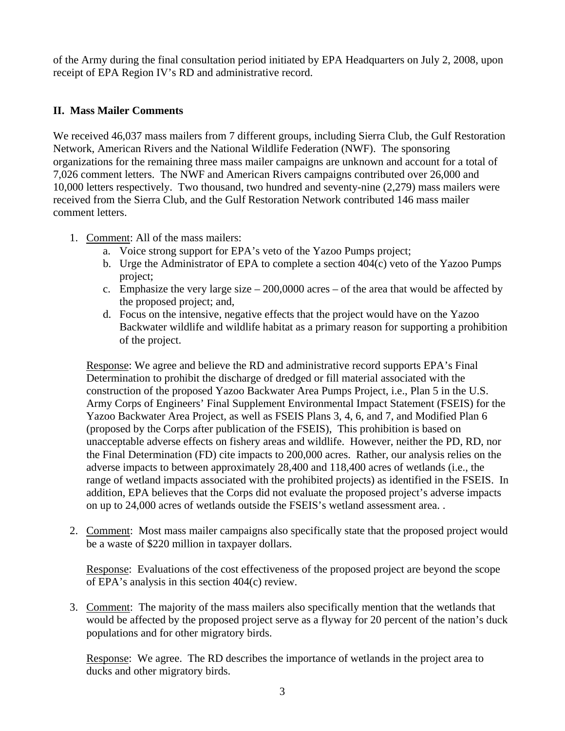of the Army during the final consultation period initiated by EPA Headquarters on July 2, 2008, upon receipt of EPA Region IV's RD and administrative record.

## II. Mass Mailer Comments

We received 46,037 mass mailers from 7 different groups, including Sierra Club, the Gulf Restoration Network, American Rivers and the National Wildlife Federation (NWF). The sponsoring organizations for the remaining three mass mailer campaigns are unknown and account for a total of 7,026 comment letters. The NWF and American Rivers campaigns contributed over 26,000 and 10,000 letters respectively. Two thousand, two hundred and seventy-nine (2,279) mass mailers were received from the Sierra Club, and the Gulf Restoration Network contributed 146 mass mailer comment letters.

1. Comment: All of the mass mailers:
   a. Voice strong support for EPA's veto of the Yazoo Pumps project;
   b. Urge the Administrator of EPA to complete a section 404(c) veto of the Yazoo Pumps project;
   c. Emphasize the very large size – 200,0000 acres – of the area that would be affected by the proposed project; and,
   d. Focus on the intensive, negative effects that the project would have on the Yazoo Backwater wildlife and wildlife habitat as a primary reason for supporting a prohibition of the project.

   Response: We agree and believe the RD and administrative record supports EPA's Final Determination to prohibit the discharge of dredged or fill material associated with the construction of the proposed Yazoo Backwater Area Pumps Project, i.e., Plan 5 in the U.S. Army Corps of Engineers' Final Supplement Environmental Impact Statement (FSEIS) for the Yazoo Backwater Area Project, as well as FSEIS Plans 3, 4, 6, and 7, and Modified Plan 6 (proposed by the Corps after publication of the FSEIS), This prohibition is based on unacceptable adverse effects on fishery areas and wildlife. However, neither the PD, RD, nor the Final Determination (FD) cite impacts to 200,000 acres. Rather, our analysis relies on the adverse impacts to between approximately 28,400 and 118,400 acres of wetlands (i.e., the range of wetland impacts associated with the prohibited projects) as identified in the FSEIS. In addition, EPA believes that the Corps did not evaluate the proposed project's adverse impacts on up to 24,000 acres of wetlands outside the FSEIS's wetland assessment area. .

2. Comment: Most mass mailer campaigns also specifically state that the proposed project would be a waste of $220 million in taxpayer dollars.

   Response: Evaluations of the cost effectiveness of the proposed project are beyond the scope of EPA's analysis in this section 404(c) review.

3. Comment: The majority of the mass mailers also specifically mention that the wetlands that would be affected by the proposed project serve as a flyway for 20 percent of the nation's duck populations and for other migratory birds.

   Response: We agree. The RD describes the importance of wetlands in the project area to ducks and other migratory birds.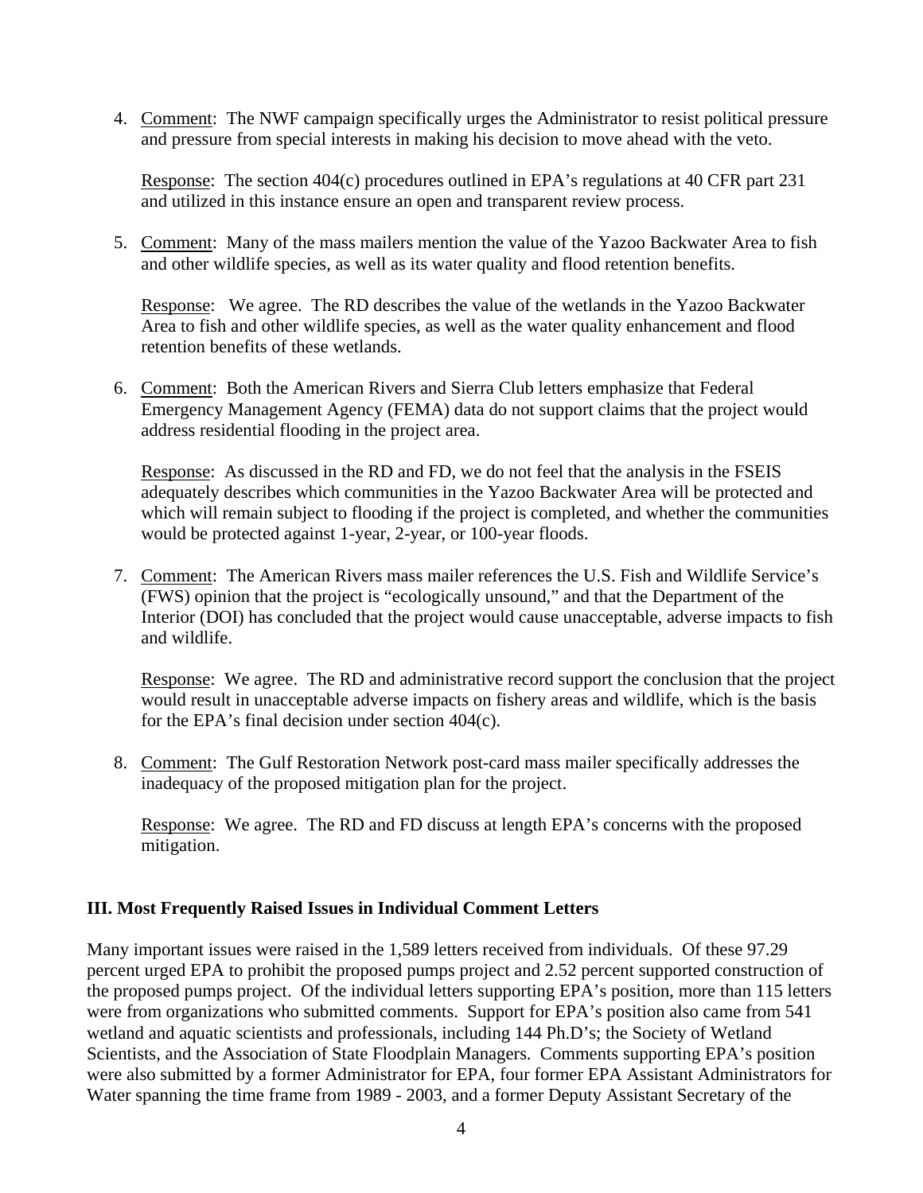4. Comment: The NWF campaign specifically urges the Administrator to resist political pressure and pressure from special interests in making his decision to move ahead with the veto.

   Response: The section 404(c) procedures outlined in EPA's regulations at 40 CFR part 231 and utilized in this instance ensure an open and transparent review process.

5. Comment: Many of the mass mailers mention the value of the Yazoo Backwater Area to fish and other wildlife species, as well as its water quality and flood retention benefits.

   Response: We agree. The RD describes the value of the wetlands in the Yazoo Backwater Area to fish and other wildlife species, as well as the water quality enhancement and flood retention benefits of these wetlands.

6. Comment: Both the American Rivers and Sierra Club letters emphasize that Federal Emergency Management Agency (FEMA) data do not support claims that the project would address residential flooding in the project area.

   Response: As discussed in the RD and FD, we do not feel that the analysis in the FSEIS adequately describes which communities in the Yazoo Backwater Area will be protected and which will remain subject to flooding if the project is completed, and whether the communities would be protected against 1-year, 2-year, or 100-year floods.

7. Comment: The American Rivers mass mailer references the U.S. Fish and Wildlife Service's (FWS) opinion that the project is "ecologically unsound," and that the Department of the Interior (DOI) has concluded that the project would cause unacceptable, adverse impacts to fish and wildlife.

   Response: We agree. The RD and administrative record support the conclusion that the project would result in unacceptable adverse impacts on fishery areas and wildlife, which is the basis for the EPA's final decision under section 404(c).

8. Comment: The Gulf Restoration Network post-card mass mailer specifically addresses the inadequacy of the proposed mitigation plan for the project.

   Response: We agree. The RD and FD discuss at length EPA's concerns with the proposed mitigation.

### III. Most Frequently Raised Issues in Individual Comment Letters

Many important issues were raised in the 1,589 letters received from individuals. Of these 97.29 percent urged EPA to prohibit the proposed pumps project and 2.52 percent supported construction of the proposed pumps project. Of the individual letters supporting EPA's position, more than 115 letters were from organizations who submitted comments. Support for EPA's position also came from 541 wetland and aquatic scientists and professionals, including 144 Ph.D's; the Society of Wetland Scientists, and the Association of State Floodplain Managers. Comments supporting EPA's position were also submitted by a former Administrator for EPA, four former EPA Assistant Administrators for Water spanning the time frame from 1989 - 2003, and a former Deputy Assistant Secretary of the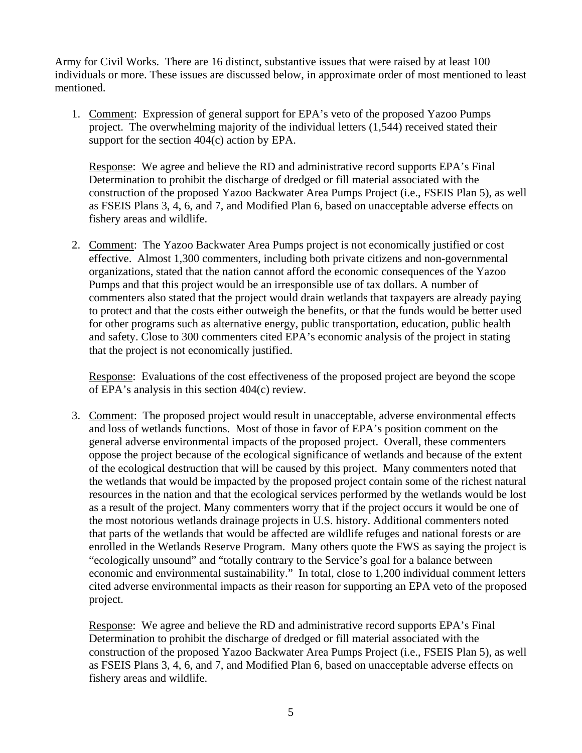Army for Civil Works. There are 16 distinct, substantive issues that were raised by at least 100 individuals or more. These issues are discussed below, in approximate order of most mentioned to least mentioned.

1. Comment: Expression of general support for EPA's veto of the proposed Yazoo Pumps project. The overwhelming majority of the individual letters (1,544) received stated their support for the section 404(c) action by EPA.

   Response: We agree and believe the RD and administrative record supports EPA's Final Determination to prohibit the discharge of dredged or fill material associated with the construction of the proposed Yazoo Backwater Area Pumps Project (i.e., FSEIS Plan 5), as well as FSEIS Plans 3, 4, 6, and 7, and Modified Plan 6, based on unacceptable adverse effects on fishery areas and wildlife.

2. Comment: The Yazoo Backwater Area Pumps project is not economically justified or cost effective. Almost 1,300 commenters, including both private citizens and non-governmental organizations, stated that the nation cannot afford the economic consequences of the Yazoo Pumps and that this project would be an irresponsible use of tax dollars. A number of commenters also stated that the project would drain wetlands that taxpayers are already paying to protect and that the costs either outweigh the benefits, or that the funds would be better used for other programs such as alternative energy, public transportation, education, public health and safety. Close to 300 commenters cited EPA's economic analysis of the project in stating that the project is not economically justified.

   Response: Evaluations of the cost effectiveness of the proposed project are beyond the scope of EPA's analysis in this section 404(c) review.

3. Comment: The proposed project would result in unacceptable, adverse environmental effects and loss of wetlands functions. Most of those in favor of EPA's position comment on the general adverse environmental impacts of the proposed project. Overall, these commenters oppose the project because of the ecological significance of wetlands and because of the extent of the ecological destruction that will be caused by this project. Many commenters noted that the wetlands that would be impacted by the proposed project contain some of the richest natural resources in the nation and that the ecological services performed by the wetlands would be lost as a result of the project. Many commenters worry that if the project occurs it would be one of the most notorious wetlands drainage projects in U.S. history. Additional commenters noted that parts of the wetlands that would be affected are wildlife refuges and national forests or are enrolled in the Wetlands Reserve Program. Many others quote the FWS as saying the project is "ecologically unsound" and "totally contrary to the Service's goal for a balance between economic and environmental sustainability." In total, close to 1,200 individual comment letters cited adverse environmental impacts as their reason for supporting an EPA veto of the proposed project.

   Response: We agree and believe the RD and administrative record supports EPA's Final Determination to prohibit the discharge of dredged or fill material associated with the construction of the proposed Yazoo Backwater Area Pumps Project (i.e., FSEIS Plan 5), as well as FSEIS Plans 3, 4, 6, and 7, and Modified Plan 6, based on unacceptable adverse effects on fishery areas and wildlife.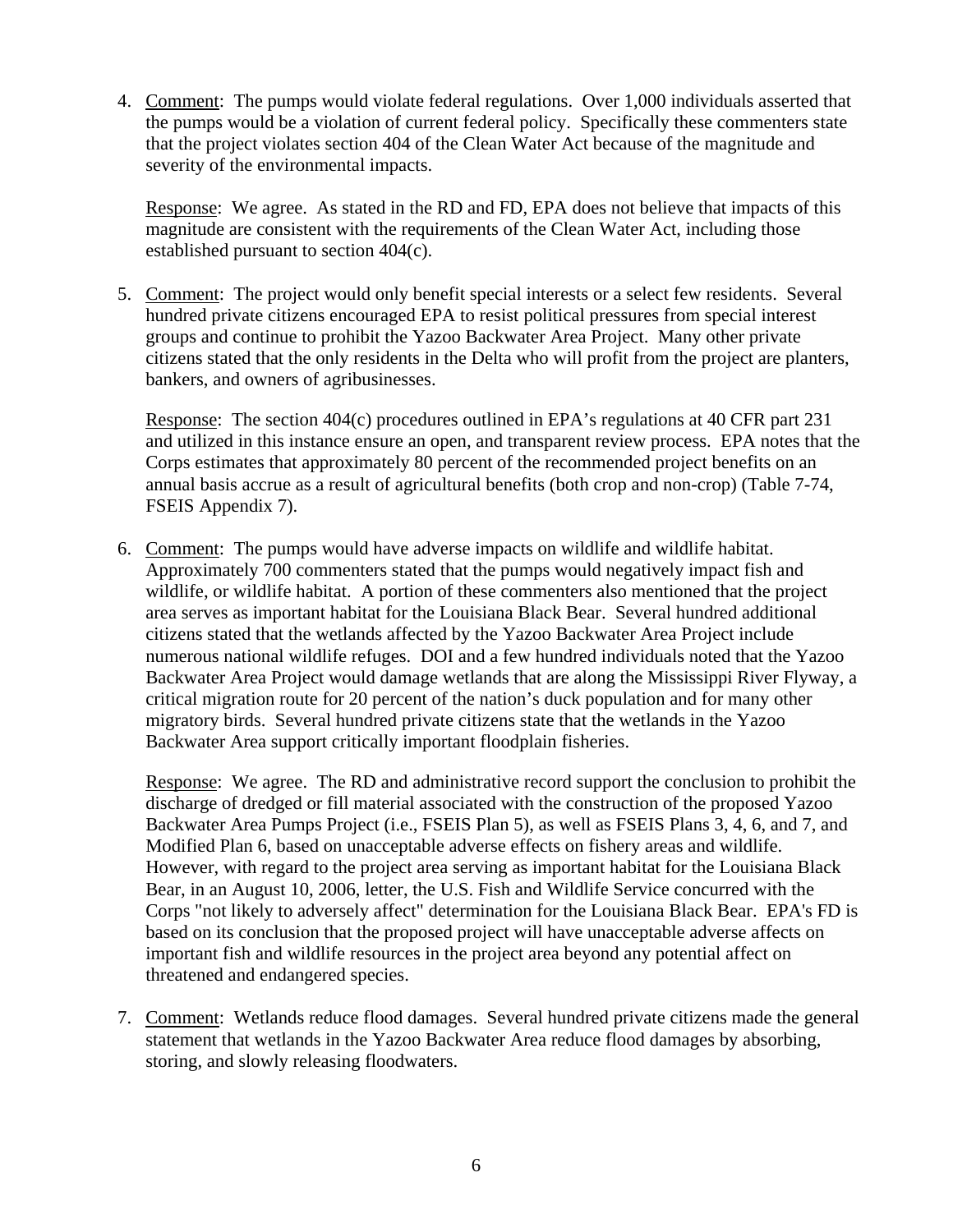4. Comment: The pumps would violate federal regulations. Over 1,000 individuals asserted that the pumps would be a violation of current federal policy. Specifically these commenters state that the project violates section 404 of the Clean Water Act because of the magnitude and severity of the environmental impacts.

   Response: We agree. As stated in the RD and FD, EPA does not believe that impacts of this magnitude are consistent with the requirements of the Clean Water Act, including those established pursuant to section 404(c).

5. Comment: The project would only benefit special interests or a select few residents. Several hundred private citizens encouraged EPA to resist political pressures from special interest groups and continue to prohibit the Yazoo Backwater Area Project. Many other private citizens stated that the only residents in the Delta who will profit from the project are planters, bankers, and owners of agribusinesses.

   Response: The section 404(c) procedures outlined in EPA's regulations at 40 CFR part 231 and utilized in this instance ensure an open, and transparent review process. EPA notes that the Corps estimates that approximately 80 percent of the recommended project benefits on an annual basis accrue as a result of agricultural benefits (both crop and non-crop) (Table 7-74, FSEIS Appendix 7).

6. Comment: The pumps would have adverse impacts on wildlife and wildlife habitat. Approximately 700 commenters stated that the pumps would negatively impact fish and wildlife, or wildlife habitat. A portion of these commenters also mentioned that the project area serves as important habitat for the Louisiana Black Bear. Several hundred additional citizens stated that the wetlands affected by the Yazoo Backwater Area Project include numerous national wildlife refuges. DOI and a few hundred individuals noted that the Yazoo Backwater Area Project would damage wetlands that are along the Mississippi River Flyway, a critical migration route for 20 percent of the nation's duck population and for many other migratory birds. Several hundred private citizens state that the wetlands in the Yazoo Backwater Area support critically important floodplain fisheries.

   Response: We agree. The RD and administrative record support the conclusion to prohibit the discharge of dredged or fill material associated with the construction of the proposed Yazoo Backwater Area Pumps Project (i.e., FSEIS Plan 5), as well as FSEIS Plans 3, 4, 6, and 7, and Modified Plan 6, based on unacceptable adverse effects on fishery areas and wildlife. However, with regard to the project area serving as important habitat for the Louisiana Black Bear, in an August 10, 2006, letter, the U.S. Fish and Wildlife Service concurred with the Corps "not likely to adversely affect" determination for the Louisiana Black Bear. EPA's FD is based on its conclusion that the proposed project will have unacceptable adverse affects on important fish and wildlife resources in the project area beyond any potential affect on threatened and endangered species.

7. Comment: Wetlands reduce flood damages. Several hundred private citizens made the general statement that wetlands in the Yazoo Backwater Area reduce flood damages by absorbing, storing, and slowly releasing floodwaters.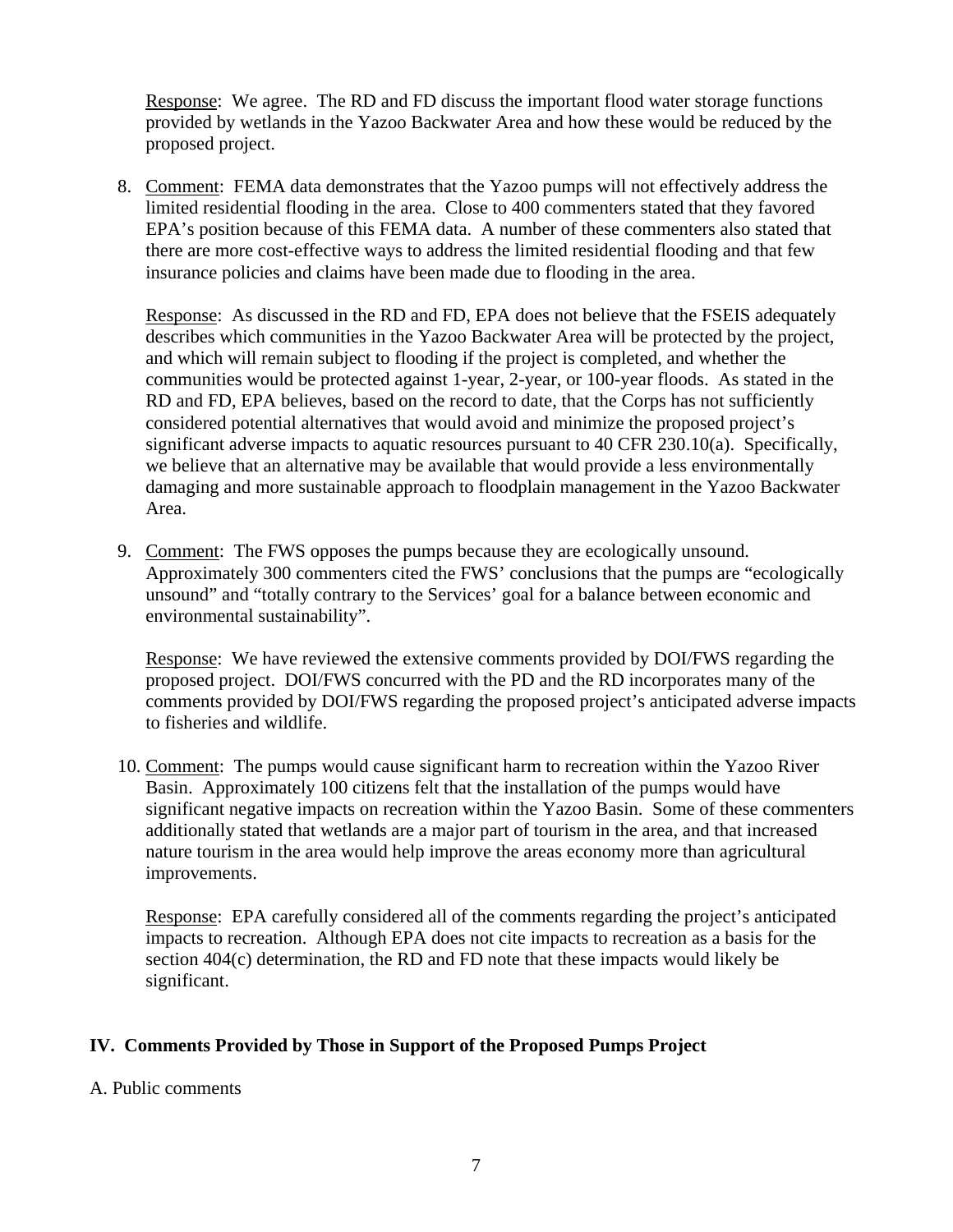Response: We agree. The RD and FD discuss the important flood water storage functions provided by wetlands in the Yazoo Backwater Area and how these would be reduced by the proposed project.

8. Comment: FEMA data demonstrates that the Yazoo pumps will not effectively address the limited residential flooding in the area. Close to 400 commenters stated that they favored EPA's position because of this FEMA data. A number of these commenters also stated that there are more cost-effective ways to address the limited residential flooding and that few insurance policies and claims have been made due to flooding in the area.

   Response: As discussed in the RD and FD, EPA does not believe that the FSEIS adequately describes which communities in the Yazoo Backwater Area will be protected by the project, and which will remain subject to flooding if the project is completed, and whether the communities would be protected against 1-year, 2-year, or 100-year floods. As stated in the RD and FD, EPA believes, based on the record to date, that the Corps has not sufficiently considered potential alternatives that would avoid and minimize the proposed project's significant adverse impacts to aquatic resources pursuant to 40 CFR 230.10(a). Specifically, we believe that an alternative may be available that would provide a less environmentally damaging and more sustainable approach to floodplain management in the Yazoo Backwater Area.

9. Comment: The FWS opposes the pumps because they are ecologically unsound. Approximately 300 commenters cited the FWS' conclusions that the pumps are "ecologically unsound" and "totally contrary to the Services' goal for a balance between economic and environmental sustainability".

   Response: We have reviewed the extensive comments provided by DOI/FWS regarding the proposed project. DOI/FWS concurred with the PD and the RD incorporates many of the comments provided by DOI/FWS regarding the proposed project's anticipated adverse impacts to fisheries and wildlife.

10. Comment: The pumps would cause significant harm to recreation within the Yazoo River Basin. Approximately 100 citizens felt that the installation of the pumps would have significant negative impacts on recreation within the Yazoo Basin. Some of these commenters additionally stated that wetlands are a major part of tourism in the area, and that increased nature tourism in the area would help improve the areas economy more than agricultural improvements.

    Response: EPA carefully considered all of the comments regarding the project's anticipated impacts to recreation. Although EPA does not cite impacts to recreation as a basis for the section 404(c) determination, the RD and FD note that these impacts would likely be significant.

## IV. Comments Provided by Those in Support of the Proposed Pumps Project

A. Public comments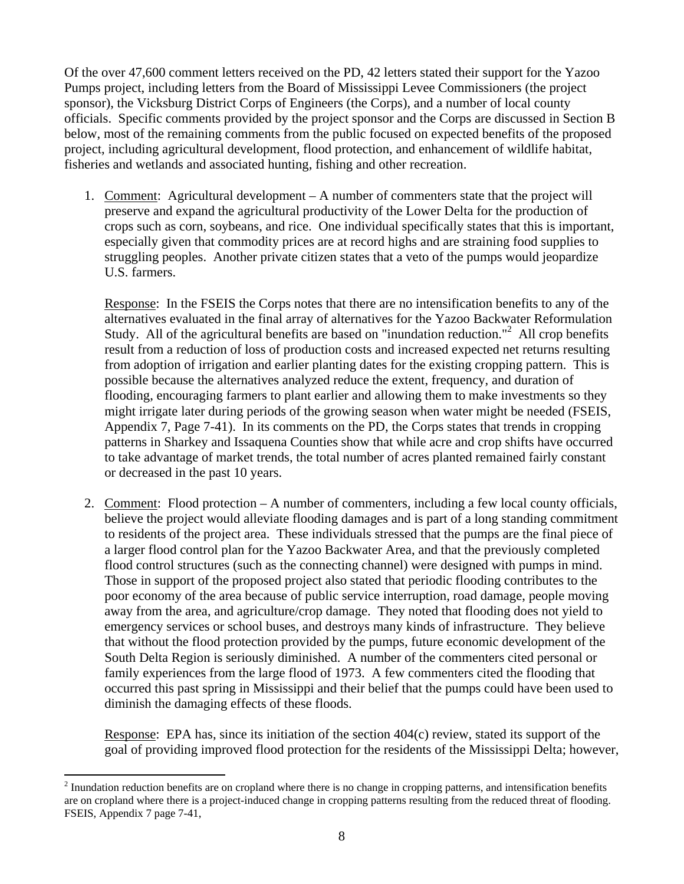Of the over 47,600 comment letters received on the PD, 42 letters stated their support for the Yazoo Pumps project, including letters from the Board of Mississippi Levee Commissioners (the project sponsor), the Vicksburg District Corps of Engineers (the Corps), and a number of local county officials. Specific comments provided by the project sponsor and the Corps are discussed in Section B below, most of the remaining comments from the public focused on expected benefits of the proposed project, including agricultural development, flood protection, and enhancement of wildlife habitat, fisheries and wetlands and associated hunting, fishing and other recreation.

1. Comment: Agricultural development – A number of commenters state that the project will preserve and expand the agricultural productivity of the Lower Delta for the production of crops such as corn, soybeans, and rice. One individual specifically states that this is important, especially given that commodity prices are at record highs and are straining food supplies to struggling peoples. Another private citizen states that a veto of the pumps would jeopardize U.S. farmers.

   Response: In the FSEIS the Corps notes that there are no intensification benefits to any of the alternatives evaluated in the final array of alternatives for the Yazoo Backwater Reformulation Study. All of the agricultural benefits are based on "inundation reduction."[2] All crop benefits result from a reduction of loss of production costs and increased expected net returns resulting from adoption of irrigation and earlier planting dates for the existing cropping pattern. This is possible because the alternatives analyzed reduce the extent, frequency, and duration of flooding, encouraging farmers to plant earlier and allowing them to make investments so they might irrigate later during periods of the growing season when water might be needed (FSEIS, Appendix 7, Page 7-41). In its comments on the PD, the Corps states that trends in cropping patterns in Sharkey and Issaquena Counties show that while acre and crop shifts have occurred to take advantage of market trends, the total number of acres planted remained fairly constant or decreased in the past 10 years.

2. Comment: Flood protection – A number of commenters, including a few local county officials, believe the project would alleviate flooding damages and is part of a long standing commitment to residents of the project area. These individuals stressed that the pumps are the final piece of a larger flood control plan for the Yazoo Backwater Area, and that the previously completed flood control structures (such as the connecting channel) were designed with pumps in mind. Those in support of the proposed project also stated that periodic flooding contributes to the poor economy of the area because of public service interruption, road damage, people moving away from the area, and agriculture/crop damage. They noted that flooding does not yield to emergency services or school buses, and destroys many kinds of infrastructure. They believe that without the flood protection provided by the pumps, future economic development of the South Delta Region is seriously diminished. A number of the commenters cited personal or family experiences from the large flood of 1973. A few commenters cited the flooding that occurred this past spring in Mississippi and their belief that the pumps could have been used to diminish the damaging effects of these floods.

   Response: EPA has, since its initiation of the section 404(c) review, stated its support of the goal of providing improved flood protection for the residents of the Mississippi Delta; however,

[2] Inundation reduction benefits are on cropland where there is no change in cropping patterns, and intensification benefits are on cropland where there is a project-induced change in cropping patterns resulting from the reduced threat of flooding. FSEIS, Appendix 7 page 7-41,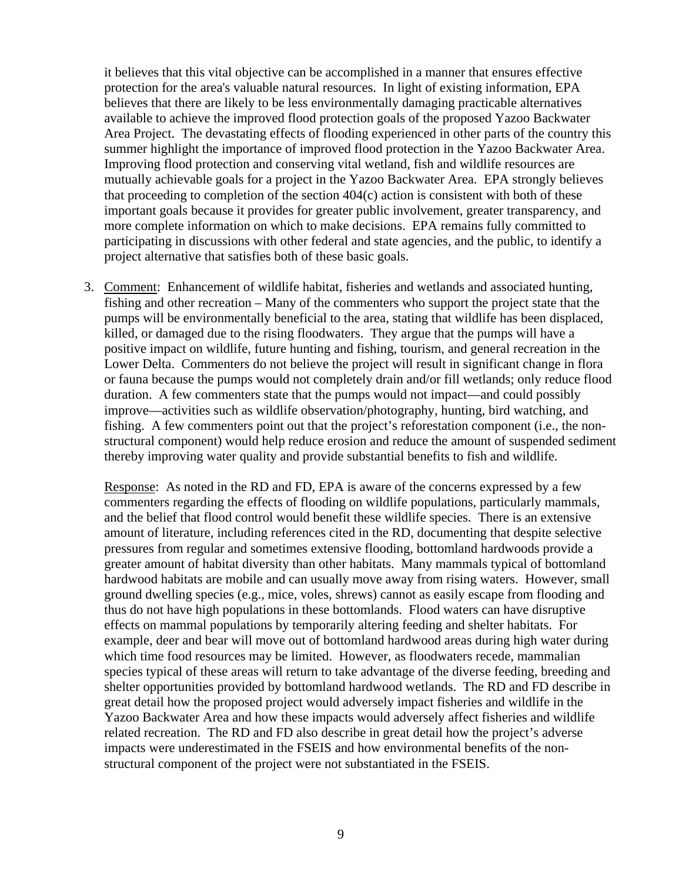it believes that this vital objective can be accomplished in a manner that ensures effective protection for the area's valuable natural resources. In light of existing information, EPA believes that there are likely to be less environmentally damaging practicable alternatives available to achieve the improved flood protection goals of the proposed Yazoo Backwater Area Project. The devastating effects of flooding experienced in other parts of the country this summer highlight the importance of improved flood protection in the Yazoo Backwater Area. Improving flood protection and conserving vital wetland, fish and wildlife resources are mutually achievable goals for a project in the Yazoo Backwater Area. EPA strongly believes that proceeding to completion of the section 404(c) action is consistent with both of these important goals because it provides for greater public involvement, greater transparency, and more complete information on which to make decisions. EPA remains fully committed to participating in discussions with other federal and state agencies, and the public, to identify a project alternative that satisfies both of these basic goals.

3. Comment: Enhancement of wildlife habitat, fisheries and wetlands and associated hunting, fishing and other recreation – Many of the commenters who support the project state that the pumps will be environmentally beneficial to the area, stating that wildlife has been displaced, killed, or damaged due to the rising floodwaters. They argue that the pumps will have a positive impact on wildlife, future hunting and fishing, tourism, and general recreation in the Lower Delta. Commenters do not believe the project will result in significant change in flora or fauna because the pumps would not completely drain and/or fill wetlands; only reduce flood duration. A few commenters state that the pumps would not impact—and could possibly improve—activities such as wildlife observation/photography, hunting, bird watching, and fishing. A few commenters point out that the project's reforestation component (i.e., the non-structural component) would help reduce erosion and reduce the amount of suspended sediment thereby improving water quality and provide substantial benefits to fish and wildlife.

   Response: As noted in the RD and FD, EPA is aware of the concerns expressed by a few commenters regarding the effects of flooding on wildlife populations, particularly mammals, and the belief that flood control would benefit these wildlife species. There is an extensive amount of literature, including references cited in the RD, documenting that despite selective pressures from regular and sometimes extensive flooding, bottomland hardwoods provide a greater amount of habitat diversity than other habitats. Many mammals typical of bottomland hardwood habitats are mobile and can usually move away from rising waters. However, small ground dwelling species (e.g., mice, voles, shrews) cannot as easily escape from flooding and thus do not have high populations in these bottomlands. Flood waters can have disruptive effects on mammal populations by temporarily altering feeding and shelter habitats. For example, deer and bear will move out of bottomland hardwood areas during high water during which time food resources may be limited. However, as floodwaters recede, mammalian species typical of these areas will return to take advantage of the diverse feeding, breeding and shelter opportunities provided by bottomland hardwood wetlands. The RD and FD describe in great detail how the proposed project would adversely impact fisheries and wildlife in the Yazoo Backwater Area and how these impacts would adversely affect fisheries and wildlife related recreation. The RD and FD also describe in great detail how the project's adverse impacts were underestimated in the FSEIS and how environmental benefits of the non-structural component of the project were not substantiated in the FSEIS.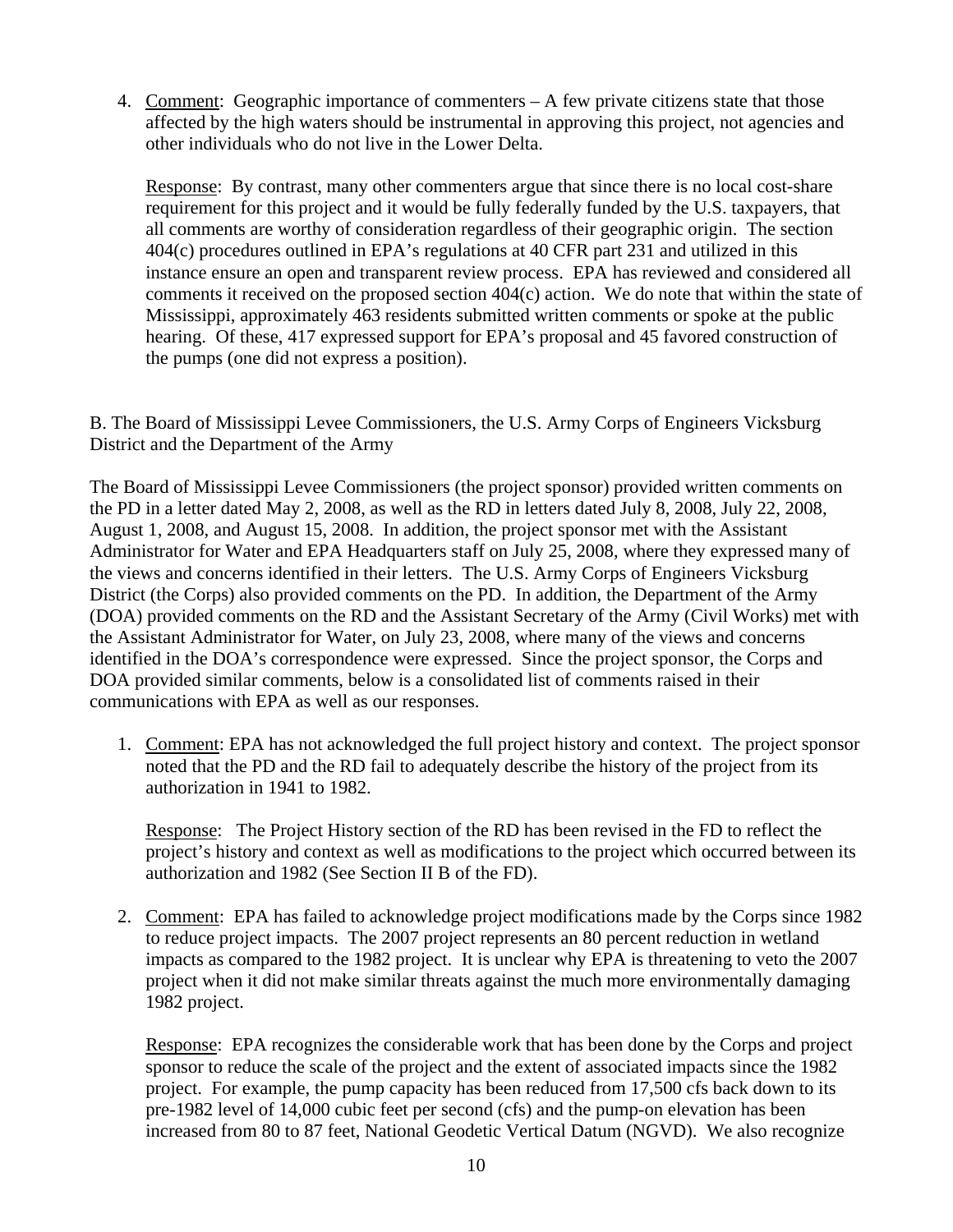4. Comment: Geographic importance of commenters – A few private citizens state that those affected by the high waters should be instrumental in approving this project, not agencies and other individuals who do not live in the Lower Delta.

   Response: By contrast, many other commenters argue that since there is no local cost-share requirement for this project and it would be fully federally funded by the U.S. taxpayers, that all comments are worthy of consideration regardless of their geographic origin. The section 404(c) procedures outlined in EPA's regulations at 40 CFR part 231 and utilized in this instance ensure an open and transparent review process. EPA has reviewed and considered all comments it received on the proposed section 404(c) action. We do note that within the state of Mississippi, approximately 463 residents submitted written comments or spoke at the public hearing. Of these, 417 expressed support for EPA's proposal and 45 favored construction of the pumps (one did not express a position).

B. The Board of Mississippi Levee Commissioners, the U.S. Army Corps of Engineers Vicksburg District and the Department of the Army

The Board of Mississippi Levee Commissioners (the project sponsor) provided written comments on the PD in a letter dated May 2, 2008, as well as the RD in letters dated July 8, 2008, July 22, 2008, August 1, 2008, and August 15, 2008. In addition, the project sponsor met with the Assistant Administrator for Water and EPA Headquarters staff on July 25, 2008, where they expressed many of the views and concerns identified in their letters. The U.S. Army Corps of Engineers Vicksburg District (the Corps) also provided comments on the PD. In addition, the Department of the Army (DOA) provided comments on the RD and the Assistant Secretary of the Army (Civil Works) met with the Assistant Administrator for Water, on July 23, 2008, where many of the views and concerns identified in the DOA's correspondence were expressed. Since the project sponsor, the Corps and DOA provided similar comments, below is a consolidated list of comments raised in their communications with EPA as well as our responses.

1. Comment: EPA has not acknowledged the full project history and context. The project sponsor noted that the PD and the RD fail to adequately describe the history of the project from its authorization in 1941 to 1982.

   Response: The Project History section of the RD has been revised in the FD to reflect the project's history and context as well as modifications to the project which occurred between its authorization and 1982 (See Section II B of the FD).

2. Comment: EPA has failed to acknowledge project modifications made by the Corps since 1982 to reduce project impacts. The 2007 project represents an 80 percent reduction in wetland impacts as compared to the 1982 project. It is unclear why EPA is threatening to veto the 2007 project when it did not make similar threats against the much more environmentally damaging 1982 project.

   Response: EPA recognizes the considerable work that has been done by the Corps and project sponsor to reduce the scale of the project and the extent of associated impacts since the 1982 project. For example, the pump capacity has been reduced from 17,500 cfs back down to its pre-1982 level of 14,000 cubic feet per second (cfs) and the pump-on elevation has been increased from 80 to 87 feet, National Geodetic Vertical Datum (NGVD). We also recognize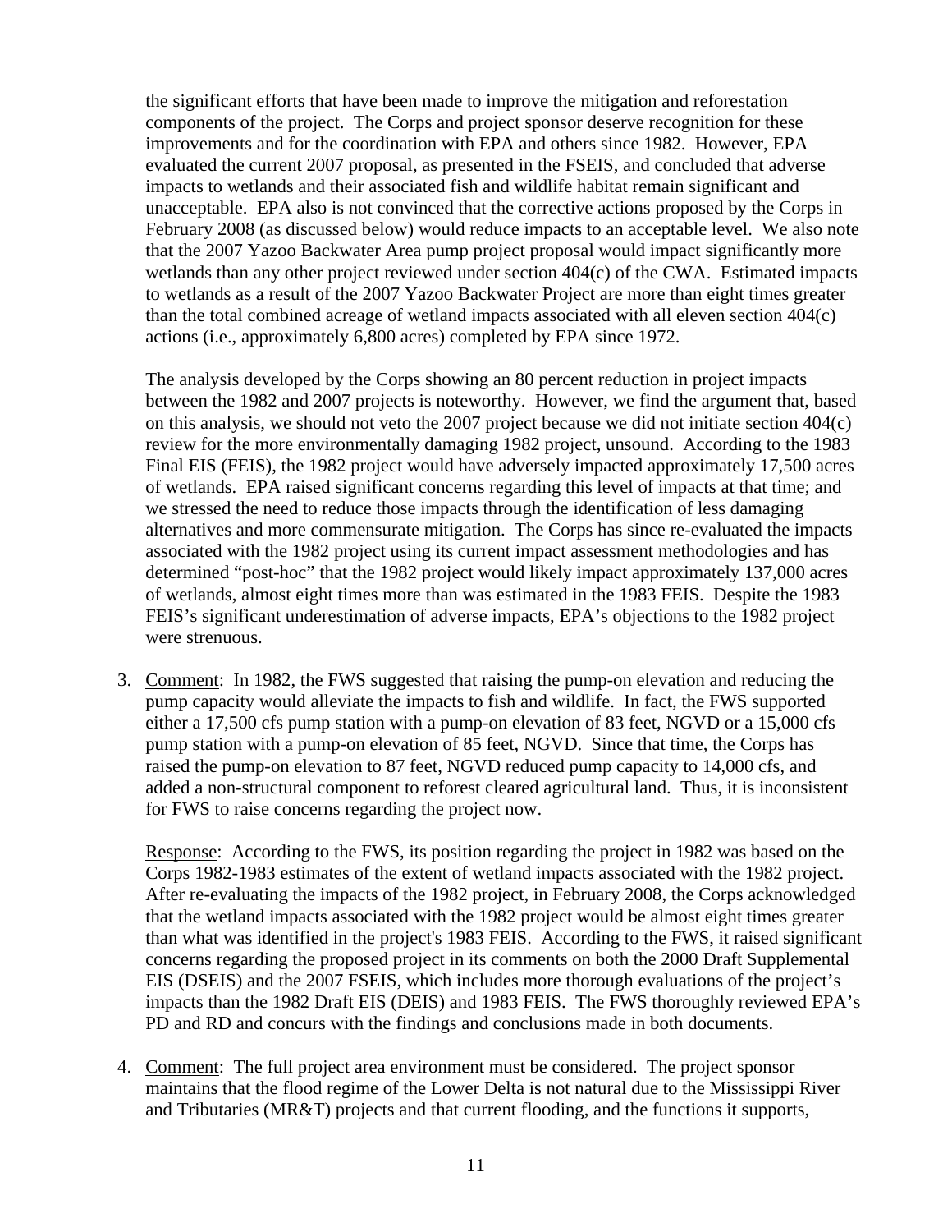the significant efforts that have been made to improve the mitigation and reforestation components of the project. The Corps and project sponsor deserve recognition for these improvements and for the coordination with EPA and others since 1982. However, EPA evaluated the current 2007 proposal, as presented in the FSEIS, and concluded that adverse impacts to wetlands and their associated fish and wildlife habitat remain significant and unacceptable. EPA also is not convinced that the corrective actions proposed by the Corps in February 2008 (as discussed below) would reduce impacts to an acceptable level. We also note that the 2007 Yazoo Backwater Area pump project proposal would impact significantly more wetlands than any other project reviewed under section 404(c) of the CWA. Estimated impacts to wetlands as a result of the 2007 Yazoo Backwater Project are more than eight times greater than the total combined acreage of wetland impacts associated with all eleven section 404(c) actions (i.e., approximately 6,800 acres) completed by EPA since 1972.

The analysis developed by the Corps showing an 80 percent reduction in project impacts between the 1982 and 2007 projects is noteworthy. However, we find the argument that, based on this analysis, we should not veto the 2007 project because we did not initiate section 404(c) review for the more environmentally damaging 1982 project, unsound. According to the 1983 Final EIS (FEIS), the 1982 project would have adversely impacted approximately 17,500 acres of wetlands. EPA raised significant concerns regarding this level of impacts at that time; and we stressed the need to reduce those impacts through the identification of less damaging alternatives and more commensurate mitigation. The Corps has since re-evaluated the impacts associated with the 1982 project using its current impact assessment methodologies and has determined "post-hoc" that the 1982 project would likely impact approximately 137,000 acres of wetlands, almost eight times more than was estimated in the 1983 FEIS. Despite the 1983 FEIS's significant underestimation of adverse impacts, EPA's objections to the 1982 project were strenuous.

3. Comment: In 1982, the FWS suggested that raising the pump-on elevation and reducing the pump capacity would alleviate the impacts to fish and wildlife. In fact, the FWS supported either a 17,500 cfs pump station with a pump-on elevation of 83 feet, NGVD or a 15,000 cfs pump station with a pump-on elevation of 85 feet, NGVD. Since that time, the Corps has raised the pump-on elevation to 87 feet, NGVD reduced pump capacity to 14,000 cfs, and added a non-structural component to reforest cleared agricultural land. Thus, it is inconsistent for FWS to raise concerns regarding the project now.

   Response: According to the FWS, its position regarding the project in 1982 was based on the Corps 1982-1983 estimates of the extent of wetland impacts associated with the 1982 project. After re-evaluating the impacts of the 1982 project, in February 2008, the Corps acknowledged that the wetland impacts associated with the 1982 project would be almost eight times greater than what was identified in the project's 1983 FEIS. According to the FWS, it raised significant concerns regarding the proposed project in its comments on both the 2000 Draft Supplemental EIS (DSEIS) and the 2007 FSEIS, which includes more thorough evaluations of the project's impacts than the 1982 Draft EIS (DEIS) and 1983 FEIS. The FWS thoroughly reviewed EPA's PD and RD and concurs with the findings and conclusions made in both documents.

4. Comment: The full project area environment must be considered. The project sponsor maintains that the flood regime of the Lower Delta is not natural due to the Mississippi River and Tributaries (MR&T) projects and that current flooding, and the functions it supports,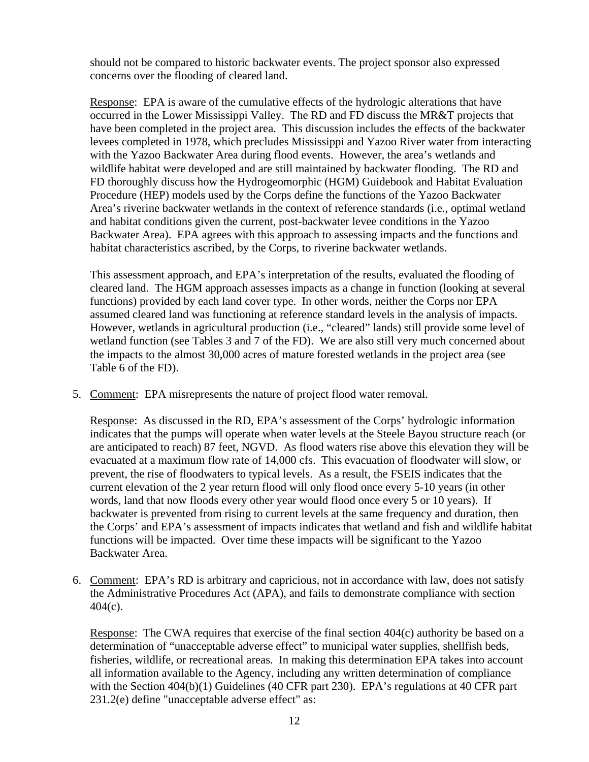should not be compared to historic backwater events. The project sponsor also expressed concerns over the flooding of cleared land.

Response: EPA is aware of the cumulative effects of the hydrologic alterations that have occurred in the Lower Mississippi Valley. The RD and FD discuss the MR&T projects that have been completed in the project area. This discussion includes the effects of the backwater levees completed in 1978, which precludes Mississippi and Yazoo River water from interacting with the Yazoo Backwater Area during flood events. However, the area's wetlands and wildlife habitat were developed and are still maintained by backwater flooding. The RD and FD thoroughly discuss how the Hydrogeomorphic (HGM) Guidebook and Habitat Evaluation Procedure (HEP) models used by the Corps define the functions of the Yazoo Backwater Area's riverine backwater wetlands in the context of reference standards (i.e., optimal wetland and habitat conditions given the current, post-backwater levee conditions in the Yazoo Backwater Area). EPA agrees with this approach to assessing impacts and the functions and habitat characteristics ascribed, by the Corps, to riverine backwater wetlands.

This assessment approach, and EPA's interpretation of the results, evaluated the flooding of cleared land. The HGM approach assesses impacts as a change in function (looking at several functions) provided by each land cover type. In other words, neither the Corps nor EPA assumed cleared land was functioning at reference standard levels in the analysis of impacts. However, wetlands in agricultural production (i.e., "cleared" lands) still provide some level of wetland function (see Tables 3 and 7 of the FD). We are also still very much concerned about the impacts to the almost 30,000 acres of mature forested wetlands in the project area (see Table 6 of the FD).

5. Comment: EPA misrepresents the nature of project flood water removal.

   Response: As discussed in the RD, EPA's assessment of the Corps' hydrologic information indicates that the pumps will operate when water levels at the Steele Bayou structure reach (or are anticipated to reach) 87 feet, NGVD. As flood waters rise above this elevation they will be evacuated at a maximum flow rate of 14,000 cfs. This evacuation of floodwater will slow, or prevent, the rise of floodwaters to typical levels. As a result, the FSEIS indicates that the current elevation of the 2 year return flood will only flood once every 5-10 years (in other words, land that now floods every other year would flood once every 5 or 10 years). If backwater is prevented from rising to current levels at the same frequency and duration, then the Corps' and EPA's assessment of impacts indicates that wetland and fish and wildlife habitat functions will be impacted. Over time these impacts will be significant to the Yazoo Backwater Area.

6. Comment: EPA's RD is arbitrary and capricious, not in accordance with law, does not satisfy the Administrative Procedures Act (APA), and fails to demonstrate compliance with section 404(c).

   Response: The CWA requires that exercise of the final section 404(c) authority be based on a determination of "unacceptable adverse effect" to municipal water supplies, shellfish beds, fisheries, wildlife, or recreational areas. In making this determination EPA takes into account all information available to the Agency, including any written determination of compliance with the Section 404(b)(1) Guidelines (40 CFR part 230). EPA's regulations at 40 CFR part 231.2(e) define "unacceptable adverse effect" as: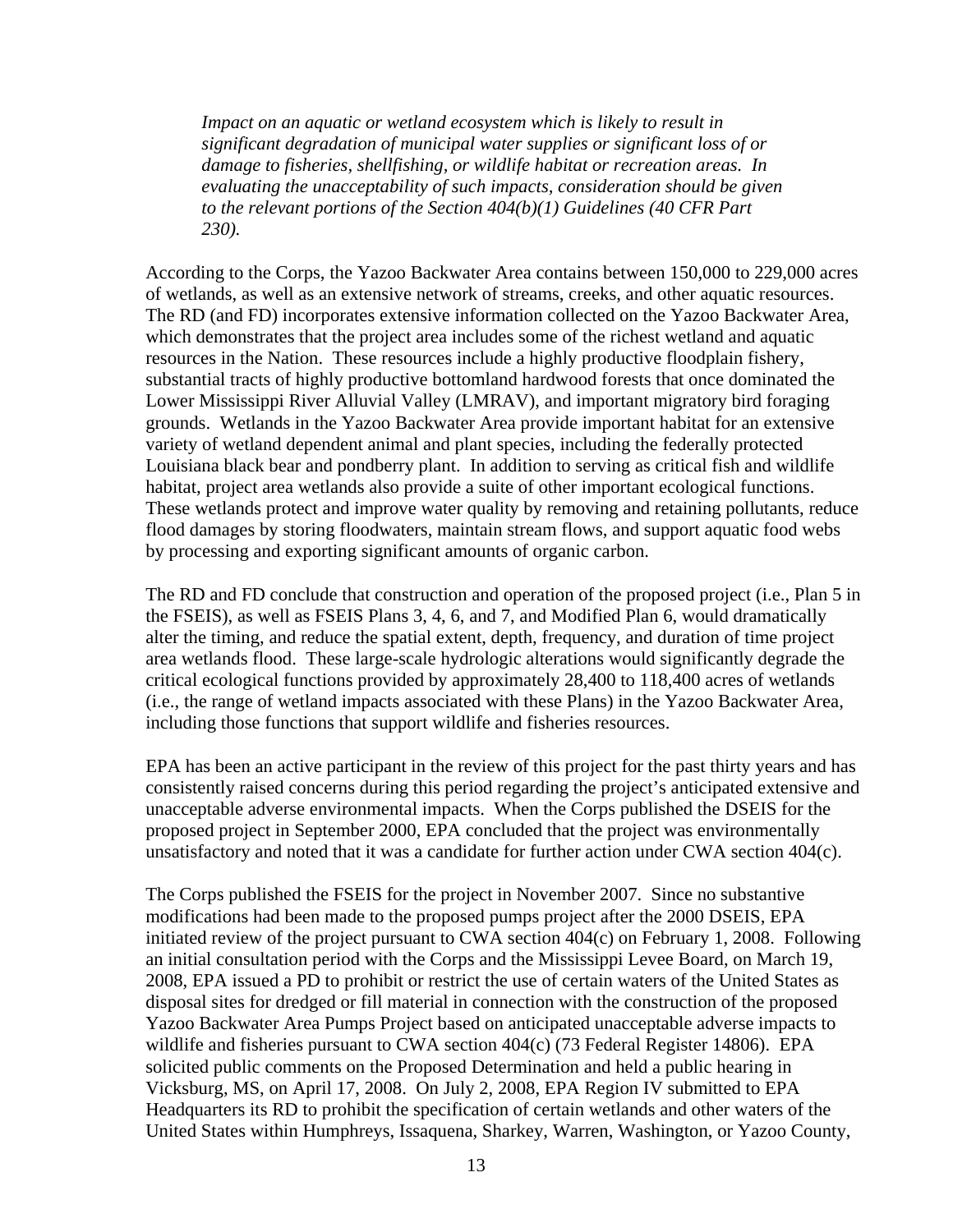> *Impact on an aquatic or wetland ecosystem which is likely to result in significant degradation of municipal water supplies or significant loss of or damage to fisheries, shellfishing, or wildlife habitat or recreation areas. In evaluating the unacceptability of such impacts, consideration should be given to the relevant portions of the Section 404(b)(1) Guidelines (40 CFR Part 230).*

According to the Corps, the Yazoo Backwater Area contains between 150,000 to 229,000 acres of wetlands, as well as an extensive network of streams, creeks, and other aquatic resources. The RD (and FD) incorporates extensive information collected on the Yazoo Backwater Area, which demonstrates that the project area includes some of the richest wetland and aquatic resources in the Nation. These resources include a highly productive floodplain fishery, substantial tracts of highly productive bottomland hardwood forests that once dominated the Lower Mississippi River Alluvial Valley (LMRAV), and important migratory bird foraging grounds. Wetlands in the Yazoo Backwater Area provide important habitat for an extensive variety of wetland dependent animal and plant species, including the federally protected Louisiana black bear and pondberry plant. In addition to serving as critical fish and wildlife habitat, project area wetlands also provide a suite of other important ecological functions. These wetlands protect and improve water quality by removing and retaining pollutants, reduce flood damages by storing floodwaters, maintain stream flows, and support aquatic food webs by processing and exporting significant amounts of organic carbon.

The RD and FD conclude that construction and operation of the proposed project (i.e., Plan 5 in the FSEIS), as well as FSEIS Plans 3, 4, 6, and 7, and Modified Plan 6, would dramatically alter the timing, and reduce the spatial extent, depth, frequency, and duration of time project area wetlands flood. These large-scale hydrologic alterations would significantly degrade the critical ecological functions provided by approximately 28,400 to 118,400 acres of wetlands (i.e., the range of wetland impacts associated with these Plans) in the Yazoo Backwater Area, including those functions that support wildlife and fisheries resources.

EPA has been an active participant in the review of this project for the past thirty years and has consistently raised concerns during this period regarding the project's anticipated extensive and unacceptable adverse environmental impacts. When the Corps published the DSEIS for the proposed project in September 2000, EPA concluded that the project was environmentally unsatisfactory and noted that it was a candidate for further action under CWA section 404(c).

The Corps published the FSEIS for the project in November 2007. Since no substantive modifications had been made to the proposed pumps project after the 2000 DSEIS, EPA initiated review of the project pursuant to CWA section 404(c) on February 1, 2008. Following an initial consultation period with the Corps and the Mississippi Levee Board, on March 19, 2008, EPA issued a PD to prohibit or restrict the use of certain waters of the United States as disposal sites for dredged or fill material in connection with the construction of the proposed Yazoo Backwater Area Pumps Project based on anticipated unacceptable adverse impacts to wildlife and fisheries pursuant to CWA section 404(c) (73 Federal Register 14806). EPA solicited public comments on the Proposed Determination and held a public hearing in Vicksburg, MS, on April 17, 2008. On July 2, 2008, EPA Region IV submitted to EPA Headquarters its RD to prohibit the specification of certain wetlands and other waters of the United States within Humphreys, Issaquena, Sharkey, Warren, Washington, or Yazoo County,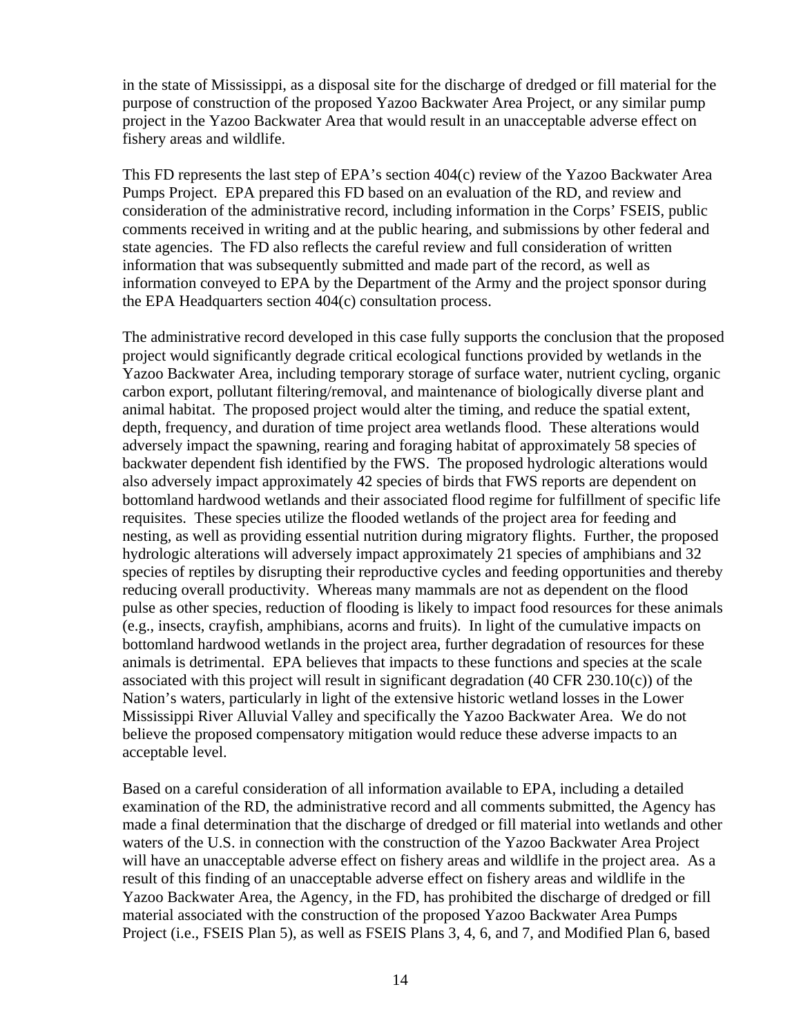in the state of Mississippi, as a disposal site for the discharge of dredged or fill material for the purpose of construction of the proposed Yazoo Backwater Area Project, or any similar pump project in the Yazoo Backwater Area that would result in an unacceptable adverse effect on fishery areas and wildlife.

This FD represents the last step of EPA's section 404(c) review of the Yazoo Backwater Area Pumps Project. EPA prepared this FD based on an evaluation of the RD, and review and consideration of the administrative record, including information in the Corps' FSEIS, public comments received in writing and at the public hearing, and submissions by other federal and state agencies. The FD also reflects the careful review and full consideration of written information that was subsequently submitted and made part of the record, as well as information conveyed to EPA by the Department of the Army and the project sponsor during the EPA Headquarters section 404(c) consultation process.

The administrative record developed in this case fully supports the conclusion that the proposed project would significantly degrade critical ecological functions provided by wetlands in the Yazoo Backwater Area, including temporary storage of surface water, nutrient cycling, organic carbon export, pollutant filtering/removal, and maintenance of biologically diverse plant and animal habitat. The proposed project would alter the timing, and reduce the spatial extent, depth, frequency, and duration of time project area wetlands flood. These alterations would adversely impact the spawning, rearing and foraging habitat of approximately 58 species of backwater dependent fish identified by the FWS. The proposed hydrologic alterations would also adversely impact approximately 42 species of birds that FWS reports are dependent on bottomland hardwood wetlands and their associated flood regime for fulfillment of specific life requisites. These species utilize the flooded wetlands of the project area for feeding and nesting, as well as providing essential nutrition during migratory flights. Further, the proposed hydrologic alterations will adversely impact approximately 21 species of amphibians and 32 species of reptiles by disrupting their reproductive cycles and feeding opportunities and thereby reducing overall productivity. Whereas many mammals are not as dependent on the flood pulse as other species, reduction of flooding is likely to impact food resources for these animals (e.g., insects, crayfish, amphibians, acorns and fruits). In light of the cumulative impacts on bottomland hardwood wetlands in the project area, further degradation of resources for these animals is detrimental. EPA believes that impacts to these functions and species at the scale associated with this project will result in significant degradation (40 CFR 230.10(c)) of the Nation's waters, particularly in light of the extensive historic wetland losses in the Lower Mississippi River Alluvial Valley and specifically the Yazoo Backwater Area. We do not believe the proposed compensatory mitigation would reduce these adverse impacts to an acceptable level.

Based on a careful consideration of all information available to EPA, including a detailed examination of the RD, the administrative record and all comments submitted, the Agency has made a final determination that the discharge of dredged or fill material into wetlands and other waters of the U.S. in connection with the construction of the Yazoo Backwater Area Project will have an unacceptable adverse effect on fishery areas and wildlife in the project area. As a result of this finding of an unacceptable adverse effect on fishery areas and wildlife in the Yazoo Backwater Area, the Agency, in the FD, has prohibited the discharge of dredged or fill material associated with the construction of the proposed Yazoo Backwater Area Pumps Project (i.e., FSEIS Plan 5), as well as FSEIS Plans 3, 4, 6, and 7, and Modified Plan 6, based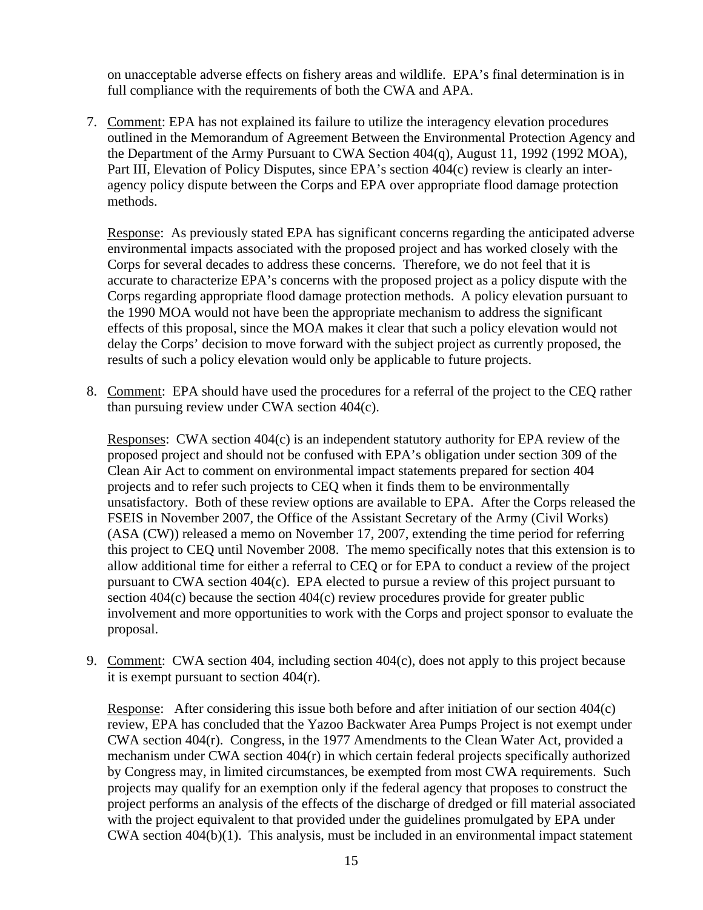on unacceptable adverse effects on fishery areas and wildlife. EPA's final determination is in full compliance with the requirements of both the CWA and APA.

7. Comment: EPA has not explained its failure to utilize the interagency elevation procedures outlined in the Memorandum of Agreement Between the Environmental Protection Agency and the Department of the Army Pursuant to CWA Section 404(q), August 11, 1992 (1992 MOA), Part III, Elevation of Policy Disputes, since EPA's section 404(c) review is clearly an inter-agency policy dispute between the Corps and EPA over appropriate flood damage protection methods.

   Response: As previously stated EPA has significant concerns regarding the anticipated adverse environmental impacts associated with the proposed project and has worked closely with the Corps for several decades to address these concerns. Therefore, we do not feel that it is accurate to characterize EPA's concerns with the proposed project as a policy dispute with the Corps regarding appropriate flood damage protection methods. A policy elevation pursuant to the 1990 MOA would not have been the appropriate mechanism to address the significant effects of this proposal, since the MOA makes it clear that such a policy elevation would not delay the Corps' decision to move forward with the subject project as currently proposed, the results of such a policy elevation would only be applicable to future projects.

8. Comment: EPA should have used the procedures for a referral of the project to the CEQ rather than pursuing review under CWA section 404(c).

   Responses: CWA section 404(c) is an independent statutory authority for EPA review of the proposed project and should not be confused with EPA's obligation under section 309 of the Clean Air Act to comment on environmental impact statements prepared for section 404 projects and to refer such projects to CEQ when it finds them to be environmentally unsatisfactory. Both of these review options are available to EPA. After the Corps released the FSEIS in November 2007, the Office of the Assistant Secretary of the Army (Civil Works) (ASA (CW)) released a memo on November 17, 2007, extending the time period for referring this project to CEQ until November 2008. The memo specifically notes that this extension is to allow additional time for either a referral to CEQ or for EPA to conduct a review of the project pursuant to CWA section 404(c). EPA elected to pursue a review of this project pursuant to section 404(c) because the section 404(c) review procedures provide for greater public involvement and more opportunities to work with the Corps and project sponsor to evaluate the proposal.

9. Comment: CWA section 404, including section 404(c), does not apply to this project because it is exempt pursuant to section 404(r).

   Response: After considering this issue both before and after initiation of our section 404(c) review, EPA has concluded that the Yazoo Backwater Area Pumps Project is not exempt under CWA section 404(r). Congress, in the 1977 Amendments to the Clean Water Act, provided a mechanism under CWA section 404(r) in which certain federal projects specifically authorized by Congress may, in limited circumstances, be exempted from most CWA requirements. Such projects may qualify for an exemption only if the federal agency that proposes to construct the project performs an analysis of the effects of the discharge of dredged or fill material associated with the project equivalent to that provided under the guidelines promulgated by EPA under CWA section 404(b)(1). This analysis, must be included in an environmental impact statement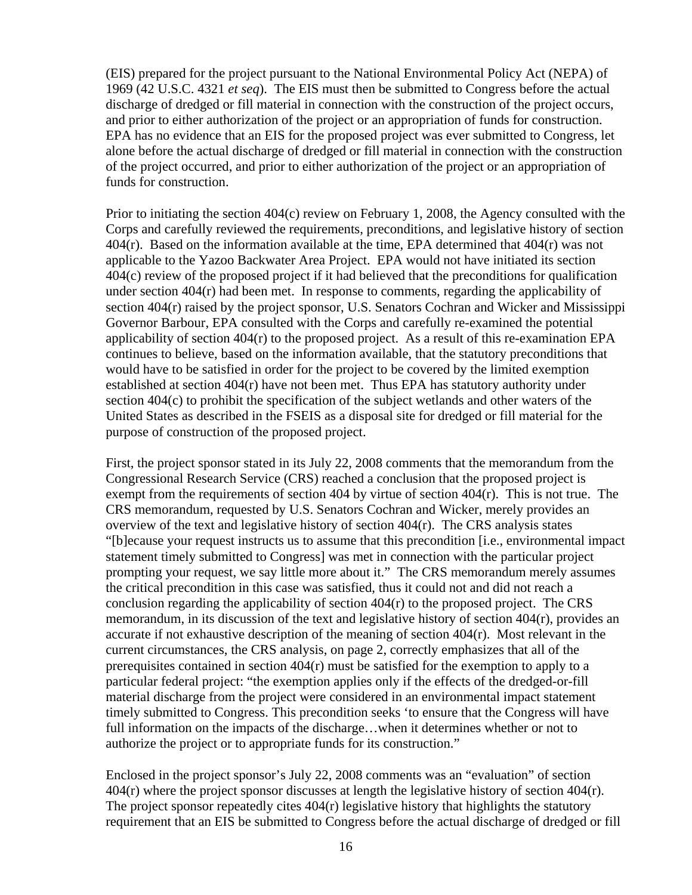(EIS) prepared for the project pursuant to the National Environmental Policy Act (NEPA) of 1969 (42 U.S.C. 4321 *et seq*). The EIS must then be submitted to Congress before the actual discharge of dredged or fill material in connection with the construction of the project occurs, and prior to either authorization of the project or an appropriation of funds for construction. EPA has no evidence that an EIS for the proposed project was ever submitted to Congress, let alone before the actual discharge of dredged or fill material in connection with the construction of the project occurred, and prior to either authorization of the project or an appropriation of funds for construction.

Prior to initiating the section 404(c) review on February 1, 2008, the Agency consulted with the Corps and carefully reviewed the requirements, preconditions, and legislative history of section 404(r). Based on the information available at the time, EPA determined that 404(r) was not applicable to the Yazoo Backwater Area Project. EPA would not have initiated its section 404(c) review of the proposed project if it had believed that the preconditions for qualification under section 404(r) had been met. In response to comments, regarding the applicability of section 404(r) raised by the project sponsor, U.S. Senators Cochran and Wicker and Mississippi Governor Barbour, EPA consulted with the Corps and carefully re-examined the potential applicability of section 404(r) to the proposed project. As a result of this re-examination EPA continues to believe, based on the information available, that the statutory preconditions that would have to be satisfied in order for the project to be covered by the limited exemption established at section 404(r) have not been met. Thus EPA has statutory authority under section 404(c) to prohibit the specification of the subject wetlands and other waters of the United States as described in the FSEIS as a disposal site for dredged or fill material for the purpose of construction of the proposed project.

First, the project sponsor stated in its July 22, 2008 comments that the memorandum from the Congressional Research Service (CRS) reached a conclusion that the proposed project is exempt from the requirements of section 404 by virtue of section 404(r). This is not true. The CRS memorandum, requested by U.S. Senators Cochran and Wicker, merely provides an overview of the text and legislative history of section 404(r). The CRS analysis states "[b]ecause your request instructs us to assume that this precondition [i.e., environmental impact statement timely submitted to Congress] was met in connection with the particular project prompting your request, we say little more about it." The CRS memorandum merely assumes the critical precondition in this case was satisfied, thus it could not and did not reach a conclusion regarding the applicability of section 404(r) to the proposed project. The CRS memorandum, in its discussion of the text and legislative history of section 404(r), provides an accurate if not exhaustive description of the meaning of section 404(r). Most relevant in the current circumstances, the CRS analysis, on page 2, correctly emphasizes that all of the prerequisites contained in section 404(r) must be satisfied for the exemption to apply to a particular federal project: "the exemption applies only if the effects of the dredged-or-fill material discharge from the project were considered in an environmental impact statement timely submitted to Congress. This precondition seeks 'to ensure that the Congress will have full information on the impacts of the discharge…when it determines whether or not to authorize the project or to appropriate funds for its construction."

Enclosed in the project sponsor's July 22, 2008 comments was an "evaluation" of section 404(r) where the project sponsor discusses at length the legislative history of section 404(r). The project sponsor repeatedly cites 404(r) legislative history that highlights the statutory requirement that an EIS be submitted to Congress before the actual discharge of dredged or fill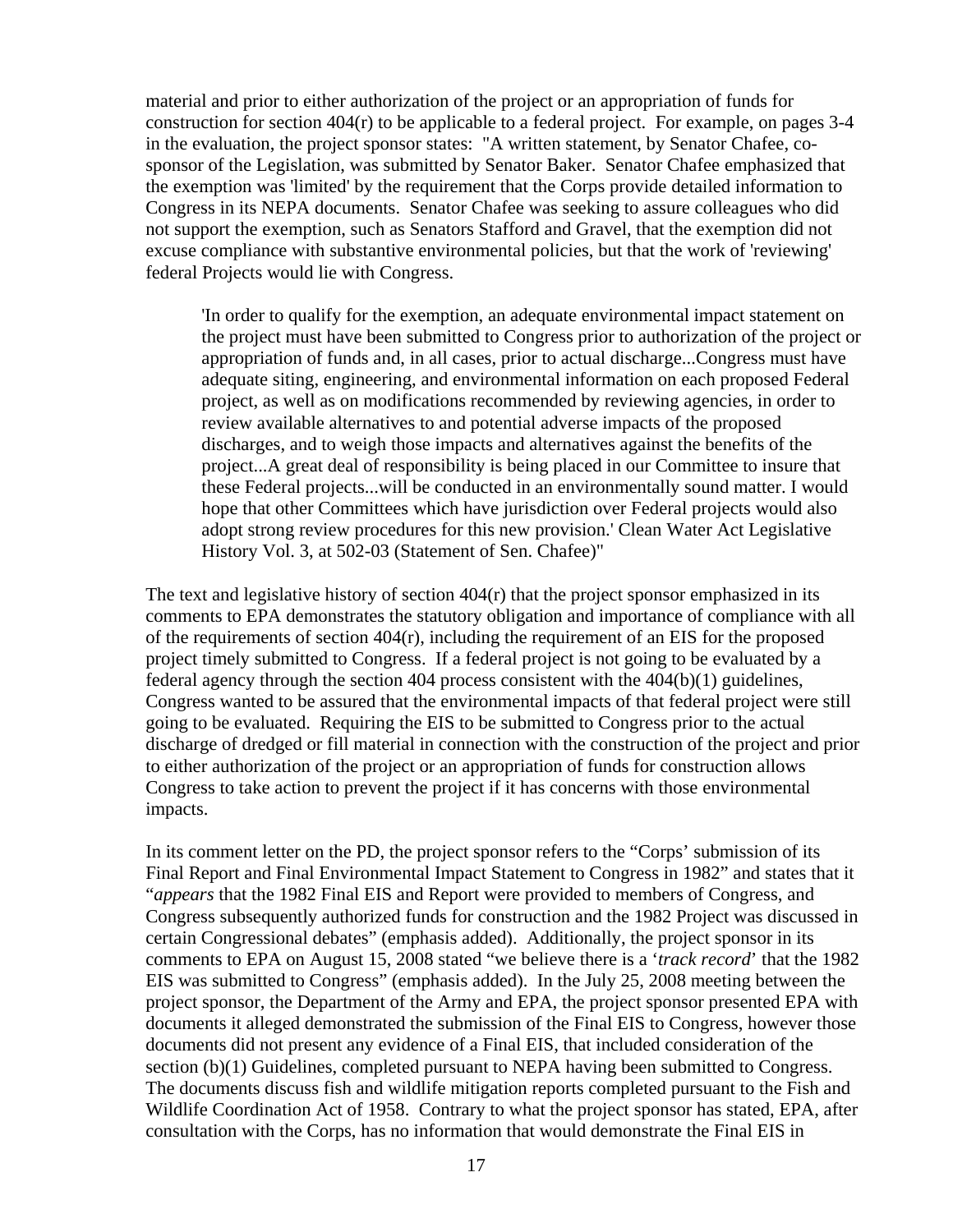material and prior to either authorization of the project or an appropriation of funds for construction for section 404(r) to be applicable to a federal project. For example, on pages 3-4 in the evaluation, the project sponsor states: "A written statement, by Senator Chafee, co-sponsor of the Legislation, was submitted by Senator Baker. Senator Chafee emphasized that the exemption was 'limited' by the requirement that the Corps provide detailed information to Congress in its NEPA documents. Senator Chafee was seeking to assure colleagues who did not support the exemption, such as Senators Stafford and Gravel, that the exemption did not excuse compliance with substantive environmental policies, but that the work of 'reviewing' federal Projects would lie with Congress.

> 'In order to qualify for the exemption, an adequate environmental impact statement on the project must have been submitted to Congress prior to authorization of the project or appropriation of funds and, in all cases, prior to actual discharge...Congress must have adequate siting, engineering, and environmental information on each proposed Federal project, as well as on modifications recommended by reviewing agencies, in order to review available alternatives to and potential adverse impacts of the proposed discharges, and to weigh those impacts and alternatives against the benefits of the project...A great deal of responsibility is being placed in our Committee to insure that these Federal projects...will be conducted in an environmentally sound matter. I would hope that other Committees which have jurisdiction over Federal projects would also adopt strong review procedures for this new provision.' Clean Water Act Legislative History Vol. 3, at 502-03 (Statement of Sen. Chafee)"

The text and legislative history of section 404(r) that the project sponsor emphasized in its comments to EPA demonstrates the statutory obligation and importance of compliance with all of the requirements of section 404(r), including the requirement of an EIS for the proposed project timely submitted to Congress. If a federal project is not going to be evaluated by a federal agency through the section 404 process consistent with the 404(b)(1) guidelines, Congress wanted to be assured that the environmental impacts of that federal project were still going to be evaluated. Requiring the EIS to be submitted to Congress prior to the actual discharge of dredged or fill material in connection with the construction of the project and prior to either authorization of the project or an appropriation of funds for construction allows Congress to take action to prevent the project if it has concerns with those environmental impacts.

In its comment letter on the PD, the project sponsor refers to the "Corps' submission of its Final Report and Final Environmental Impact Statement to Congress in 1982" and states that it "*appears* that the 1982 Final EIS and Report were provided to members of Congress, and Congress subsequently authorized funds for construction and the 1982 Project was discussed in certain Congressional debates" (emphasis added). Additionally, the project sponsor in its comments to EPA on August 15, 2008 stated "we believe there is a '*track record*' that the 1982 EIS was submitted to Congress" (emphasis added). In the July 25, 2008 meeting between the project sponsor, the Department of the Army and EPA, the project sponsor presented EPA with documents it alleged demonstrated the submission of the Final EIS to Congress, however those documents did not present any evidence of a Final EIS, that included consideration of the section (b)(1) Guidelines, completed pursuant to NEPA having been submitted to Congress. The documents discuss fish and wildlife mitigation reports completed pursuant to the Fish and Wildlife Coordination Act of 1958. Contrary to what the project sponsor has stated, EPA, after consultation with the Corps, has no information that would demonstrate the Final EIS in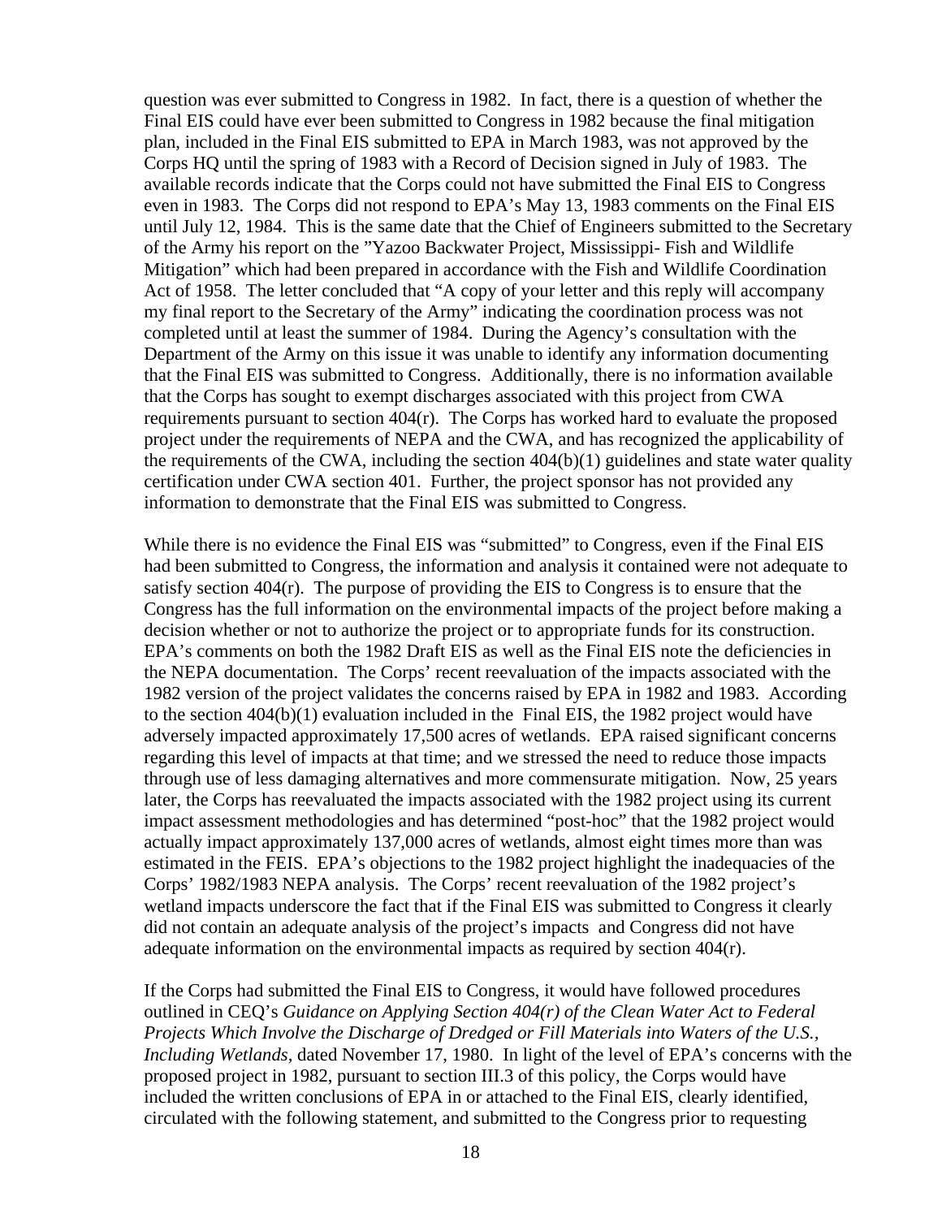question was ever submitted to Congress in 1982. In fact, there is a question of whether the Final EIS could have ever been submitted to Congress in 1982 because the final mitigation plan, included in the Final EIS submitted to EPA in March 1983, was not approved by the Corps HQ until the spring of 1983 with a Record of Decision signed in July of 1983. The available records indicate that the Corps could not have submitted the Final EIS to Congress even in 1983. The Corps did not respond to EPA's May 13, 1983 comments on the Final EIS until July 12, 1984. This is the same date that the Chief of Engineers submitted to the Secretary of the Army his report on the "Yazoo Backwater Project, Mississippi- Fish and Wildlife Mitigation" which had been prepared in accordance with the Fish and Wildlife Coordination Act of 1958. The letter concluded that "A copy of your letter and this reply will accompany my final report to the Secretary of the Army" indicating the coordination process was not completed until at least the summer of 1984. During the Agency's consultation with the Department of the Army on this issue it was unable to identify any information documenting that the Final EIS was submitted to Congress. Additionally, there is no information available that the Corps has sought to exempt discharges associated with this project from CWA requirements pursuant to section 404(r). The Corps has worked hard to evaluate the proposed project under the requirements of NEPA and the CWA, and has recognized the applicability of the requirements of the CWA, including the section 404(b)(1) guidelines and state water quality certification under CWA section 401. Further, the project sponsor has not provided any information to demonstrate that the Final EIS was submitted to Congress.

While there is no evidence the Final EIS was "submitted" to Congress, even if the Final EIS had been submitted to Congress, the information and analysis it contained were not adequate to satisfy section 404(r). The purpose of providing the EIS to Congress is to ensure that the Congress has the full information on the environmental impacts of the project before making a decision whether or not to authorize the project or to appropriate funds for its construction. EPA's comments on both the 1982 Draft EIS as well as the Final EIS note the deficiencies in the NEPA documentation. The Corps' recent reevaluation of the impacts associated with the 1982 version of the project validates the concerns raised by EPA in 1982 and 1983. According to the section 404(b)(1) evaluation included in the Final EIS, the 1982 project would have adversely impacted approximately 17,500 acres of wetlands. EPA raised significant concerns regarding this level of impacts at that time; and we stressed the need to reduce those impacts through use of less damaging alternatives and more commensurate mitigation. Now, 25 years later, the Corps has reevaluated the impacts associated with the 1982 project using its current impact assessment methodologies and has determined "post-hoc" that the 1982 project would actually impact approximately 137,000 acres of wetlands, almost eight times more than was estimated in the FEIS. EPA's objections to the 1982 project highlight the inadequacies of the Corps' 1982/1983 NEPA analysis. The Corps' recent reevaluation of the 1982 project's wetland impacts underscore the fact that if the Final EIS was submitted to Congress it clearly did not contain an adequate analysis of the project's impacts and Congress did not have adequate information on the environmental impacts as required by section 404(r).

If the Corps had submitted the Final EIS to Congress, it would have followed procedures outlined in CEQ's *Guidance on Applying Section 404(r) of the Clean Water Act to Federal Projects Which Involve the Discharge of Dredged or Fill Materials into Waters of the U.S., Including Wetlands,* dated November 17, 1980. In light of the level of EPA's concerns with the proposed project in 1982, pursuant to section III.3 of this policy, the Corps would have included the written conclusions of EPA in or attached to the Final EIS, clearly identified, circulated with the following statement, and submitted to the Congress prior to requesting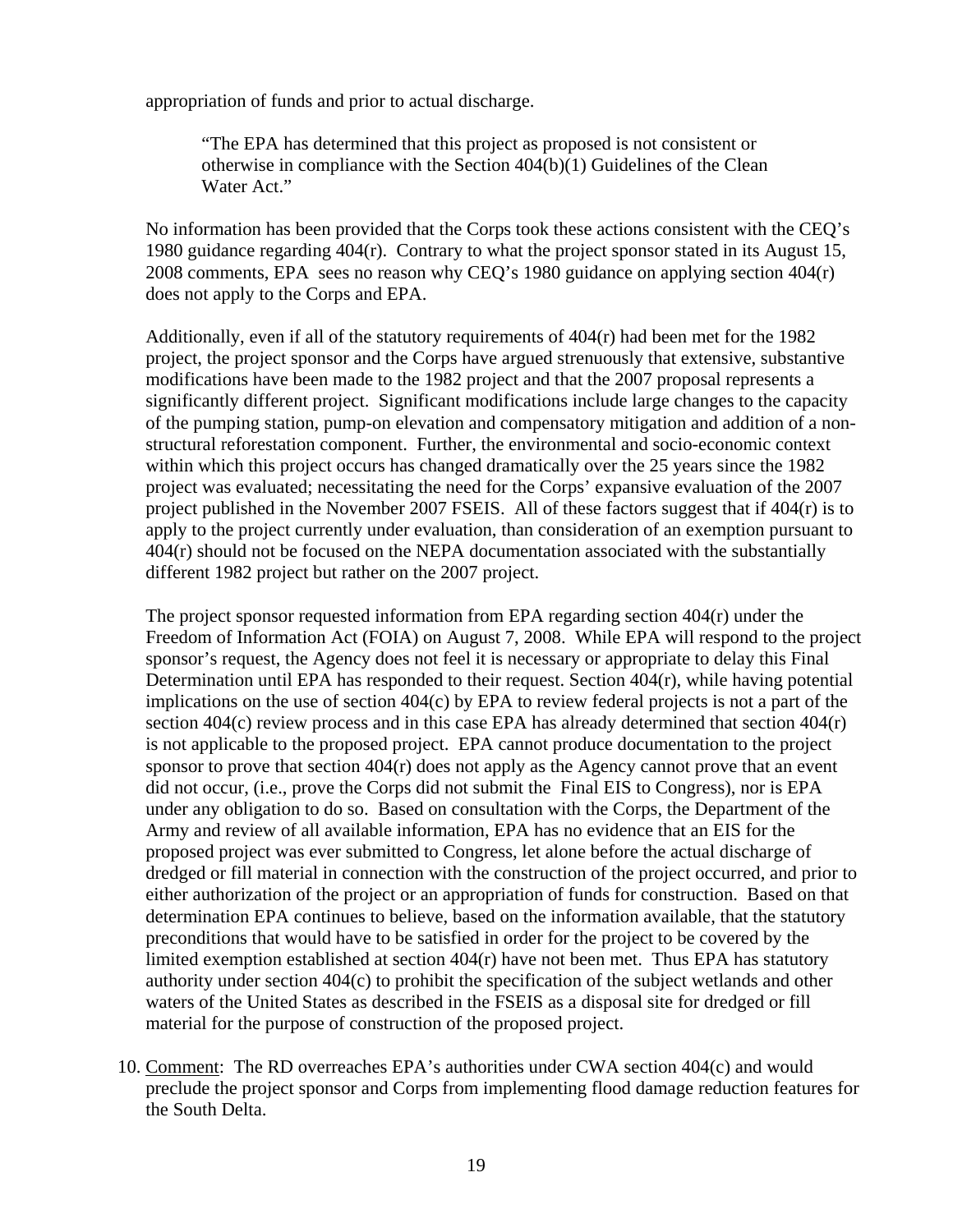appropriation of funds and prior to actual discharge.

> "The EPA has determined that this project as proposed is not consistent or otherwise in compliance with the Section 404(b)(1) Guidelines of the Clean Water Act."

No information has been provided that the Corps took these actions consistent with the CEQ's 1980 guidance regarding 404(r). Contrary to what the project sponsor stated in its August 15, 2008 comments, EPA sees no reason why CEQ's 1980 guidance on applying section 404(r) does not apply to the Corps and EPA.

Additionally, even if all of the statutory requirements of 404(r) had been met for the 1982 project, the project sponsor and the Corps have argued strenuously that extensive, substantive modifications have been made to the 1982 project and that the 2007 proposal represents a significantly different project. Significant modifications include large changes to the capacity of the pumping station, pump-on elevation and compensatory mitigation and addition of a non-structural reforestation component. Further, the environmental and socio-economic context within which this project occurs has changed dramatically over the 25 years since the 1982 project was evaluated; necessitating the need for the Corps' expansive evaluation of the 2007 project published in the November 2007 FSEIS. All of these factors suggest that if 404(r) is to apply to the project currently under evaluation, than consideration of an exemption pursuant to 404(r) should not be focused on the NEPA documentation associated with the substantially different 1982 project but rather on the 2007 project.

The project sponsor requested information from EPA regarding section 404(r) under the Freedom of Information Act (FOIA) on August 7, 2008. While EPA will respond to the project sponsor's request, the Agency does not feel it is necessary or appropriate to delay this Final Determination until EPA has responded to their request. Section 404(r), while having potential implications on the use of section 404(c) by EPA to review federal projects is not a part of the section 404(c) review process and in this case EPA has already determined that section 404(r) is not applicable to the proposed project. EPA cannot produce documentation to the project sponsor to prove that section 404(r) does not apply as the Agency cannot prove that an event did not occur, (i.e., prove the Corps did not submit the Final EIS to Congress), nor is EPA under any obligation to do so. Based on consultation with the Corps, the Department of the Army and review of all available information, EPA has no evidence that an EIS for the proposed project was ever submitted to Congress, let alone before the actual discharge of dredged or fill material in connection with the construction of the project occurred, and prior to either authorization of the project or an appropriation of funds for construction. Based on that determination EPA continues to believe, based on the information available, that the statutory preconditions that would have to be satisfied in order for the project to be covered by the limited exemption established at section 404(r) have not been met. Thus EPA has statutory authority under section 404(c) to prohibit the specification of the subject wetlands and other waters of the United States as described in the FSEIS as a disposal site for dredged or fill material for the purpose of construction of the proposed project.

10. Comment: The RD overreaches EPA's authorities under CWA section 404(c) and would preclude the project sponsor and Corps from implementing flood damage reduction features for the South Delta.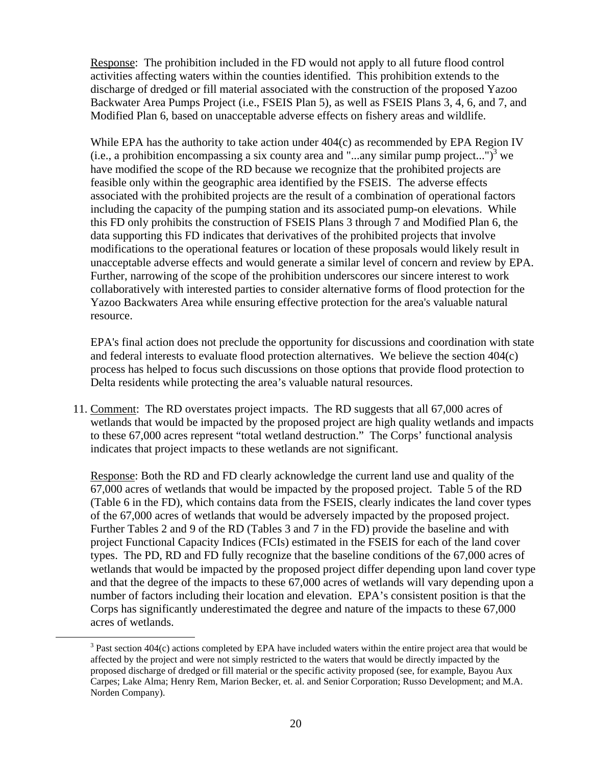Response: The prohibition included in the FD would not apply to all future flood control activities affecting waters within the counties identified. This prohibition extends to the discharge of dredged or fill material associated with the construction of the proposed Yazoo Backwater Area Pumps Project (i.e., FSEIS Plan 5), as well as FSEIS Plans 3, 4, 6, and 7, and Modified Plan 6, based on unacceptable adverse effects on fishery areas and wildlife.

While EPA has the authority to take action under 404(c) as recommended by EPA Region IV (i.e., a prohibition encompassing a six county area and "...any similar pump project...")[3] we have modified the scope of the RD because we recognize that the prohibited projects are feasible only within the geographic area identified by the FSEIS. The adverse effects associated with the prohibited projects are the result of a combination of operational factors including the capacity of the pumping station and its associated pump-on elevations. While this FD only prohibits the construction of FSEIS Plans 3 through 7 and Modified Plan 6, the data supporting this FD indicates that derivatives of the prohibited projects that involve modifications to the operational features or location of these proposals would likely result in unacceptable adverse effects and would generate a similar level of concern and review by EPA. Further, narrowing of the scope of the prohibition underscores our sincere interest to work collaboratively with interested parties to consider alternative forms of flood protection for the Yazoo Backwaters Area while ensuring effective protection for the area's valuable natural resource.

EPA's final action does not preclude the opportunity for discussions and coordination with state and federal interests to evaluate flood protection alternatives. We believe the section 404(c) process has helped to focus such discussions on those options that provide flood protection to Delta residents while protecting the area's valuable natural resources.

11. Comment: The RD overstates project impacts. The RD suggests that all 67,000 acres of wetlands that would be impacted by the proposed project are high quality wetlands and impacts to these 67,000 acres represent "total wetland destruction." The Corps' functional analysis indicates that project impacts to these wetlands are not significant.

    Response: Both the RD and FD clearly acknowledge the current land use and quality of the 67,000 acres of wetlands that would be impacted by the proposed project. Table 5 of the RD (Table 6 in the FD), which contains data from the FSEIS, clearly indicates the land cover types of the 67,000 acres of wetlands that would be adversely impacted by the proposed project. Further Tables 2 and 9 of the RD (Tables 3 and 7 in the FD) provide the baseline and with project Functional Capacity Indices (FCIs) estimated in the FSEIS for each of the land cover types. The PD, RD and FD fully recognize that the baseline conditions of the 67,000 acres of wetlands that would be impacted by the proposed project differ depending upon land cover type and that the degree of the impacts to these 67,000 acres of wetlands will vary depending upon a number of factors including their location and elevation. EPA's consistent position is that the Corps has significantly underestimated the degree and nature of the impacts to these 67,000 acres of wetlands.

[3] Past section 404(c) actions completed by EPA have included waters within the entire project area that would be affected by the project and were not simply restricted to the waters that would be directly impacted by the proposed discharge of dredged or fill material or the specific activity proposed (see, for example, Bayou Aux Carpes; Lake Alma; Henry Rem, Marion Becker, et. al. and Senior Corporation; Russo Development; and M.A. Norden Company).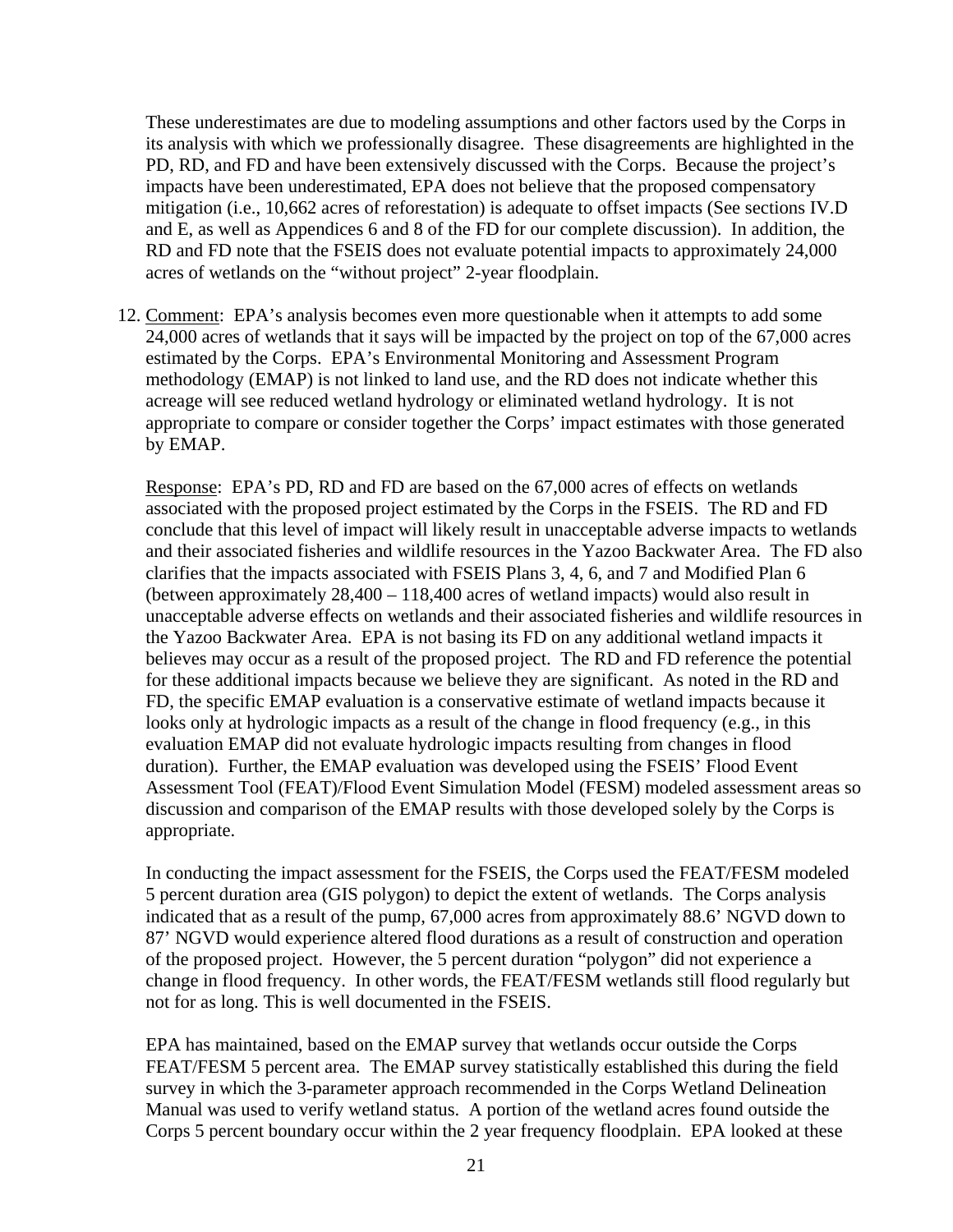These underestimates are due to modeling assumptions and other factors used by the Corps in its analysis with which we professionally disagree. These disagreements are highlighted in the PD, RD, and FD and have been extensively discussed with the Corps. Because the project's impacts have been underestimated, EPA does not believe that the proposed compensatory mitigation (i.e., 10,662 acres of reforestation) is adequate to offset impacts (See sections IV.D and E, as well as Appendices 6 and 8 of the FD for our complete discussion). In addition, the RD and FD note that the FSEIS does not evaluate potential impacts to approximately 24,000 acres of wetlands on the "without project" 2-year floodplain.

12. <u>Comment</u>: EPA's analysis becomes even more questionable when it attempts to add some 24,000 acres of wetlands that it says will be impacted by the project on top of the 67,000 acres estimated by the Corps. EPA's Environmental Monitoring and Assessment Program methodology (EMAP) is not linked to land use, and the RD does not indicate whether this acreage will see reduced wetland hydrology or eliminated wetland hydrology. It is not appropriate to compare or consider together the Corps' impact estimates with those generated by EMAP.

    <u>Response</u>: EPA's PD, RD and FD are based on the 67,000 acres of effects on wetlands associated with the proposed project estimated by the Corps in the FSEIS. The RD and FD conclude that this level of impact will likely result in unacceptable adverse impacts to wetlands and their associated fisheries and wildlife resources in the Yazoo Backwater Area. The FD also clarifies that the impacts associated with FSEIS Plans 3, 4, 6, and 7 and Modified Plan 6 (between approximately 28,400 – 118,400 acres of wetland impacts) would also result in unacceptable adverse effects on wetlands and their associated fisheries and wildlife resources in the Yazoo Backwater Area. EPA is not basing its FD on any additional wetland impacts it believes may occur as a result of the proposed project. The RD and FD reference the potential for these additional impacts because we believe they are significant. As noted in the RD and FD, the specific EMAP evaluation is a conservative estimate of wetland impacts because it looks only at hydrologic impacts as a result of the change in flood frequency (e.g., in this evaluation EMAP did not evaluate hydrologic impacts resulting from changes in flood duration). Further, the EMAP evaluation was developed using the FSEIS' Flood Event Assessment Tool (FEAT)/Flood Event Simulation Model (FESM) modeled assessment areas so discussion and comparison of the EMAP results with those developed solely by the Corps is appropriate.

    In conducting the impact assessment for the FSEIS, the Corps used the FEAT/FESM modeled 5 percent duration area (GIS polygon) to depict the extent of wetlands. The Corps analysis indicated that as a result of the pump, 67,000 acres from approximately 88.6' NGVD down to 87' NGVD would experience altered flood durations as a result of construction and operation of the proposed project. However, the 5 percent duration "polygon" did not experience a change in flood frequency. In other words, the FEAT/FESM wetlands still flood regularly but not for as long. This is well documented in the FSEIS.

    EPA has maintained, based on the EMAP survey that wetlands occur outside the Corps FEAT/FESM 5 percent area. The EMAP survey statistically established this during the field survey in which the 3-parameter approach recommended in the Corps Wetland Delineation Manual was used to verify wetland status. A portion of the wetland acres found outside the Corps 5 percent boundary occur within the 2 year frequency floodplain. EPA looked at these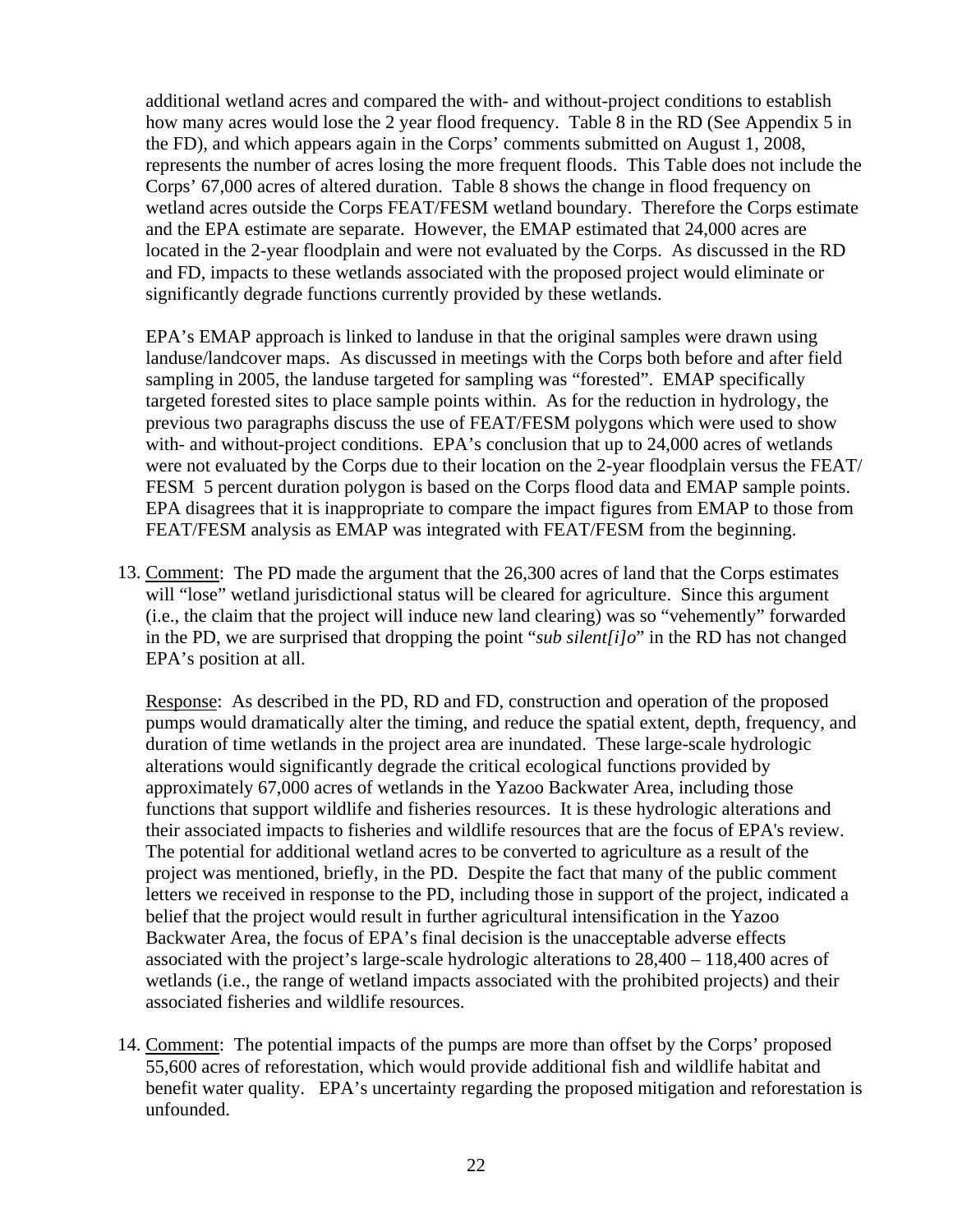additional wetland acres and compared the with- and without-project conditions to establish how many acres would lose the 2 year flood frequency. Table 8 in the RD (See Appendix 5 in the FD), and which appears again in the Corps' comments submitted on August 1, 2008, represents the number of acres losing the more frequent floods. This Table does not include the Corps' 67,000 acres of altered duration. Table 8 shows the change in flood frequency on wetland acres outside the Corps FEAT/FESM wetland boundary. Therefore the Corps estimate and the EPA estimate are separate. However, the EMAP estimated that 24,000 acres are located in the 2-year floodplain and were not evaluated by the Corps. As discussed in the RD and FD, impacts to these wetlands associated with the proposed project would eliminate or significantly degrade functions currently provided by these wetlands.

EPA's EMAP approach is linked to landuse in that the original samples were drawn using landuse/landcover maps. As discussed in meetings with the Corps both before and after field sampling in 2005, the landuse targeted for sampling was "forested". EMAP specifically targeted forested sites to place sample points within. As for the reduction in hydrology, the previous two paragraphs discuss the use of FEAT/FESM polygons which were used to show with- and without-project conditions. EPA's conclusion that up to 24,000 acres of wetlands were not evaluated by the Corps due to their location on the 2-year floodplain versus the FEAT/ FESM 5 percent duration polygon is based on the Corps flood data and EMAP sample points. EPA disagrees that it is inappropriate to compare the impact figures from EMAP to those from FEAT/FESM analysis as EMAP was integrated with FEAT/FESM from the beginning.

13. Comment: The PD made the argument that the 26,300 acres of land that the Corps estimates will "lose" wetland jurisdictional status will be cleared for agriculture. Since this argument (i.e., the claim that the project will induce new land clearing) was so "vehemently" forwarded in the PD, we are surprised that dropping the point "*sub silent[i]o*" in the RD has not changed EPA's position at all.

    Response: As described in the PD, RD and FD, construction and operation of the proposed pumps would dramatically alter the timing, and reduce the spatial extent, depth, frequency, and duration of time wetlands in the project area are inundated. These large-scale hydrologic alterations would significantly degrade the critical ecological functions provided by approximately 67,000 acres of wetlands in the Yazoo Backwater Area, including those functions that support wildlife and fisheries resources. It is these hydrologic alterations and their associated impacts to fisheries and wildlife resources that are the focus of EPA's review. The potential for additional wetland acres to be converted to agriculture as a result of the project was mentioned, briefly, in the PD. Despite the fact that many of the public comment letters we received in response to the PD, including those in support of the project, indicated a belief that the project would result in further agricultural intensification in the Yazoo Backwater Area, the focus of EPA's final decision is the unacceptable adverse effects associated with the project's large-scale hydrologic alterations to 28,400 – 118,400 acres of wetlands (i.e., the range of wetland impacts associated with the prohibited projects) and their associated fisheries and wildlife resources.

14. Comment: The potential impacts of the pumps are more than offset by the Corps' proposed 55,600 acres of reforestation, which would provide additional fish and wildlife habitat and benefit water quality. EPA's uncertainty regarding the proposed mitigation and reforestation is unfounded.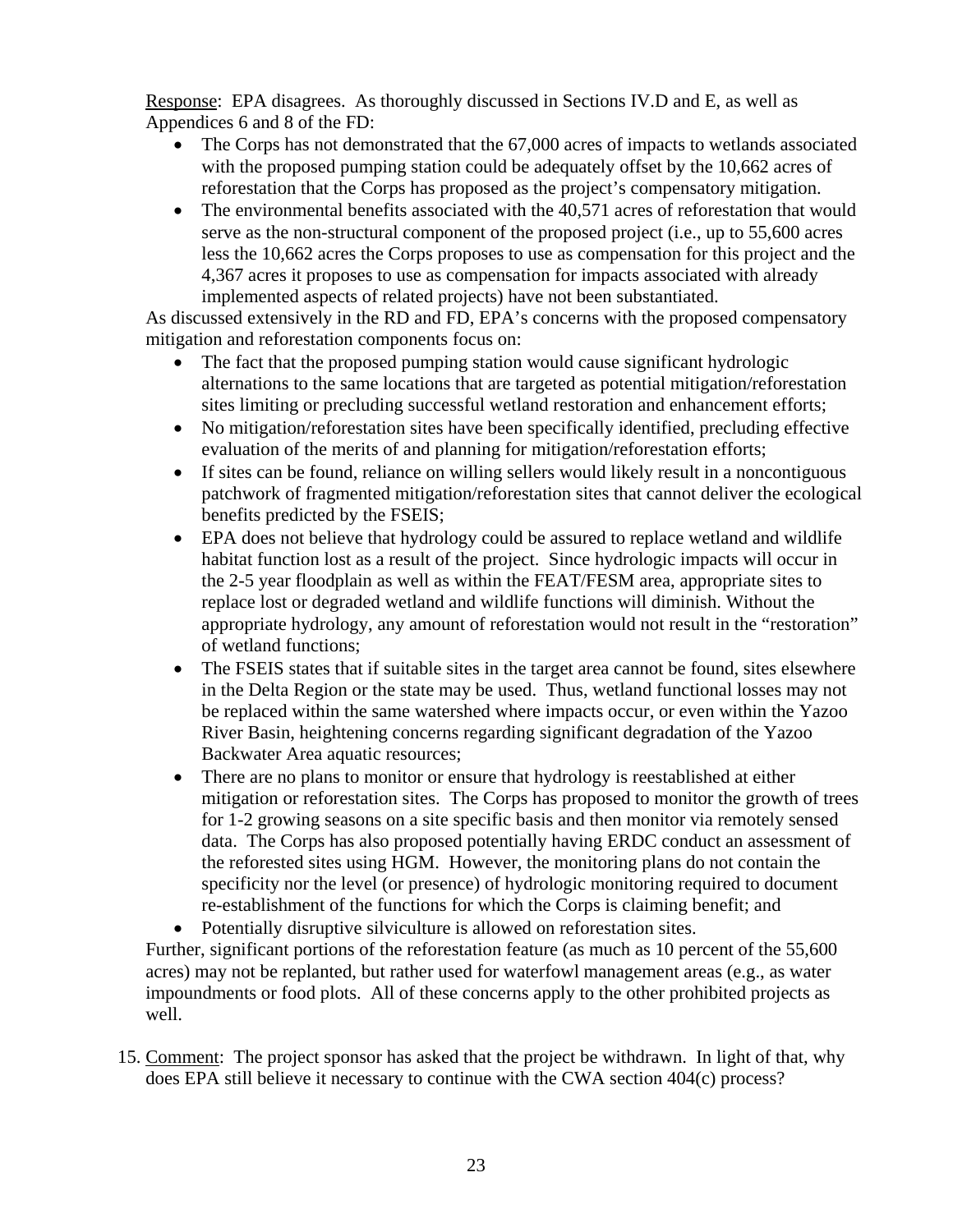Response: EPA disagrees. As thoroughly discussed in Sections IV.D and E, as well as Appendices 6 and 8 of the FD:

- The Corps has not demonstrated that the 67,000 acres of impacts to wetlands associated with the proposed pumping station could be adequately offset by the 10,662 acres of reforestation that the Corps has proposed as the project's compensatory mitigation.
- The environmental benefits associated with the 40,571 acres of reforestation that would serve as the non-structural component of the proposed project (i.e., up to 55,600 acres less the 10,662 acres the Corps proposes to use as compensation for this project and the 4,367 acres it proposes to use as compensation for impacts associated with already implemented aspects of related projects) have not been substantiated.

As discussed extensively in the RD and FD, EPA's concerns with the proposed compensatory mitigation and reforestation components focus on:

- The fact that the proposed pumping station would cause significant hydrologic alternations to the same locations that are targeted as potential mitigation/reforestation sites limiting or precluding successful wetland restoration and enhancement efforts;
- No mitigation/reforestation sites have been specifically identified, precluding effective evaluation of the merits of and planning for mitigation/reforestation efforts;
- If sites can be found, reliance on willing sellers would likely result in a noncontiguous patchwork of fragmented mitigation/reforestation sites that cannot deliver the ecological benefits predicted by the FSEIS;
- EPA does not believe that hydrology could be assured to replace wetland and wildlife habitat function lost as a result of the project. Since hydrologic impacts will occur in the 2-5 year floodplain as well as within the FEAT/FESM area, appropriate sites to replace lost or degraded wetland and wildlife functions will diminish. Without the appropriate hydrology, any amount of reforestation would not result in the "restoration" of wetland functions;
- The FSEIS states that if suitable sites in the target area cannot be found, sites elsewhere in the Delta Region or the state may be used. Thus, wetland functional losses may not be replaced within the same watershed where impacts occur, or even within the Yazoo River Basin, heightening concerns regarding significant degradation of the Yazoo Backwater Area aquatic resources;
- There are no plans to monitor or ensure that hydrology is reestablished at either mitigation or reforestation sites. The Corps has proposed to monitor the growth of trees for 1-2 growing seasons on a site specific basis and then monitor via remotely sensed data. The Corps has also proposed potentially having ERDC conduct an assessment of the reforested sites using HGM. However, the monitoring plans do not contain the specificity nor the level (or presence) of hydrologic monitoring required to document re-establishment of the functions for which the Corps is claiming benefit; and
- Potentially disruptive silviculture is allowed on reforestation sites.

Further, significant portions of the reforestation feature (as much as 10 percent of the 55,600 acres) may not be replanted, but rather used for waterfowl management areas (e.g., as water impoundments or food plots. All of these concerns apply to the other prohibited projects as well.

15. Comment: The project sponsor has asked that the project be withdrawn. In light of that, why does EPA still believe it necessary to continue with the CWA section 404(c) process?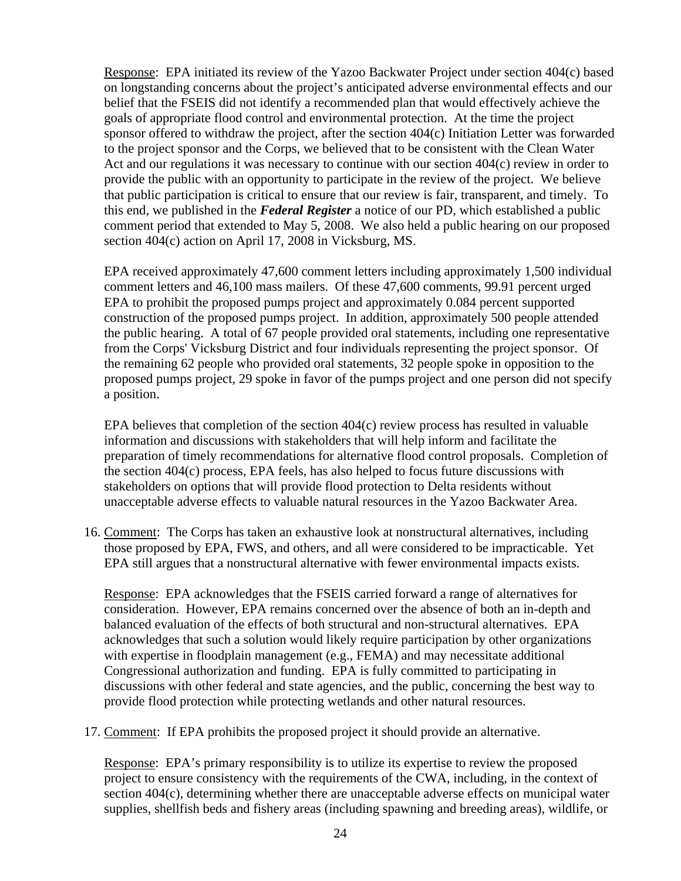Response: EPA initiated its review of the Yazoo Backwater Project under section 404(c) based on longstanding concerns about the project's anticipated adverse environmental effects and our belief that the FSEIS did not identify a recommended plan that would effectively achieve the goals of appropriate flood control and environmental protection. At the time the project sponsor offered to withdraw the project, after the section 404(c) Initiation Letter was forwarded to the project sponsor and the Corps, we believed that to be consistent with the Clean Water Act and our regulations it was necessary to continue with our section 404(c) review in order to provide the public with an opportunity to participate in the review of the project. We believe that public participation is critical to ensure that our review is fair, transparent, and timely. To this end, we published in the ***Federal Register*** a notice of our PD, which established a public comment period that extended to May 5, 2008. We also held a public hearing on our proposed section 404(c) action on April 17, 2008 in Vicksburg, MS.

EPA received approximately 47,600 comment letters including approximately 1,500 individual comment letters and 46,100 mass mailers. Of these 47,600 comments, 99.91 percent urged EPA to prohibit the proposed pumps project and approximately 0.084 percent supported construction of the proposed pumps project. In addition, approximately 500 people attended the public hearing. A total of 67 people provided oral statements, including one representative from the Corps' Vicksburg District and four individuals representing the project sponsor. Of the remaining 62 people who provided oral statements, 32 people spoke in opposition to the proposed pumps project, 29 spoke in favor of the pumps project and one person did not specify a position.

EPA believes that completion of the section 404(c) review process has resulted in valuable information and discussions with stakeholders that will help inform and facilitate the preparation of timely recommendations for alternative flood control proposals. Completion of the section 404(c) process, EPA feels, has also helped to focus future discussions with stakeholders on options that will provide flood protection to Delta residents without unacceptable adverse effects to valuable natural resources in the Yazoo Backwater Area.

16. Comment: The Corps has taken an exhaustive look at nonstructural alternatives, including those proposed by EPA, FWS, and others, and all were considered to be impracticable. Yet EPA still argues that a nonstructural alternative with fewer environmental impacts exists.

    Response: EPA acknowledges that the FSEIS carried forward a range of alternatives for consideration. However, EPA remains concerned over the absence of both an in-depth and balanced evaluation of the effects of both structural and non-structural alternatives. EPA acknowledges that such a solution would likely require participation by other organizations with expertise in floodplain management (e.g., FEMA) and may necessitate additional Congressional authorization and funding. EPA is fully committed to participating in discussions with other federal and state agencies, and the public, concerning the best way to provide flood protection while protecting wetlands and other natural resources.

17. Comment: If EPA prohibits the proposed project it should provide an alternative.

    Response: EPA's primary responsibility is to utilize its expertise to review the proposed project to ensure consistency with the requirements of the CWA, including, in the context of section 404(c), determining whether there are unacceptable adverse effects on municipal water supplies, shellfish beds and fishery areas (including spawning and breeding areas), wildlife, or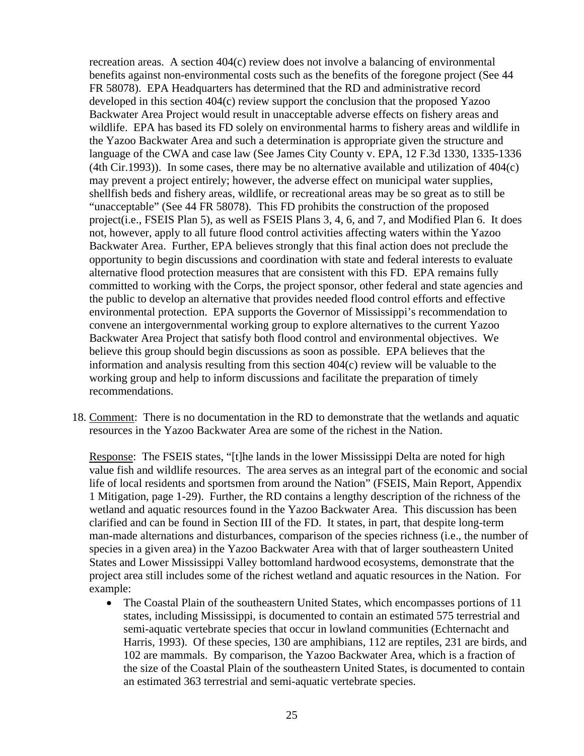recreation areas. A section 404(c) review does not involve a balancing of environmental benefits against non-environmental costs such as the benefits of the foregone project (See 44 FR 58078). EPA Headquarters has determined that the RD and administrative record developed in this section 404(c) review support the conclusion that the proposed Yazoo Backwater Area Project would result in unacceptable adverse effects on fishery areas and wildlife. EPA has based its FD solely on environmental harms to fishery areas and wildlife in the Yazoo Backwater Area and such a determination is appropriate given the structure and language of the CWA and case law (See James City County v. EPA, 12 F.3d 1330, 1335-1336 (4th Cir.1993)). In some cases, there may be no alternative available and utilization of 404(c) may prevent a project entirely; however, the adverse effect on municipal water supplies, shellfish beds and fishery areas, wildlife, or recreational areas may be so great as to still be "unacceptable" (See 44 FR 58078). This FD prohibits the construction of the proposed project(i.e., FSEIS Plan 5), as well as FSEIS Plans 3, 4, 6, and 7, and Modified Plan 6. It does not, however, apply to all future flood control activities affecting waters within the Yazoo Backwater Area. Further, EPA believes strongly that this final action does not preclude the opportunity to begin discussions and coordination with state and federal interests to evaluate alternative flood protection measures that are consistent with this FD. EPA remains fully committed to working with the Corps, the project sponsor, other federal and state agencies and the public to develop an alternative that provides needed flood control efforts and effective environmental protection. EPA supports the Governor of Mississippi's recommendation to convene an intergovernmental working group to explore alternatives to the current Yazoo Backwater Area Project that satisfy both flood control and environmental objectives. We believe this group should begin discussions as soon as possible. EPA believes that the information and analysis resulting from this section 404(c) review will be valuable to the working group and help to inform discussions and facilitate the preparation of timely recommendations.

18. Comment: There is no documentation in the RD to demonstrate that the wetlands and aquatic resources in the Yazoo Backwater Area are some of the richest in the Nation.

    Response: The FSEIS states, "[t]he lands in the lower Mississippi Delta are noted for high value fish and wildlife resources. The area serves as an integral part of the economic and social life of local residents and sportsmen from around the Nation" (FSEIS, Main Report, Appendix 1 Mitigation, page 1-29). Further, the RD contains a lengthy description of the richness of the wetland and aquatic resources found in the Yazoo Backwater Area. This discussion has been clarified and can be found in Section III of the FD. It states, in part, that despite long-term man-made alternations and disturbances, comparison of the species richness (i.e., the number of species in a given area) in the Yazoo Backwater Area with that of larger southeastern United States and Lower Mississippi Valley bottomland hardwood ecosystems, demonstrate that the project area still includes some of the richest wetland and aquatic resources in the Nation. For example:

    - The Coastal Plain of the southeastern United States, which encompasses portions of 11 states, including Mississippi, is documented to contain an estimated 575 terrestrial and semi-aquatic vertebrate species that occur in lowland communities (Echternacht and Harris, 1993). Of these species, 130 are amphibians, 112 are reptiles, 231 are birds, and 102 are mammals. By comparison, the Yazoo Backwater Area, which is a fraction of the size of the Coastal Plain of the southeastern United States, is documented to contain an estimated 363 terrestrial and semi-aquatic vertebrate species.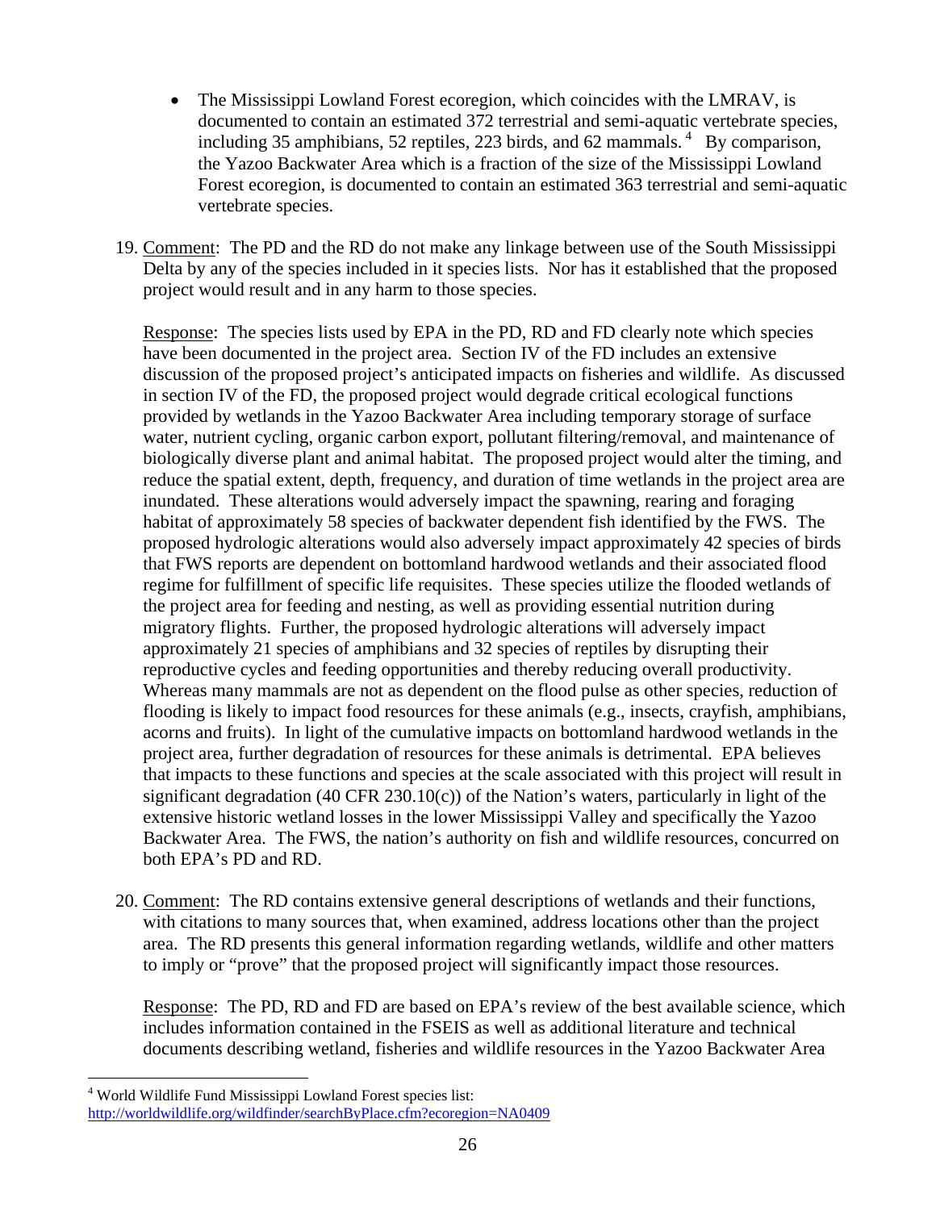- The Mississippi Lowland Forest ecoregion, which coincides with the LMRAV, is documented to contain an estimated 372 terrestrial and semi-aquatic vertebrate species, including 35 amphibians, 52 reptiles, 223 birds, and 62 mammals.[4] By comparison, the Yazoo Backwater Area which is a fraction of the size of the Mississippi Lowland Forest ecoregion, is documented to contain an estimated 363 terrestrial and semi-aquatic vertebrate species.

19. Comment: The PD and the RD do not make any linkage between use of the South Mississippi Delta by any of the species included in it species lists. Nor has it established that the proposed project would result and in any harm to those species.

    Response: The species lists used by EPA in the PD, RD and FD clearly note which species have been documented in the project area. Section IV of the FD includes an extensive discussion of the proposed project's anticipated impacts on fisheries and wildlife. As discussed in section IV of the FD, the proposed project would degrade critical ecological functions provided by wetlands in the Yazoo Backwater Area including temporary storage of surface water, nutrient cycling, organic carbon export, pollutant filtering/removal, and maintenance of biologically diverse plant and animal habitat. The proposed project would alter the timing, and reduce the spatial extent, depth, frequency, and duration of time wetlands in the project area are inundated. These alterations would adversely impact the spawning, rearing and foraging habitat of approximately 58 species of backwater dependent fish identified by the FWS. The proposed hydrologic alterations would also adversely impact approximately 42 species of birds that FWS reports are dependent on bottomland hardwood wetlands and their associated flood regime for fulfillment of specific life requisites. These species utilize the flooded wetlands of the project area for feeding and nesting, as well as providing essential nutrition during migratory flights. Further, the proposed hydrologic alterations will adversely impact approximately 21 species of amphibians and 32 species of reptiles by disrupting their reproductive cycles and feeding opportunities and thereby reducing overall productivity. Whereas many mammals are not as dependent on the flood pulse as other species, reduction of flooding is likely to impact food resources for these animals (e.g., insects, crayfish, amphibians, acorns and fruits). In light of the cumulative impacts on bottomland hardwood wetlands in the project area, further degradation of resources for these animals is detrimental. EPA believes that impacts to these functions and species at the scale associated with this project will result in significant degradation (40 CFR 230.10(c)) of the Nation's waters, particularly in light of the extensive historic wetland losses in the lower Mississippi Valley and specifically the Yazoo Backwater Area. The FWS, the nation's authority on fish and wildlife resources, concurred on both EPA's PD and RD.

20. Comment: The RD contains extensive general descriptions of wetlands and their functions, with citations to many sources that, when examined, address locations other than the project area. The RD presents this general information regarding wetlands, wildlife and other matters to imply or "prove" that the proposed project will significantly impact those resources.

    Response: The PD, RD and FD are based on EPA's review of the best available science, which includes information contained in the FSEIS as well as additional literature and technical documents describing wetland, fisheries and wildlife resources in the Yazoo Backwater Area

[4] World Wildlife Fund Mississippi Lowland Forest species list: http://worldwildlife.org/wildfinder/searchByPlace.cfm?ecoregion=NA0409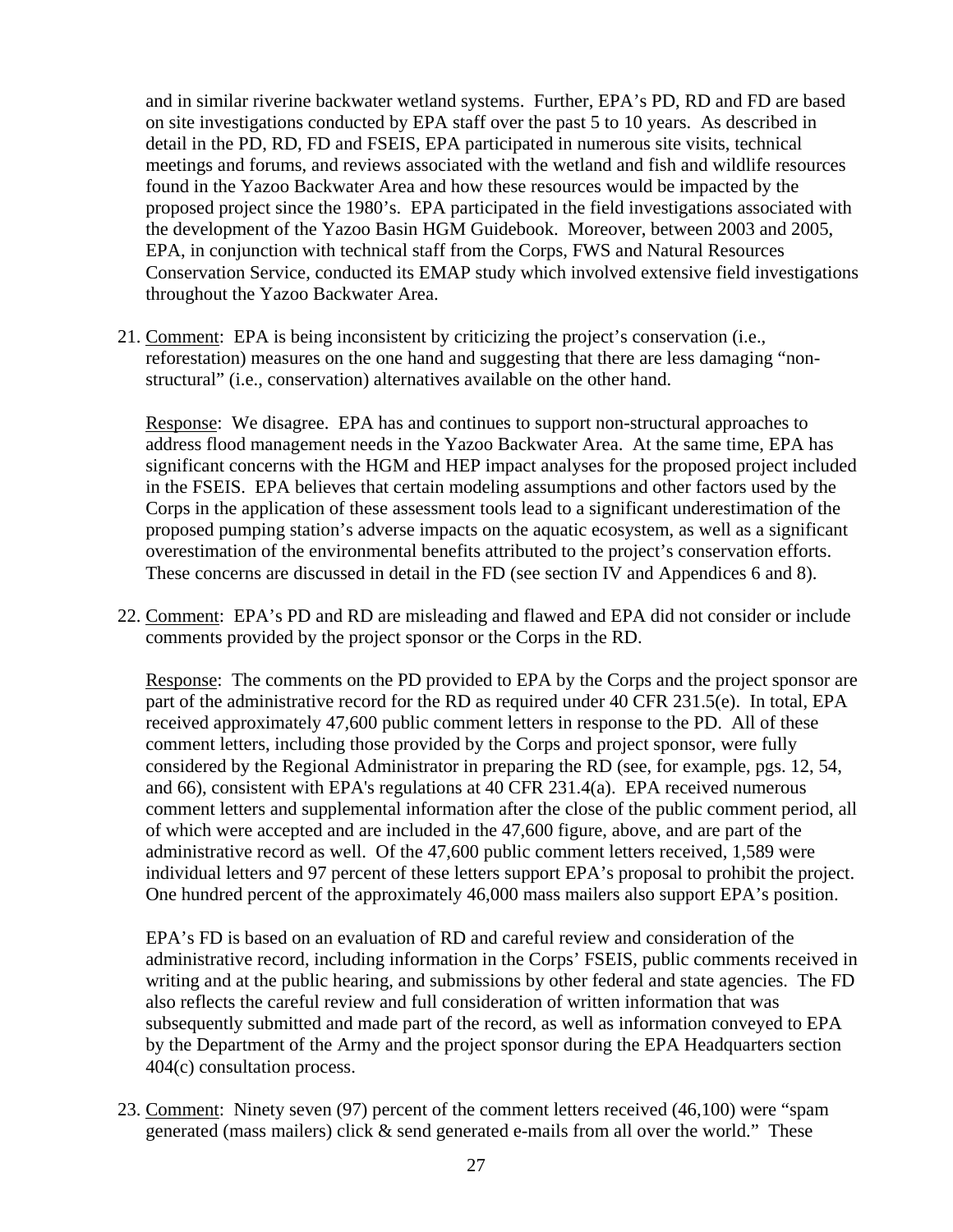and in similar riverine backwater wetland systems. Further, EPA's PD, RD and FD are based on site investigations conducted by EPA staff over the past 5 to 10 years. As described in detail in the PD, RD, FD and FSEIS, EPA participated in numerous site visits, technical meetings and forums, and reviews associated with the wetland and fish and wildlife resources found in the Yazoo Backwater Area and how these resources would be impacted by the proposed project since the 1980's. EPA participated in the field investigations associated with the development of the Yazoo Basin HGM Guidebook. Moreover, between 2003 and 2005, EPA, in conjunction with technical staff from the Corps, FWS and Natural Resources Conservation Service, conducted its EMAP study which involved extensive field investigations throughout the Yazoo Backwater Area.

21. Comment: EPA is being inconsistent by criticizing the project's conservation (i.e., reforestation) measures on the one hand and suggesting that there are less damaging "non-structural" (i.e., conservation) alternatives available on the other hand.

    Response: We disagree. EPA has and continues to support non-structural approaches to address flood management needs in the Yazoo Backwater Area. At the same time, EPA has significant concerns with the HGM and HEP impact analyses for the proposed project included in the FSEIS. EPA believes that certain modeling assumptions and other factors used by the Corps in the application of these assessment tools lead to a significant underestimation of the proposed pumping station's adverse impacts on the aquatic ecosystem, as well as a significant overestimation of the environmental benefits attributed to the project's conservation efforts. These concerns are discussed in detail in the FD (see section IV and Appendices 6 and 8).

22. Comment: EPA's PD and RD are misleading and flawed and EPA did not consider or include comments provided by the project sponsor or the Corps in the RD.

    Response: The comments on the PD provided to EPA by the Corps and the project sponsor are part of the administrative record for the RD as required under 40 CFR 231.5(e). In total, EPA received approximately 47,600 public comment letters in response to the PD. All of these comment letters, including those provided by the Corps and project sponsor, were fully considered by the Regional Administrator in preparing the RD (see, for example, pgs. 12, 54, and 66), consistent with EPA's regulations at 40 CFR 231.4(a). EPA received numerous comment letters and supplemental information after the close of the public comment period, all of which were accepted and are included in the 47,600 figure, above, and are part of the administrative record as well. Of the 47,600 public comment letters received, 1,589 were individual letters and 97 percent of these letters support EPA's proposal to prohibit the project. One hundred percent of the approximately 46,000 mass mailers also support EPA's position.

    EPA's FD is based on an evaluation of RD and careful review and consideration of the administrative record, including information in the Corps' FSEIS, public comments received in writing and at the public hearing, and submissions by other federal and state agencies. The FD also reflects the careful review and full consideration of written information that was subsequently submitted and made part of the record, as well as information conveyed to EPA by the Department of the Army and the project sponsor during the EPA Headquarters section 404(c) consultation process.

23. Comment: Ninety seven (97) percent of the comment letters received (46,100) were "spam generated (mass mailers) click & send generated e-mails from all over the world." These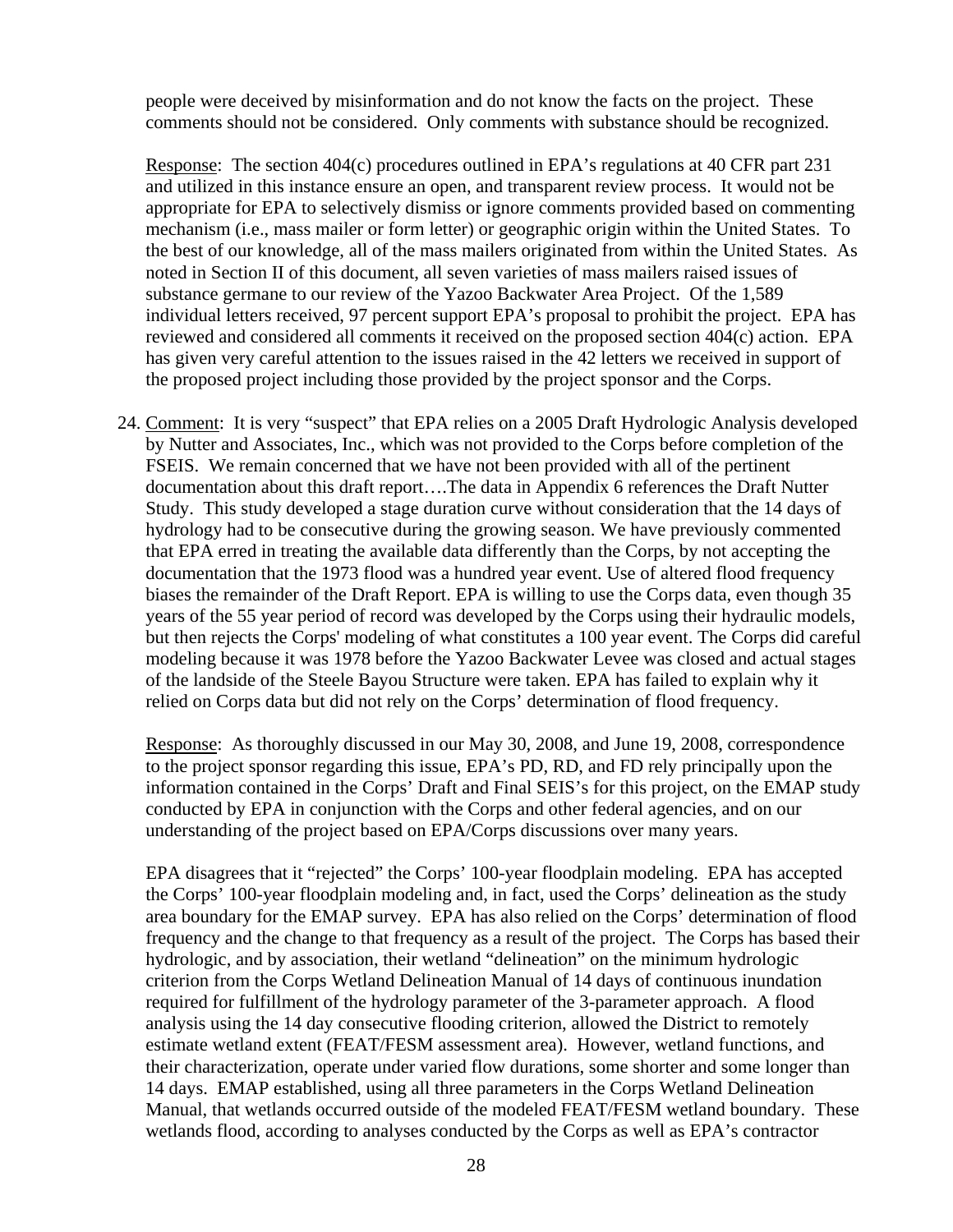people were deceived by misinformation and do not know the facts on the project. These comments should not be considered. Only comments with substance should be recognized.

Response: The section 404(c) procedures outlined in EPA's regulations at 40 CFR part 231 and utilized in this instance ensure an open, and transparent review process. It would not be appropriate for EPA to selectively dismiss or ignore comments provided based on commenting mechanism (i.e., mass mailer or form letter) or geographic origin within the United States. To the best of our knowledge, all of the mass mailers originated from within the United States. As noted in Section II of this document, all seven varieties of mass mailers raised issues of substance germane to our review of the Yazoo Backwater Area Project. Of the 1,589 individual letters received, 97 percent support EPA's proposal to prohibit the project. EPA has reviewed and considered all comments it received on the proposed section 404(c) action. EPA has given very careful attention to the issues raised in the 42 letters we received in support of the proposed project including those provided by the project sponsor and the Corps.

24. Comment: It is very "suspect" that EPA relies on a 2005 Draft Hydrologic Analysis developed by Nutter and Associates, Inc., which was not provided to the Corps before completion of the FSEIS. We remain concerned that we have not been provided with all of the pertinent documentation about this draft report….The data in Appendix 6 references the Draft Nutter Study. This study developed a stage duration curve without consideration that the 14 days of hydrology had to be consecutive during the growing season. We have previously commented that EPA erred in treating the available data differently than the Corps, by not accepting the documentation that the 1973 flood was a hundred year event. Use of altered flood frequency biases the remainder of the Draft Report. EPA is willing to use the Corps data, even though 35 years of the 55 year period of record was developed by the Corps using their hydraulic models, but then rejects the Corps' modeling of what constitutes a 100 year event. The Corps did careful modeling because it was 1978 before the Yazoo Backwater Levee was closed and actual stages of the landside of the Steele Bayou Structure were taken. EPA has failed to explain why it relied on Corps data but did not rely on the Corps' determination of flood frequency.

    Response: As thoroughly discussed in our May 30, 2008, and June 19, 2008, correspondence to the project sponsor regarding this issue, EPA's PD, RD, and FD rely principally upon the information contained in the Corps' Draft and Final SEIS's for this project, on the EMAP study conducted by EPA in conjunction with the Corps and other federal agencies, and on our understanding of the project based on EPA/Corps discussions over many years.

    EPA disagrees that it "rejected" the Corps' 100-year floodplain modeling. EPA has accepted the Corps' 100-year floodplain modeling and, in fact, used the Corps' delineation as the study area boundary for the EMAP survey. EPA has also relied on the Corps' determination of flood frequency and the change to that frequency as a result of the project. The Corps has based their hydrologic, and by association, their wetland "delineation" on the minimum hydrologic criterion from the Corps Wetland Delineation Manual of 14 days of continuous inundation required for fulfillment of the hydrology parameter of the 3-parameter approach. A flood analysis using the 14 day consecutive flooding criterion, allowed the District to remotely estimate wetland extent (FEAT/FESM assessment area). However, wetland functions, and their characterization, operate under varied flow durations, some shorter and some longer than 14 days. EMAP established, using all three parameters in the Corps Wetland Delineation Manual, that wetlands occurred outside of the modeled FEAT/FESM wetland boundary. These wetlands flood, according to analyses conducted by the Corps as well as EPA's contractor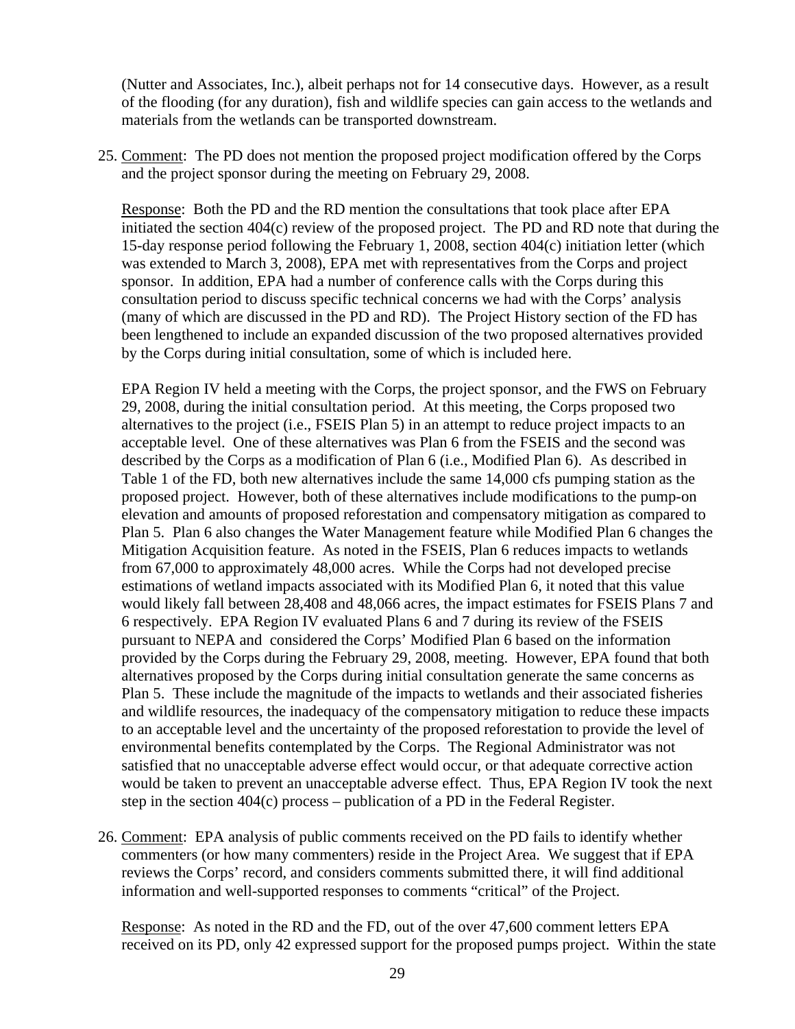(Nutter and Associates, Inc.), albeit perhaps not for 14 consecutive days. However, as a result of the flooding (for any duration), fish and wildlife species can gain access to the wetlands and materials from the wetlands can be transported downstream.

25. Comment: The PD does not mention the proposed project modification offered by the Corps and the project sponsor during the meeting on February 29, 2008.

    Response: Both the PD and the RD mention the consultations that took place after EPA initiated the section 404(c) review of the proposed project. The PD and RD note that during the 15-day response period following the February 1, 2008, section 404(c) initiation letter (which was extended to March 3, 2008), EPA met with representatives from the Corps and project sponsor. In addition, EPA had a number of conference calls with the Corps during this consultation period to discuss specific technical concerns we had with the Corps' analysis (many of which are discussed in the PD and RD). The Project History section of the FD has been lengthened to include an expanded discussion of the two proposed alternatives provided by the Corps during initial consultation, some of which is included here.

    EPA Region IV held a meeting with the Corps, the project sponsor, and the FWS on February 29, 2008, during the initial consultation period. At this meeting, the Corps proposed two alternatives to the project (i.e., FSEIS Plan 5) in an attempt to reduce project impacts to an acceptable level. One of these alternatives was Plan 6 from the FSEIS and the second was described by the Corps as a modification of Plan 6 (i.e., Modified Plan 6). As described in Table 1 of the FD, both new alternatives include the same 14,000 cfs pumping station as the proposed project. However, both of these alternatives include modifications to the pump-on elevation and amounts of proposed reforestation and compensatory mitigation as compared to Plan 5. Plan 6 also changes the Water Management feature while Modified Plan 6 changes the Mitigation Acquisition feature. As noted in the FSEIS, Plan 6 reduces impacts to wetlands from 67,000 to approximately 48,000 acres. While the Corps had not developed precise estimations of wetland impacts associated with its Modified Plan 6, it noted that this value would likely fall between 28,408 and 48,066 acres, the impact estimates for FSEIS Plans 7 and 6 respectively. EPA Region IV evaluated Plans 6 and 7 during its review of the FSEIS pursuant to NEPA and considered the Corps' Modified Plan 6 based on the information provided by the Corps during the February 29, 2008, meeting. However, EPA found that both alternatives proposed by the Corps during initial consultation generate the same concerns as Plan 5. These include the magnitude of the impacts to wetlands and their associated fisheries and wildlife resources, the inadequacy of the compensatory mitigation to reduce these impacts to an acceptable level and the uncertainty of the proposed reforestation to provide the level of environmental benefits contemplated by the Corps. The Regional Administrator was not satisfied that no unacceptable adverse effect would occur, or that adequate corrective action would be taken to prevent an unacceptable adverse effect. Thus, EPA Region IV took the next step in the section 404(c) process – publication of a PD in the Federal Register.

26. Comment: EPA analysis of public comments received on the PD fails to identify whether commenters (or how many commenters) reside in the Project Area. We suggest that if EPA reviews the Corps' record, and considers comments submitted there, it will find additional information and well-supported responses to comments "critical" of the Project.

    Response: As noted in the RD and the FD, out of the over 47,600 comment letters EPA received on its PD, only 42 expressed support for the proposed pumps project. Within the state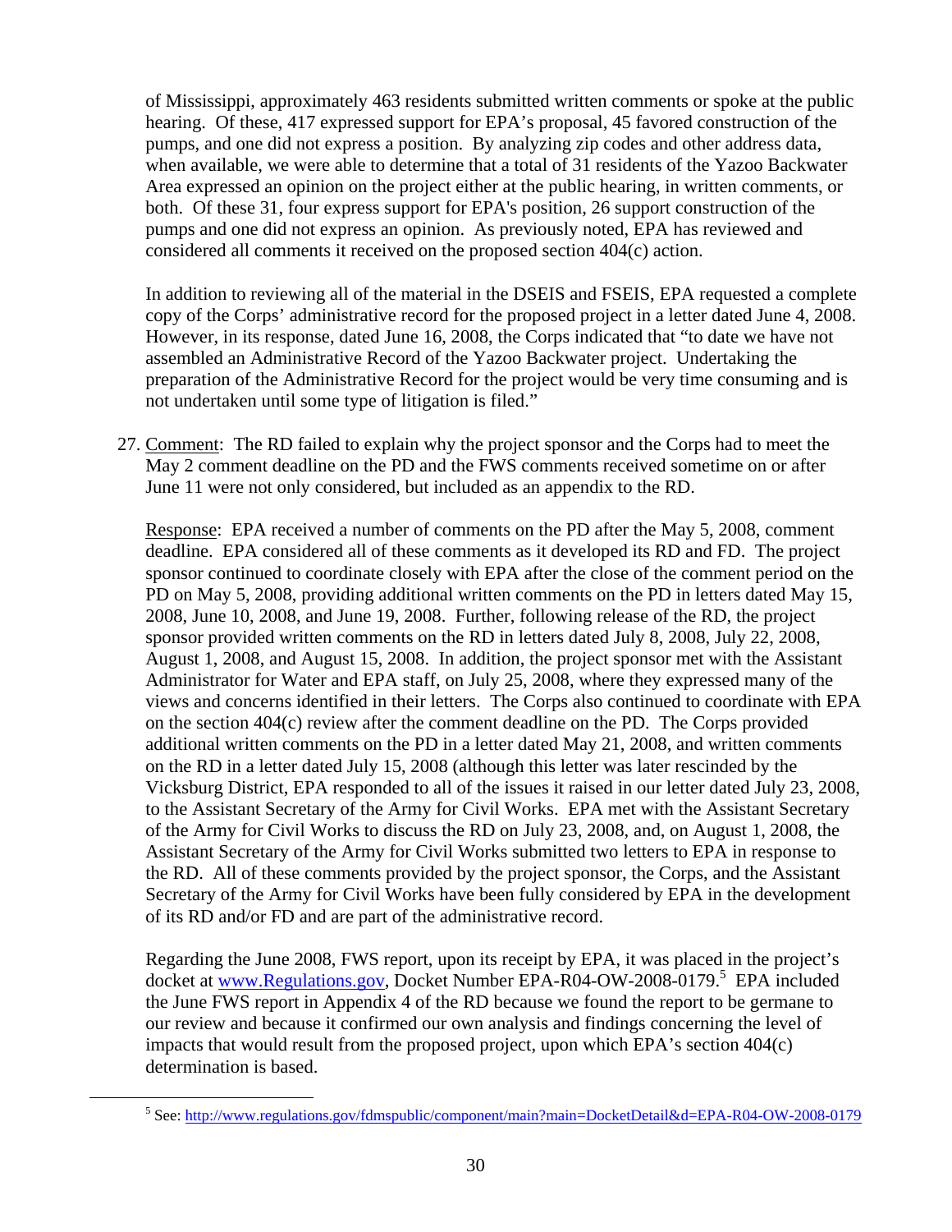of Mississippi, approximately 463 residents submitted written comments or spoke at the public hearing. Of these, 417 expressed support for EPA's proposal, 45 favored construction of the pumps, and one did not express a position. By analyzing zip codes and other address data, when available, we were able to determine that a total of 31 residents of the Yazoo Backwater Area expressed an opinion on the project either at the public hearing, in written comments, or both. Of these 31, four express support for EPA's position, 26 support construction of the pumps and one did not express an opinion. As previously noted, EPA has reviewed and considered all comments it received on the proposed section 404(c) action.

In addition to reviewing all of the material in the DSEIS and FSEIS, EPA requested a complete copy of the Corps' administrative record for the proposed project in a letter dated June 4, 2008. However, in its response, dated June 16, 2008, the Corps indicated that "to date we have not assembled an Administrative Record of the Yazoo Backwater project. Undertaking the preparation of the Administrative Record for the project would be very time consuming and is not undertaken until some type of litigation is filed."

27. Comment: The RD failed to explain why the project sponsor and the Corps had to meet the May 2 comment deadline on the PD and the FWS comments received sometime on or after June 11 were not only considered, but included as an appendix to the RD.

    Response: EPA received a number of comments on the PD after the May 5, 2008, comment deadline. EPA considered all of these comments as it developed its RD and FD. The project sponsor continued to coordinate closely with EPA after the close of the comment period on the PD on May 5, 2008, providing additional written comments on the PD in letters dated May 15, 2008, June 10, 2008, and June 19, 2008. Further, following release of the RD, the project sponsor provided written comments on the RD in letters dated July 8, 2008, July 22, 2008, August 1, 2008, and August 15, 2008. In addition, the project sponsor met with the Assistant Administrator for Water and EPA staff, on July 25, 2008, where they expressed many of the views and concerns identified in their letters. The Corps also continued to coordinate with EPA on the section 404(c) review after the comment deadline on the PD. The Corps provided additional written comments on the PD in a letter dated May 21, 2008, and written comments on the RD in a letter dated July 15, 2008 (although this letter was later rescinded by the Vicksburg District, EPA responded to all of the issues it raised in our letter dated July 23, 2008, to the Assistant Secretary of the Army for Civil Works. EPA met with the Assistant Secretary of the Army for Civil Works to discuss the RD on July 23, 2008, and, on August 1, 2008, the Assistant Secretary of the Army for Civil Works submitted two letters to EPA in response to the RD. All of these comments provided by the project sponsor, the Corps, and the Assistant Secretary of the Army for Civil Works have been fully considered by EPA in the development of its RD and/or FD and are part of the administrative record.

    Regarding the June 2008, FWS report, upon its receipt by EPA, it was placed in the project's docket at www.Regulations.gov, Docket Number EPA-R04-OW-2008-0179.[5] EPA included the June FWS report in Appendix 4 of the RD because we found the report to be germane to our review and because it confirmed our own analysis and findings concerning the level of impacts that would result from the proposed project, upon which EPA's section 404(c) determination is based.

[5] See: http://www.regulations.gov/fdmspublic/component/main?main=DocketDetail&d=EPA-R04-OW-2008-0179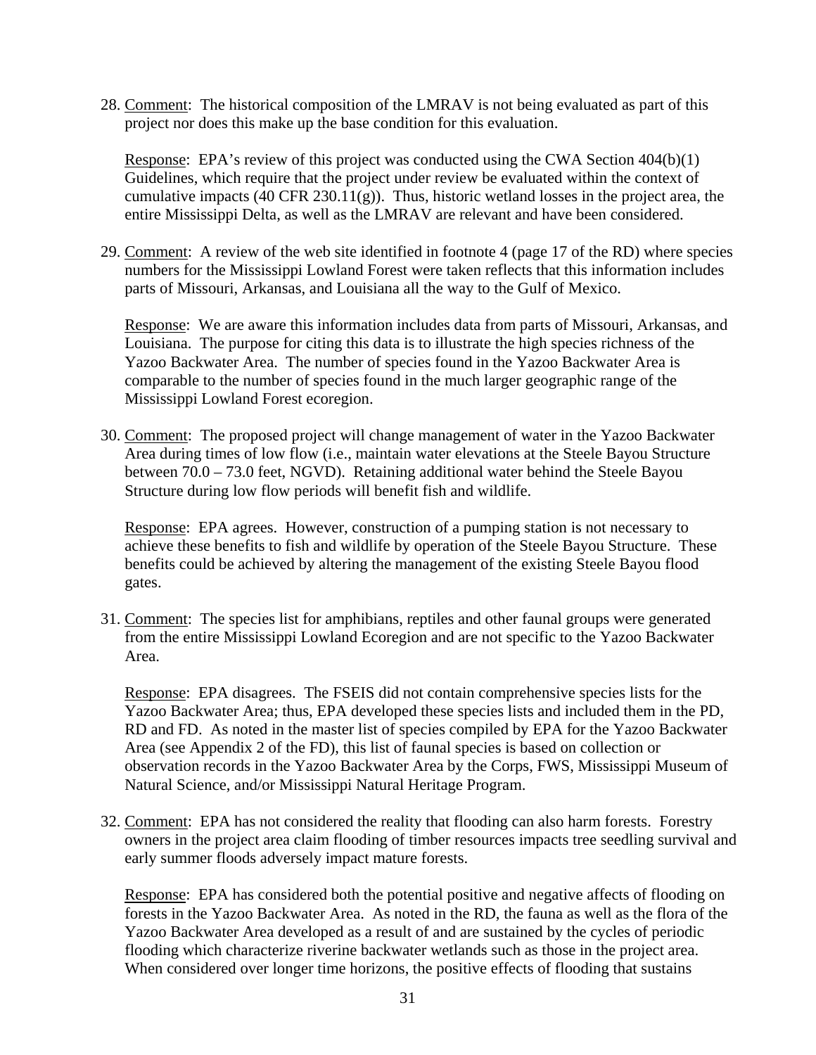28. Comment: The historical composition of the LMRAV is not being evaluated as part of this project nor does this make up the base condition for this evaluation.

    Response: EPA's review of this project was conducted using the CWA Section 404(b)(1) Guidelines, which require that the project under review be evaluated within the context of cumulative impacts (40 CFR 230.11(g)). Thus, historic wetland losses in the project area, the entire Mississippi Delta, as well as the LMRAV are relevant and have been considered.

29. Comment: A review of the web site identified in footnote 4 (page 17 of the RD) where species numbers for the Mississippi Lowland Forest were taken reflects that this information includes parts of Missouri, Arkansas, and Louisiana all the way to the Gulf of Mexico.

    Response: We are aware this information includes data from parts of Missouri, Arkansas, and Louisiana. The purpose for citing this data is to illustrate the high species richness of the Yazoo Backwater Area. The number of species found in the Yazoo Backwater Area is comparable to the number of species found in the much larger geographic range of the Mississippi Lowland Forest ecoregion.

30. Comment: The proposed project will change management of water in the Yazoo Backwater Area during times of low flow (i.e., maintain water elevations at the Steele Bayou Structure between 70.0 – 73.0 feet, NGVD). Retaining additional water behind the Steele Bayou Structure during low flow periods will benefit fish and wildlife.

    Response: EPA agrees. However, construction of a pumping station is not necessary to achieve these benefits to fish and wildlife by operation of the Steele Bayou Structure. These benefits could be achieved by altering the management of the existing Steele Bayou flood gates.

31. Comment: The species list for amphibians, reptiles and other faunal groups were generated from the entire Mississippi Lowland Ecoregion and are not specific to the Yazoo Backwater Area.

    Response: EPA disagrees. The FSEIS did not contain comprehensive species lists for the Yazoo Backwater Area; thus, EPA developed these species lists and included them in the PD, RD and FD. As noted in the master list of species compiled by EPA for the Yazoo Backwater Area (see Appendix 2 of the FD), this list of faunal species is based on collection or observation records in the Yazoo Backwater Area by the Corps, FWS, Mississippi Museum of Natural Science, and/or Mississippi Natural Heritage Program.

32. Comment: EPA has not considered the reality that flooding can also harm forests. Forestry owners in the project area claim flooding of timber resources impacts tree seedling survival and early summer floods adversely impact mature forests.

    Response: EPA has considered both the potential positive and negative affects of flooding on forests in the Yazoo Backwater Area. As noted in the RD, the fauna as well as the flora of the Yazoo Backwater Area developed as a result of and are sustained by the cycles of periodic flooding which characterize riverine backwater wetlands such as those in the project area. When considered over longer time horizons, the positive effects of flooding that sustains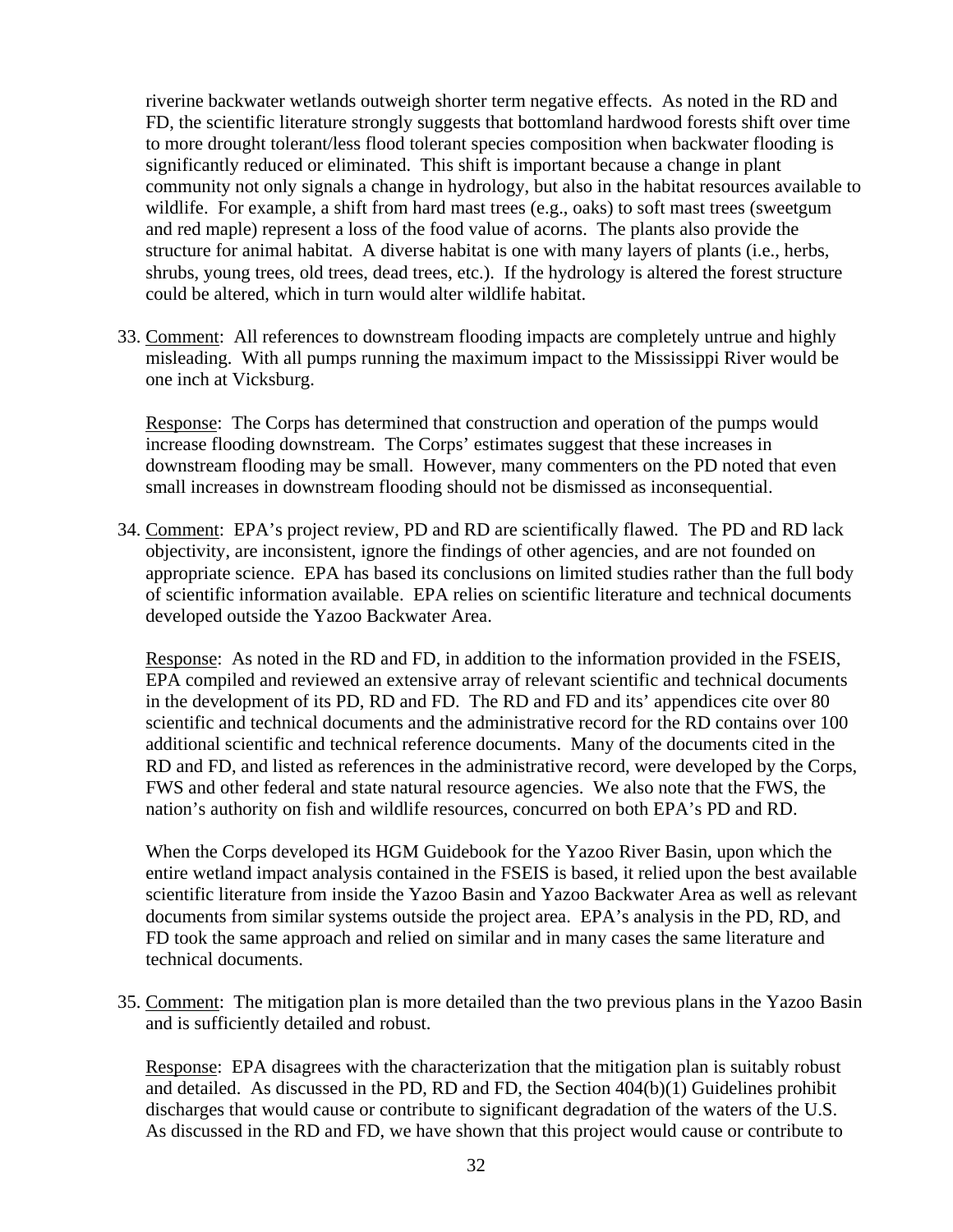riverine backwater wetlands outweigh shorter term negative effects. As noted in the RD and FD, the scientific literature strongly suggests that bottomland hardwood forests shift over time to more drought tolerant/less flood tolerant species composition when backwater flooding is significantly reduced or eliminated. This shift is important because a change in plant community not only signals a change in hydrology, but also in the habitat resources available to wildlife. For example, a shift from hard mast trees (e.g., oaks) to soft mast trees (sweetgum and red maple) represent a loss of the food value of acorns. The plants also provide the structure for animal habitat. A diverse habitat is one with many layers of plants (i.e., herbs, shrubs, young trees, old trees, dead trees, etc.). If the hydrology is altered the forest structure could be altered, which in turn would alter wildlife habitat.

33. Comment: All references to downstream flooding impacts are completely untrue and highly misleading. With all pumps running the maximum impact to the Mississippi River would be one inch at Vicksburg.

    Response: The Corps has determined that construction and operation of the pumps would increase flooding downstream. The Corps' estimates suggest that these increases in downstream flooding may be small. However, many commenters on the PD noted that even small increases in downstream flooding should not be dismissed as inconsequential.

34. Comment: EPA's project review, PD and RD are scientifically flawed. The PD and RD lack objectivity, are inconsistent, ignore the findings of other agencies, and are not founded on appropriate science. EPA has based its conclusions on limited studies rather than the full body of scientific information available. EPA relies on scientific literature and technical documents developed outside the Yazoo Backwater Area.

    Response: As noted in the RD and FD, in addition to the information provided in the FSEIS, EPA compiled and reviewed an extensive array of relevant scientific and technical documents in the development of its PD, RD and FD. The RD and FD and its' appendices cite over 80 scientific and technical documents and the administrative record for the RD contains over 100 additional scientific and technical reference documents. Many of the documents cited in the RD and FD, and listed as references in the administrative record, were developed by the Corps, FWS and other federal and state natural resource agencies. We also note that the FWS, the nation's authority on fish and wildlife resources, concurred on both EPA's PD and RD.

    When the Corps developed its HGM Guidebook for the Yazoo River Basin, upon which the entire wetland impact analysis contained in the FSEIS is based, it relied upon the best available scientific literature from inside the Yazoo Basin and Yazoo Backwater Area as well as relevant documents from similar systems outside the project area. EPA's analysis in the PD, RD, and FD took the same approach and relied on similar and in many cases the same literature and technical documents.

35. Comment: The mitigation plan is more detailed than the two previous plans in the Yazoo Basin and is sufficiently detailed and robust.

    Response: EPA disagrees with the characterization that the mitigation plan is suitably robust and detailed. As discussed in the PD, RD and FD, the Section 404(b)(1) Guidelines prohibit discharges that would cause or contribute to significant degradation of the waters of the U.S. As discussed in the RD and FD, we have shown that this project would cause or contribute to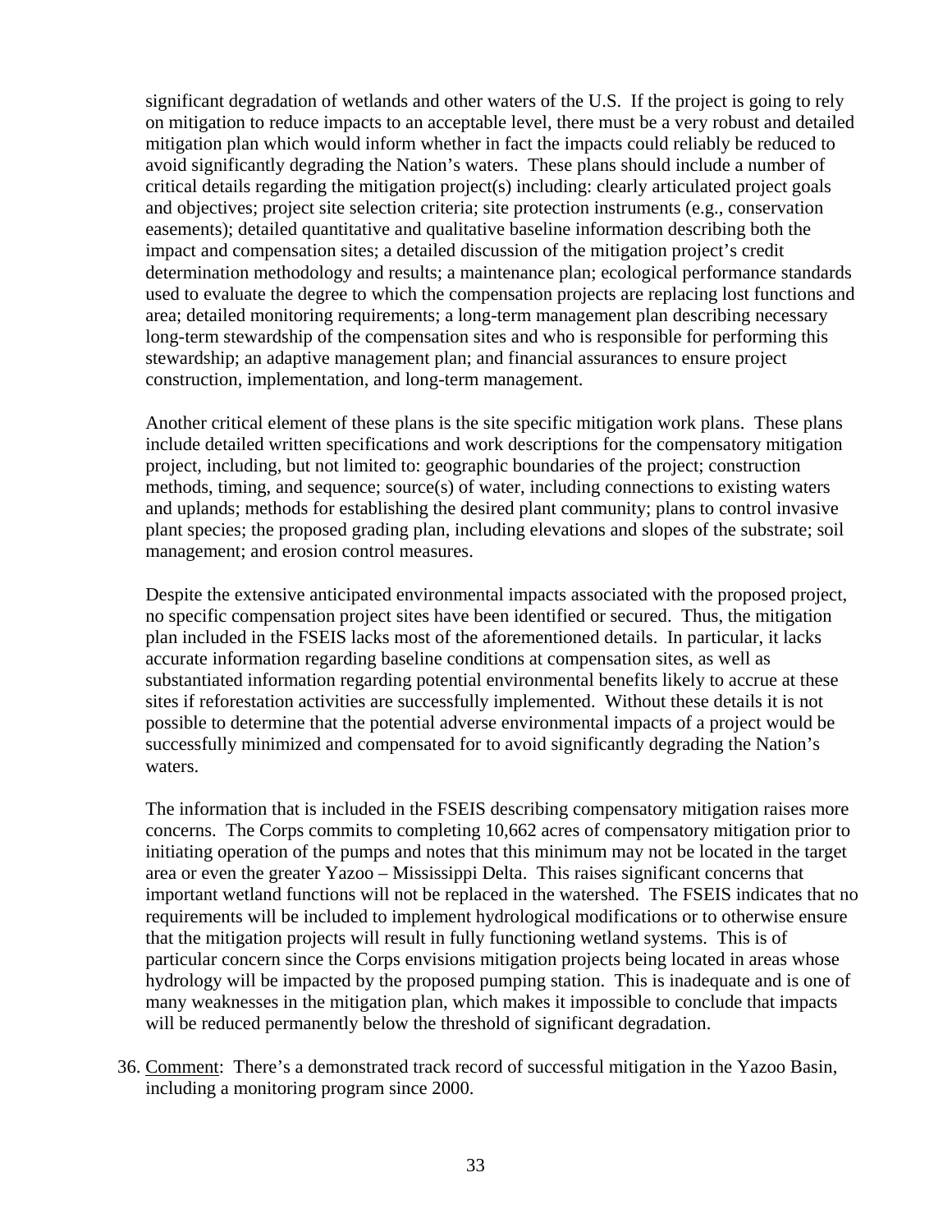significant degradation of wetlands and other waters of the U.S. If the project is going to rely on mitigation to reduce impacts to an acceptable level, there must be a very robust and detailed mitigation plan which would inform whether in fact the impacts could reliably be reduced to avoid significantly degrading the Nation's waters. These plans should include a number of critical details regarding the mitigation project(s) including: clearly articulated project goals and objectives; project site selection criteria; site protection instruments (e.g., conservation easements); detailed quantitative and qualitative baseline information describing both the impact and compensation sites; a detailed discussion of the mitigation project's credit determination methodology and results; a maintenance plan; ecological performance standards used to evaluate the degree to which the compensation projects are replacing lost functions and area; detailed monitoring requirements; a long-term management plan describing necessary long-term stewardship of the compensation sites and who is responsible for performing this stewardship; an adaptive management plan; and financial assurances to ensure project construction, implementation, and long-term management.

Another critical element of these plans is the site specific mitigation work plans. These plans include detailed written specifications and work descriptions for the compensatory mitigation project, including, but not limited to: geographic boundaries of the project; construction methods, timing, and sequence; source(s) of water, including connections to existing waters and uplands; methods for establishing the desired plant community; plans to control invasive plant species; the proposed grading plan, including elevations and slopes of the substrate; soil management; and erosion control measures.

Despite the extensive anticipated environmental impacts associated with the proposed project, no specific compensation project sites have been identified or secured. Thus, the mitigation plan included in the FSEIS lacks most of the aforementioned details. In particular, it lacks accurate information regarding baseline conditions at compensation sites, as well as substantiated information regarding potential environmental benefits likely to accrue at these sites if reforestation activities are successfully implemented. Without these details it is not possible to determine that the potential adverse environmental impacts of a project would be successfully minimized and compensated for to avoid significantly degrading the Nation's waters.

The information that is included in the FSEIS describing compensatory mitigation raises more concerns. The Corps commits to completing 10,662 acres of compensatory mitigation prior to initiating operation of the pumps and notes that this minimum may not be located in the target area or even the greater Yazoo – Mississippi Delta. This raises significant concerns that important wetland functions will not be replaced in the watershed. The FSEIS indicates that no requirements will be included to implement hydrological modifications or to otherwise ensure that the mitigation projects will result in fully functioning wetland systems. This is of particular concern since the Corps envisions mitigation projects being located in areas whose hydrology will be impacted by the proposed pumping station. This is inadequate and is one of many weaknesses in the mitigation plan, which makes it impossible to conclude that impacts will be reduced permanently below the threshold of significant degradation.

36. Comment: There's a demonstrated track record of successful mitigation in the Yazoo Basin, including a monitoring program since 2000.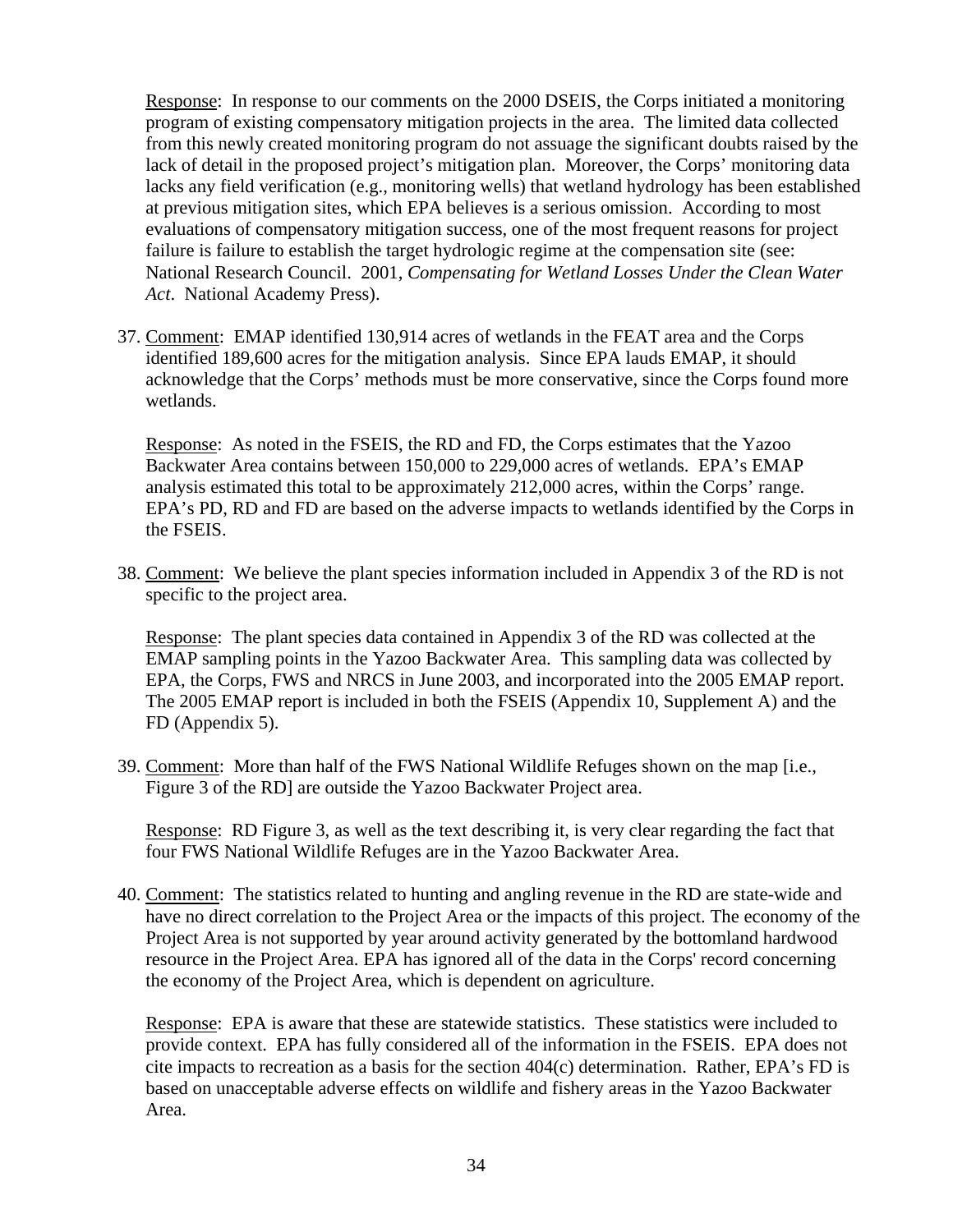Response: In response to our comments on the 2000 DSEIS, the Corps initiated a monitoring program of existing compensatory mitigation projects in the area. The limited data collected from this newly created monitoring program do not assuage the significant doubts raised by the lack of detail in the proposed project's mitigation plan. Moreover, the Corps' monitoring data lacks any field verification (e.g., monitoring wells) that wetland hydrology has been established at previous mitigation sites, which EPA believes is a serious omission. According to most evaluations of compensatory mitigation success, one of the most frequent reasons for project failure is failure to establish the target hydrologic regime at the compensation site (see: National Research Council. 2001, *Compensating for Wetland Losses Under the Clean Water Act*. National Academy Press).

37. Comment: EMAP identified 130,914 acres of wetlands in the FEAT area and the Corps identified 189,600 acres for the mitigation analysis. Since EPA lauds EMAP, it should acknowledge that the Corps' methods must be more conservative, since the Corps found more wetlands.

    Response: As noted in the FSEIS, the RD and FD, the Corps estimates that the Yazoo Backwater Area contains between 150,000 to 229,000 acres of wetlands. EPA's EMAP analysis estimated this total to be approximately 212,000 acres, within the Corps' range. EPA's PD, RD and FD are based on the adverse impacts to wetlands identified by the Corps in the FSEIS.

38. Comment: We believe the plant species information included in Appendix 3 of the RD is not specific to the project area.

    Response: The plant species data contained in Appendix 3 of the RD was collected at the EMAP sampling points in the Yazoo Backwater Area. This sampling data was collected by EPA, the Corps, FWS and NRCS in June 2003, and incorporated into the 2005 EMAP report. The 2005 EMAP report is included in both the FSEIS (Appendix 10, Supplement A) and the FD (Appendix 5).

39. Comment: More than half of the FWS National Wildlife Refuges shown on the map [i.e., Figure 3 of the RD] are outside the Yazoo Backwater Project area.

    Response: RD Figure 3, as well as the text describing it, is very clear regarding the fact that four FWS National Wildlife Refuges are in the Yazoo Backwater Area.

40. Comment: The statistics related to hunting and angling revenue in the RD are state-wide and have no direct correlation to the Project Area or the impacts of this project. The economy of the Project Area is not supported by year around activity generated by the bottomland hardwood resource in the Project Area. EPA has ignored all of the data in the Corps' record concerning the economy of the Project Area, which is dependent on agriculture.

    Response: EPA is aware that these are statewide statistics. These statistics were included to provide context. EPA has fully considered all of the information in the FSEIS. EPA does not cite impacts to recreation as a basis for the section 404(c) determination. Rather, EPA's FD is based on unacceptable adverse effects on wildlife and fishery areas in the Yazoo Backwater Area.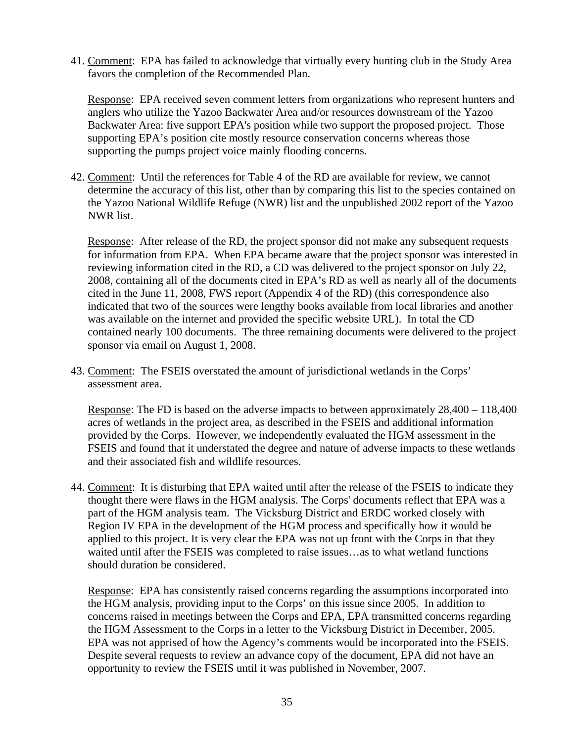41. Comment: EPA has failed to acknowledge that virtually every hunting club in the Study Area favors the completion of the Recommended Plan.

    Response: EPA received seven comment letters from organizations who represent hunters and anglers who utilize the Yazoo Backwater Area and/or resources downstream of the Yazoo Backwater Area: five support EPA's position while two support the proposed project. Those supporting EPA's position cite mostly resource conservation concerns whereas those supporting the pumps project voice mainly flooding concerns.

42. Comment: Until the references for Table 4 of the RD are available for review, we cannot determine the accuracy of this list, other than by comparing this list to the species contained on the Yazoo National Wildlife Refuge (NWR) list and the unpublished 2002 report of the Yazoo NWR list.

    Response: After release of the RD, the project sponsor did not make any subsequent requests for information from EPA. When EPA became aware that the project sponsor was interested in reviewing information cited in the RD, a CD was delivered to the project sponsor on July 22, 2008, containing all of the documents cited in EPA's RD as well as nearly all of the documents cited in the June 11, 2008, FWS report (Appendix 4 of the RD) (this correspondence also indicated that two of the sources were lengthy books available from local libraries and another was available on the internet and provided the specific website URL). In total the CD contained nearly 100 documents. The three remaining documents were delivered to the project sponsor via email on August 1, 2008.

43. Comment: The FSEIS overstated the amount of jurisdictional wetlands in the Corps' assessment area.

    Response: The FD is based on the adverse impacts to between approximately 28,400 – 118,400 acres of wetlands in the project area, as described in the FSEIS and additional information provided by the Corps. However, we independently evaluated the HGM assessment in the FSEIS and found that it understated the degree and nature of adverse impacts to these wetlands and their associated fish and wildlife resources.

44. Comment: It is disturbing that EPA waited until after the release of the FSEIS to indicate they thought there were flaws in the HGM analysis. The Corps' documents reflect that EPA was a part of the HGM analysis team. The Vicksburg District and ERDC worked closely with Region IV EPA in the development of the HGM process and specifically how it would be applied to this project. It is very clear the EPA was not up front with the Corps in that they waited until after the FSEIS was completed to raise issues…as to what wetland functions should duration be considered.

    Response: EPA has consistently raised concerns regarding the assumptions incorporated into the HGM analysis, providing input to the Corps' on this issue since 2005. In addition to concerns raised in meetings between the Corps and EPA, EPA transmitted concerns regarding the HGM Assessment to the Corps in a letter to the Vicksburg District in December, 2005. EPA was not apprised of how the Agency's comments would be incorporated into the FSEIS. Despite several requests to review an advance copy of the document, EPA did not have an opportunity to review the FSEIS until it was published in November, 2007.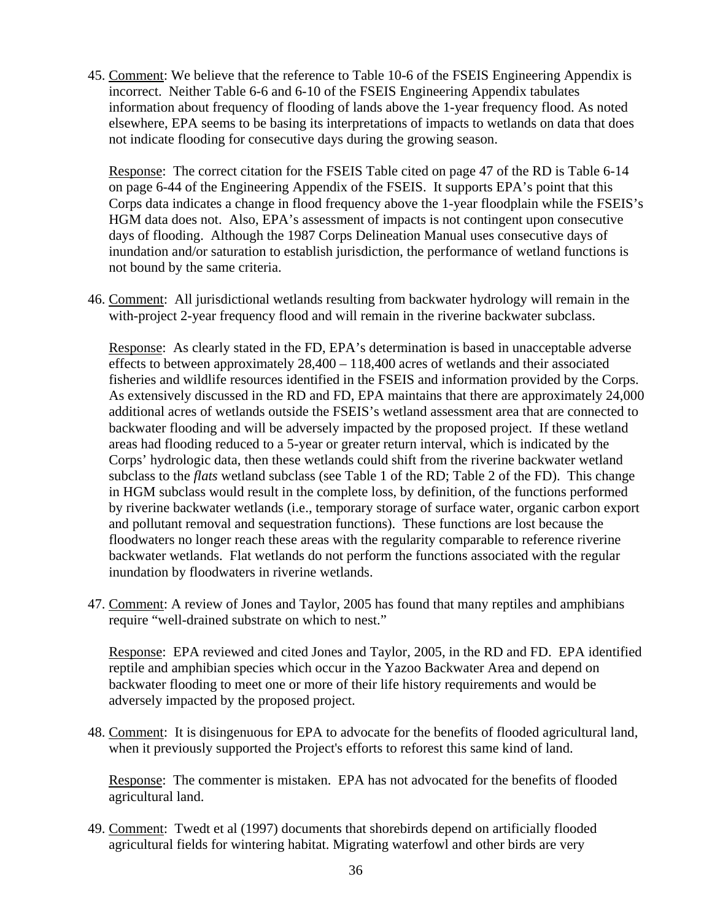45. Comment: We believe that the reference to Table 10-6 of the FSEIS Engineering Appendix is incorrect. Neither Table 6-6 and 6-10 of the FSEIS Engineering Appendix tabulates information about frequency of flooding of lands above the 1-year frequency flood. As noted elsewhere, EPA seems to be basing its interpretations of impacts to wetlands on data that does not indicate flooding for consecutive days during the growing season.

    Response: The correct citation for the FSEIS Table cited on page 47 of the RD is Table 6-14 on page 6-44 of the Engineering Appendix of the FSEIS. It supports EPA's point that this Corps data indicates a change in flood frequency above the 1-year floodplain while the FSEIS's HGM data does not. Also, EPA's assessment of impacts is not contingent upon consecutive days of flooding. Although the 1987 Corps Delineation Manual uses consecutive days of inundation and/or saturation to establish jurisdiction, the performance of wetland functions is not bound by the same criteria.

46. Comment: All jurisdictional wetlands resulting from backwater hydrology will remain in the with-project 2-year frequency flood and will remain in the riverine backwater subclass.

    Response: As clearly stated in the FD, EPA's determination is based in unacceptable adverse effects to between approximately 28,400 – 118,400 acres of wetlands and their associated fisheries and wildlife resources identified in the FSEIS and information provided by the Corps. As extensively discussed in the RD and FD, EPA maintains that there are approximately 24,000 additional acres of wetlands outside the FSEIS's wetland assessment area that are connected to backwater flooding and will be adversely impacted by the proposed project. If these wetland areas had flooding reduced to a 5-year or greater return interval, which is indicated by the Corps' hydrologic data, then these wetlands could shift from the riverine backwater wetland subclass to the *flats* wetland subclass (see Table 1 of the RD; Table 2 of the FD). This change in HGM subclass would result in the complete loss, by definition, of the functions performed by riverine backwater wetlands (i.e., temporary storage of surface water, organic carbon export and pollutant removal and sequestration functions). These functions are lost because the floodwaters no longer reach these areas with the regularity comparable to reference riverine backwater wetlands. Flat wetlands do not perform the functions associated with the regular inundation by floodwaters in riverine wetlands.

47. Comment: A review of Jones and Taylor, 2005 has found that many reptiles and amphibians require "well-drained substrate on which to nest."

    Response: EPA reviewed and cited Jones and Taylor, 2005, in the RD and FD. EPA identified reptile and amphibian species which occur in the Yazoo Backwater Area and depend on backwater flooding to meet one or more of their life history requirements and would be adversely impacted by the proposed project.

48. Comment: It is disingenuous for EPA to advocate for the benefits of flooded agricultural land, when it previously supported the Project's efforts to reforest this same kind of land.

    Response: The commenter is mistaken. EPA has not advocated for the benefits of flooded agricultural land.

49. Comment: Twedt et al (1997) documents that shorebirds depend on artificially flooded agricultural fields for wintering habitat. Migrating waterfowl and other birds are very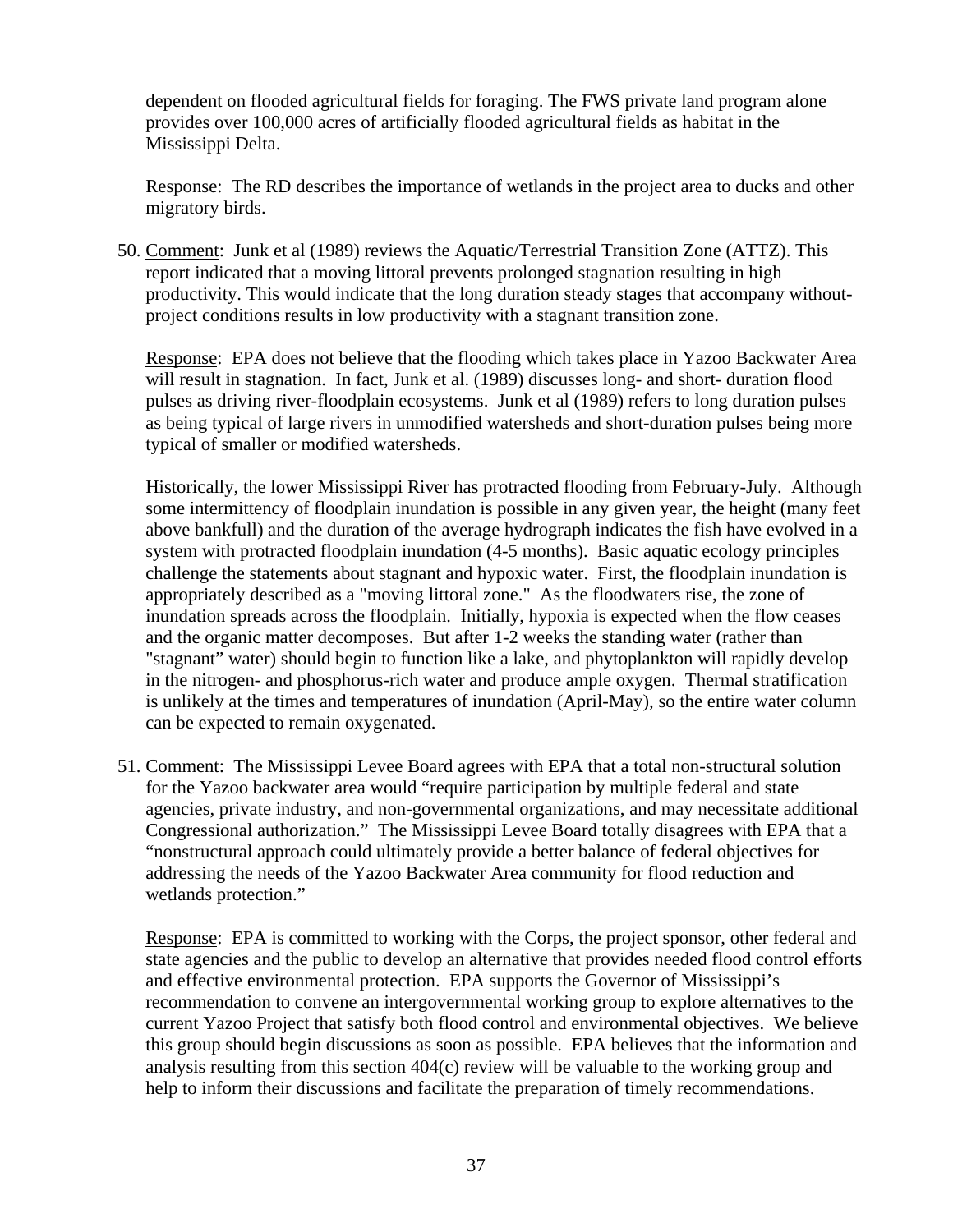dependent on flooded agricultural fields for foraging. The FWS private land program alone provides over 100,000 acres of artificially flooded agricultural fields as habitat in the Mississippi Delta.

Response: The RD describes the importance of wetlands in the project area to ducks and other migratory birds.

50. Comment: Junk et al (1989) reviews the Aquatic/Terrestrial Transition Zone (ATTZ). This report indicated that a moving littoral prevents prolonged stagnation resulting in high productivity. This would indicate that the long duration steady stages that accompany without-project conditions results in low productivity with a stagnant transition zone.

    Response: EPA does not believe that the flooding which takes place in Yazoo Backwater Area will result in stagnation. In fact, Junk et al. (1989) discusses long- and short- duration flood pulses as driving river-floodplain ecosystems. Junk et al (1989) refers to long duration pulses as being typical of large rivers in unmodified watersheds and short-duration pulses being more typical of smaller or modified watersheds.

    Historically, the lower Mississippi River has protracted flooding from February-July. Although some intermittency of floodplain inundation is possible in any given year, the height (many feet above bankfull) and the duration of the average hydrograph indicates the fish have evolved in a system with protracted floodplain inundation (4-5 months). Basic aquatic ecology principles challenge the statements about stagnant and hypoxic water. First, the floodplain inundation is appropriately described as a "moving littoral zone." As the floodwaters rise, the zone of inundation spreads across the floodplain. Initially, hypoxia is expected when the flow ceases and the organic matter decomposes. But after 1-2 weeks the standing water (rather than "stagnant" water) should begin to function like a lake, and phytoplankton will rapidly develop in the nitrogen- and phosphorus-rich water and produce ample oxygen. Thermal stratification is unlikely at the times and temperatures of inundation (April-May), so the entire water column can be expected to remain oxygenated.

51. Comment: The Mississippi Levee Board agrees with EPA that a total non-structural solution for the Yazoo backwater area would "require participation by multiple federal and state agencies, private industry, and non-governmental organizations, and may necessitate additional Congressional authorization." The Mississippi Levee Board totally disagrees with EPA that a "nonstructural approach could ultimately provide a better balance of federal objectives for addressing the needs of the Yazoo Backwater Area community for flood reduction and wetlands protection."

    Response: EPA is committed to working with the Corps, the project sponsor, other federal and state agencies and the public to develop an alternative that provides needed flood control efforts and effective environmental protection. EPA supports the Governor of Mississippi's recommendation to convene an intergovernmental working group to explore alternatives to the current Yazoo Project that satisfy both flood control and environmental objectives. We believe this group should begin discussions as soon as possible. EPA believes that the information and analysis resulting from this section 404(c) review will be valuable to the working group and help to inform their discussions and facilitate the preparation of timely recommendations.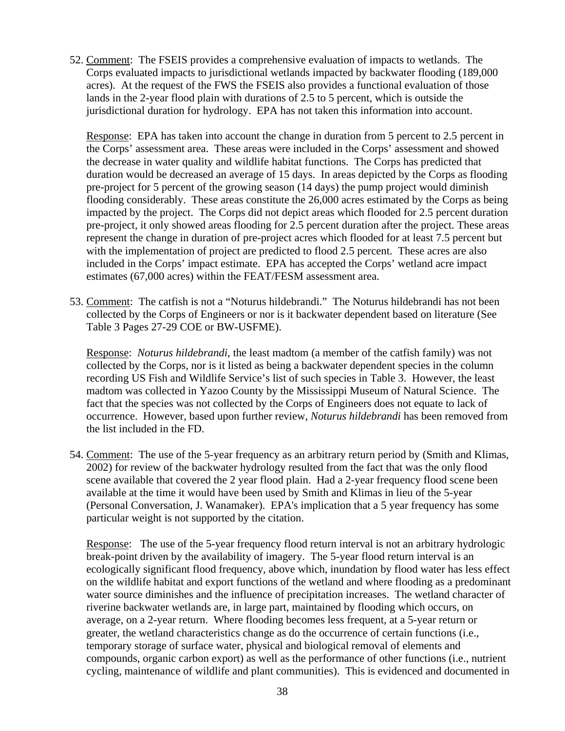52. Comment: The FSEIS provides a comprehensive evaluation of impacts to wetlands. The Corps evaluated impacts to jurisdictional wetlands impacted by backwater flooding (189,000 acres). At the request of the FWS the FSEIS also provides a functional evaluation of those lands in the 2-year flood plain with durations of 2.5 to 5 percent, which is outside the jurisdictional duration for hydrology. EPA has not taken this information into account.

    Response: EPA has taken into account the change in duration from 5 percent to 2.5 percent in the Corps' assessment area. These areas were included in the Corps' assessment and showed the decrease in water quality and wildlife habitat functions. The Corps has predicted that duration would be decreased an average of 15 days. In areas depicted by the Corps as flooding pre-project for 5 percent of the growing season (14 days) the pump project would diminish flooding considerably. These areas constitute the 26,000 acres estimated by the Corps as being impacted by the project. The Corps did not depict areas which flooded for 2.5 percent duration pre-project, it only showed areas flooding for 2.5 percent duration after the project. These areas represent the change in duration of pre-project acres which flooded for at least 7.5 percent but with the implementation of project are predicted to flood 2.5 percent. These acres are also included in the Corps' impact estimate. EPA has accepted the Corps' wetland acre impact estimates (67,000 acres) within the FEAT/FESM assessment area.

53. Comment: The catfish is not a "Noturus hildebrandi." The Noturus hildebrandi has not been collected by the Corps of Engineers or nor is it backwater dependent based on literature (See Table 3 Pages 27-29 COE or BW-USFME).

    Response: *Noturus hildebrandi*, the least madtom (a member of the catfish family) was not collected by the Corps, nor is it listed as being a backwater dependent species in the column recording US Fish and Wildlife Service's list of such species in Table 3. However, the least madtom was collected in Yazoo County by the Mississippi Museum of Natural Science. The fact that the species was not collected by the Corps of Engineers does not equate to lack of occurrence. However, based upon further review, *Noturus hildebrandi* has been removed from the list included in the FD.

54. Comment: The use of the 5-year frequency as an arbitrary return period by (Smith and Klimas, 2002) for review of the backwater hydrology resulted from the fact that was the only flood scene available that covered the 2 year flood plain. Had a 2-year frequency flood scene been available at the time it would have been used by Smith and Klimas in lieu of the 5-year (Personal Conversation, J. Wanamaker). EPA's implication that a 5 year frequency has some particular weight is not supported by the citation.

    Response: The use of the 5-year frequency flood return interval is not an arbitrary hydrologic break-point driven by the availability of imagery. The 5-year flood return interval is an ecologically significant flood frequency, above which, inundation by flood water has less effect on the wildlife habitat and export functions of the wetland and where flooding as a predominant water source diminishes and the influence of precipitation increases. The wetland character of riverine backwater wetlands are, in large part, maintained by flooding which occurs, on average, on a 2-year return. Where flooding becomes less frequent, at a 5-year return or greater, the wetland characteristics change as do the occurrence of certain functions (i.e., temporary storage of surface water, physical and biological removal of elements and compounds, organic carbon export) as well as the performance of other functions (i.e., nutrient cycling, maintenance of wildlife and plant communities). This is evidenced and documented in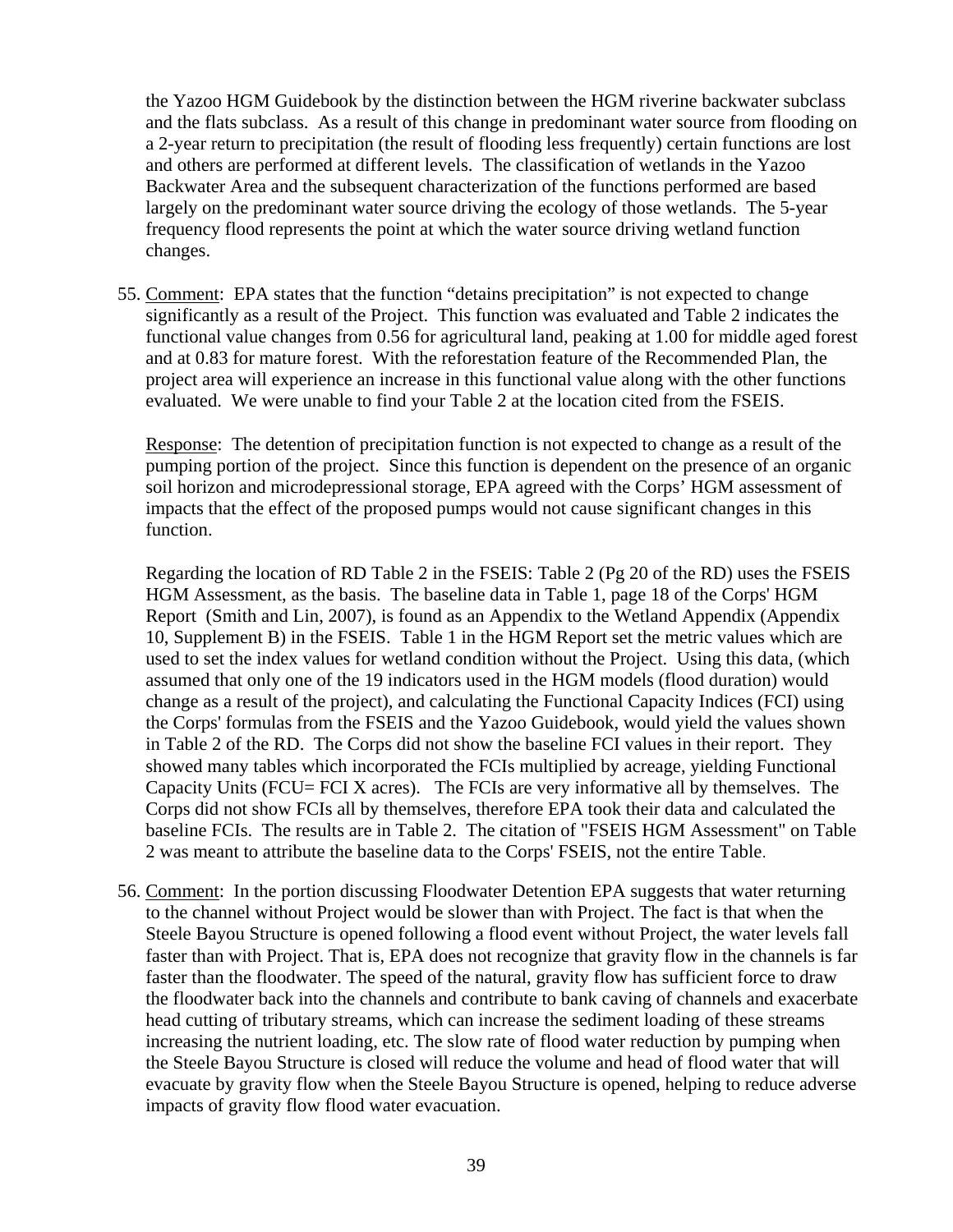the Yazoo HGM Guidebook by the distinction between the HGM riverine backwater subclass and the flats subclass. As a result of this change in predominant water source from flooding on a 2-year return to precipitation (the result of flooding less frequently) certain functions are lost and others are performed at different levels. The classification of wetlands in the Yazoo Backwater Area and the subsequent characterization of the functions performed are based largely on the predominant water source driving the ecology of those wetlands. The 5-year frequency flood represents the point at which the water source driving wetland function changes.

55. Comment: EPA states that the function "detains precipitation" is not expected to change significantly as a result of the Project. This function was evaluated and Table 2 indicates the functional value changes from 0.56 for agricultural land, peaking at 1.00 for middle aged forest and at 0.83 for mature forest. With the reforestation feature of the Recommended Plan, the project area will experience an increase in this functional value along with the other functions evaluated. We were unable to find your Table 2 at the location cited from the FSEIS.

    Response: The detention of precipitation function is not expected to change as a result of the pumping portion of the project. Since this function is dependent on the presence of an organic soil horizon and microdepressional storage, EPA agreed with the Corps' HGM assessment of impacts that the effect of the proposed pumps would not cause significant changes in this function.

    Regarding the location of RD Table 2 in the FSEIS: Table 2 (Pg 20 of the RD) uses the FSEIS HGM Assessment, as the basis. The baseline data in Table 1, page 18 of the Corps' HGM Report (Smith and Lin, 2007), is found as an Appendix to the Wetland Appendix (Appendix 10, Supplement B) in the FSEIS. Table 1 in the HGM Report set the metric values which are used to set the index values for wetland condition without the Project. Using this data, (which assumed that only one of the 19 indicators used in the HGM models (flood duration) would change as a result of the project), and calculating the Functional Capacity Indices (FCI) using the Corps' formulas from the FSEIS and the Yazoo Guidebook, would yield the values shown in Table 2 of the RD. The Corps did not show the baseline FCI values in their report. They showed many tables which incorporated the FCIs multiplied by acreage, yielding Functional Capacity Units (FCU= FCI X acres). The FCIs are very informative all by themselves. The Corps did not show FCIs all by themselves, therefore EPA took their data and calculated the baseline FCIs. The results are in Table 2. The citation of "FSEIS HGM Assessment" on Table 2 was meant to attribute the baseline data to the Corps' FSEIS, not the entire Table.

56. Comment: In the portion discussing Floodwater Detention EPA suggests that water returning to the channel without Project would be slower than with Project. The fact is that when the Steele Bayou Structure is opened following a flood event without Project, the water levels fall faster than with Project. That is, EPA does not recognize that gravity flow in the channels is far faster than the floodwater. The speed of the natural, gravity flow has sufficient force to draw the floodwater back into the channels and contribute to bank caving of channels and exacerbate head cutting of tributary streams, which can increase the sediment loading of these streams increasing the nutrient loading, etc. The slow rate of flood water reduction by pumping when the Steele Bayou Structure is closed will reduce the volume and head of flood water that will evacuate by gravity flow when the Steele Bayou Structure is opened, helping to reduce adverse impacts of gravity flow flood water evacuation.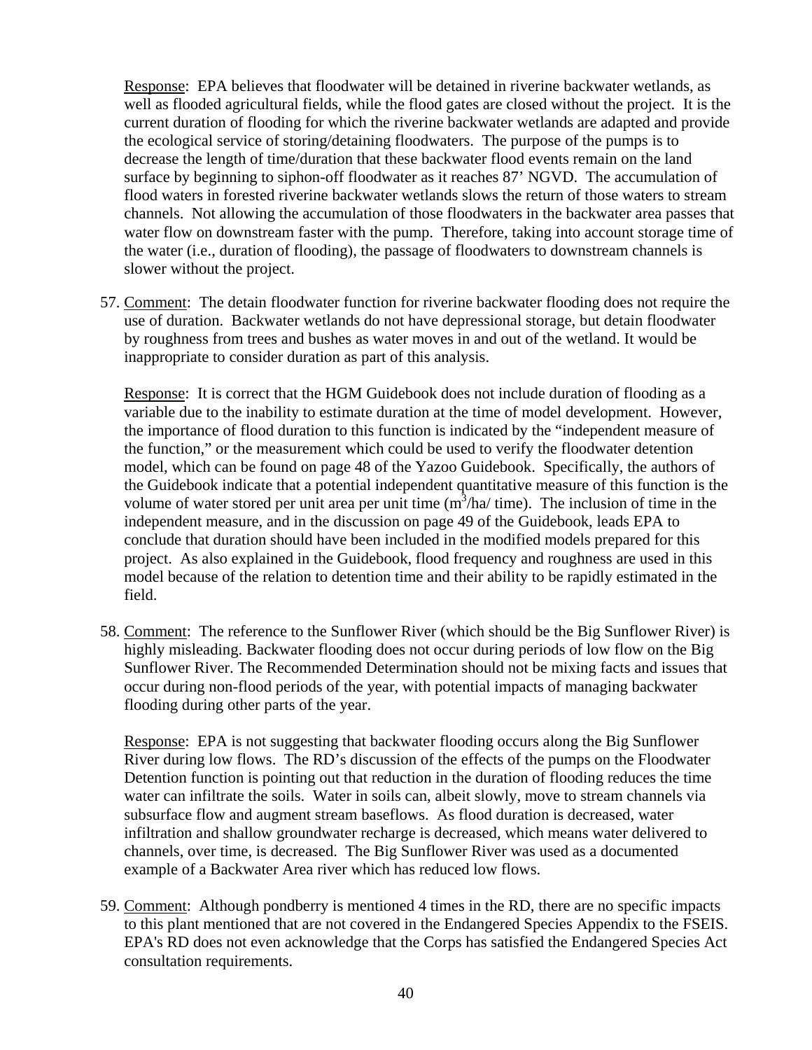Response: EPA believes that floodwater will be detained in riverine backwater wetlands, as well as flooded agricultural fields, while the flood gates are closed without the project. It is the current duration of flooding for which the riverine backwater wetlands are adapted and provide the ecological service of storing/detaining floodwaters. The purpose of the pumps is to decrease the length of time/duration that these backwater flood events remain on the land surface by beginning to siphon-off floodwater as it reaches 87' NGVD. The accumulation of flood waters in forested riverine backwater wetlands slows the return of those waters to stream channels. Not allowing the accumulation of those floodwaters in the backwater area passes that water flow on downstream faster with the pump. Therefore, taking into account storage time of the water (i.e., duration of flooding), the passage of floodwaters to downstream channels is slower without the project.

57. Comment: The detain floodwater function for riverine backwater flooding does not require the use of duration. Backwater wetlands do not have depressional storage, but detain floodwater by roughness from trees and bushes as water moves in and out of the wetland. It would be inappropriate to consider duration as part of this analysis.

    Response: It is correct that the HGM Guidebook does not include duration of flooding as a variable due to the inability to estimate duration at the time of model development. However, the importance of flood duration to this function is indicated by the "independent measure of the function," or the measurement which could be used to verify the floodwater detention model, which can be found on page 48 of the Yazoo Guidebook. Specifically, the authors of the Guidebook indicate that a potential independent quantitative measure of this function is the volume of water stored per unit area per unit time ($m^3$/ha/ time). The inclusion of time in the independent measure, and in the discussion on page 49 of the Guidebook, leads EPA to conclude that duration should have been included in the modified models prepared for this project. As also explained in the Guidebook, flood frequency and roughness are used in this model because of the relation to detention time and their ability to be rapidly estimated in the field.

58. Comment: The reference to the Sunflower River (which should be the Big Sunflower River) is highly misleading. Backwater flooding does not occur during periods of low flow on the Big Sunflower River. The Recommended Determination should not be mixing facts and issues that occur during non-flood periods of the year, with potential impacts of managing backwater flooding during other parts of the year.

    Response: EPA is not suggesting that backwater flooding occurs along the Big Sunflower River during low flows. The RD's discussion of the effects of the pumps on the Floodwater Detention function is pointing out that reduction in the duration of flooding reduces the time water can infiltrate the soils. Water in soils can, albeit slowly, move to stream channels via subsurface flow and augment stream baseflows. As flood duration is decreased, water infiltration and shallow groundwater recharge is decreased, which means water delivered to channels, over time, is decreased. The Big Sunflower River was used as a documented example of a Backwater Area river which has reduced low flows.

59. Comment: Although pondberry is mentioned 4 times in the RD, there are no specific impacts to this plant mentioned that are not covered in the Endangered Species Appendix to the FSEIS. EPA's RD does not even acknowledge that the Corps has satisfied the Endangered Species Act consultation requirements.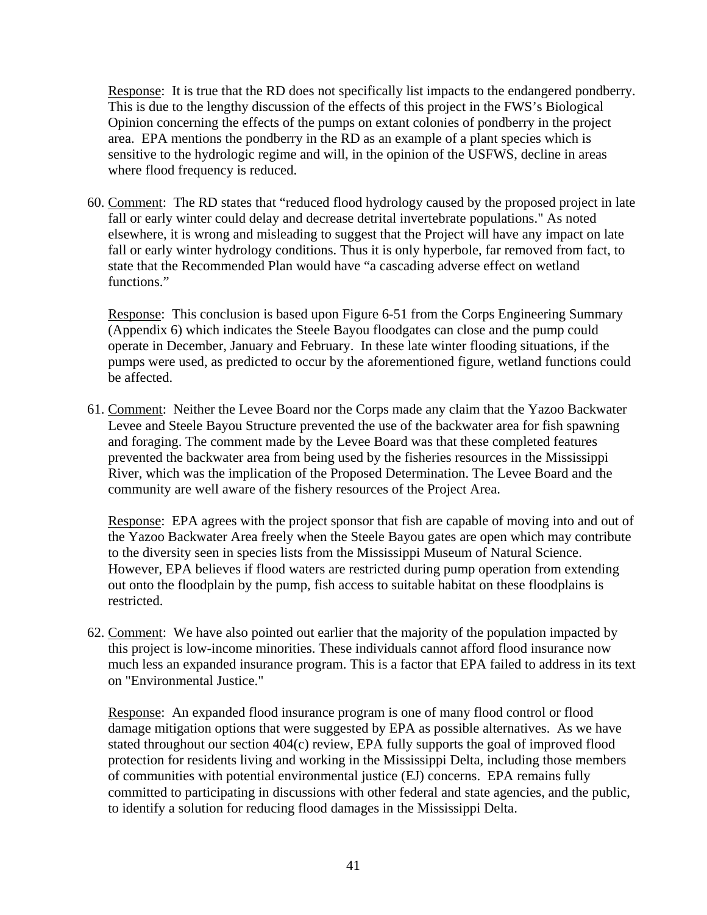Response: It is true that the RD does not specifically list impacts to the endangered pondberry. This is due to the lengthy discussion of the effects of this project in the FWS's Biological Opinion concerning the effects of the pumps on extant colonies of pondberry in the project area. EPA mentions the pondberry in the RD as an example of a plant species which is sensitive to the hydrologic regime and will, in the opinion of the USFWS, decline in areas where flood frequency is reduced.

60. Comment: The RD states that "reduced flood hydrology caused by the proposed project in late fall or early winter could delay and decrease detrital invertebrate populations." As noted elsewhere, it is wrong and misleading to suggest that the Project will have any impact on late fall or early winter hydrology conditions. Thus it is only hyperbole, far removed from fact, to state that the Recommended Plan would have "a cascading adverse effect on wetland functions."

   Response: This conclusion is based upon Figure 6-51 from the Corps Engineering Summary (Appendix 6) which indicates the Steele Bayou floodgates can close and the pump could operate in December, January and February. In these late winter flooding situations, if the pumps were used, as predicted to occur by the aforementioned figure, wetland functions could be affected.

61. Comment: Neither the Levee Board nor the Corps made any claim that the Yazoo Backwater Levee and Steele Bayou Structure prevented the use of the backwater area for fish spawning and foraging. The comment made by the Levee Board was that these completed features prevented the backwater area from being used by the fisheries resources in the Mississippi River, which was the implication of the Proposed Determination. The Levee Board and the community are well aware of the fishery resources of the Project Area.

   Response: EPA agrees with the project sponsor that fish are capable of moving into and out of the Yazoo Backwater Area freely when the Steele Bayou gates are open which may contribute to the diversity seen in species lists from the Mississippi Museum of Natural Science. However, EPA believes if flood waters are restricted during pump operation from extending out onto the floodplain by the pump, fish access to suitable habitat on these floodplains is restricted.

62. Comment: We have also pointed out earlier that the majority of the population impacted by this project is low-income minorities. These individuals cannot afford flood insurance now much less an expanded insurance program. This is a factor that EPA failed to address in its text on "Environmental Justice."

   Response: An expanded flood insurance program is one of many flood control or flood damage mitigation options that were suggested by EPA as possible alternatives. As we have stated throughout our section 404(c) review, EPA fully supports the goal of improved flood protection for residents living and working in the Mississippi Delta, including those members of communities with potential environmental justice (EJ) concerns. EPA remains fully committed to participating in discussions with other federal and state agencies, and the public, to identify a solution for reducing flood damages in the Mississippi Delta.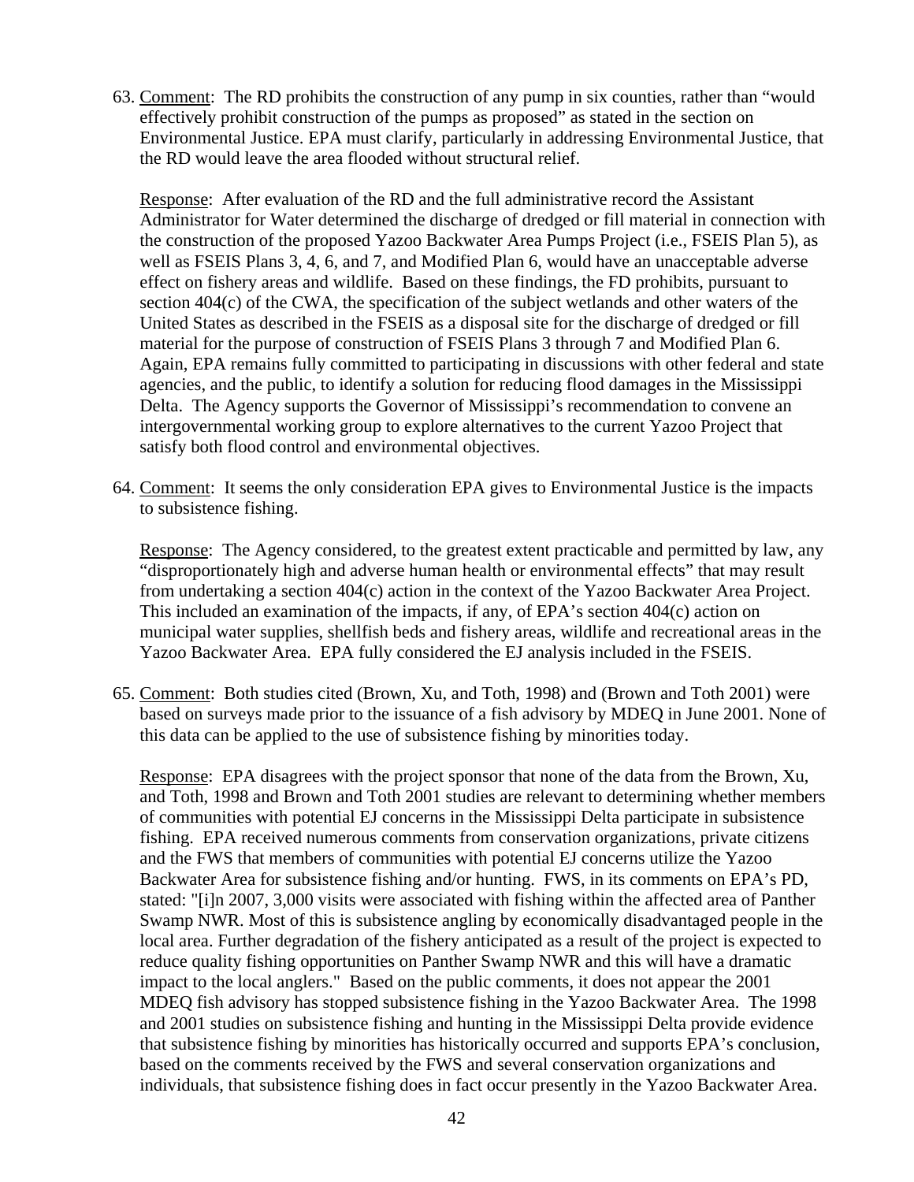63. Comment: The RD prohibits the construction of any pump in six counties, rather than "would effectively prohibit construction of the pumps as proposed" as stated in the section on Environmental Justice. EPA must clarify, particularly in addressing Environmental Justice, that the RD would leave the area flooded without structural relief.

    Response: After evaluation of the RD and the full administrative record the Assistant Administrator for Water determined the discharge of dredged or fill material in connection with the construction of the proposed Yazoo Backwater Area Pumps Project (i.e., FSEIS Plan 5), as well as FSEIS Plans 3, 4, 6, and 7, and Modified Plan 6, would have an unacceptable adverse effect on fishery areas and wildlife. Based on these findings, the FD prohibits, pursuant to section 404(c) of the CWA, the specification of the subject wetlands and other waters of the United States as described in the FSEIS as a disposal site for the discharge of dredged or fill material for the purpose of construction of FSEIS Plans 3 through 7 and Modified Plan 6. Again, EPA remains fully committed to participating in discussions with other federal and state agencies, and the public, to identify a solution for reducing flood damages in the Mississippi Delta. The Agency supports the Governor of Mississippi's recommendation to convene an intergovernmental working group to explore alternatives to the current Yazoo Project that satisfy both flood control and environmental objectives.

64. Comment: It seems the only consideration EPA gives to Environmental Justice is the impacts to subsistence fishing.

    Response: The Agency considered, to the greatest extent practicable and permitted by law, any "disproportionately high and adverse human health or environmental effects" that may result from undertaking a section 404(c) action in the context of the Yazoo Backwater Area Project. This included an examination of the impacts, if any, of EPA's section 404(c) action on municipal water supplies, shellfish beds and fishery areas, wildlife and recreational areas in the Yazoo Backwater Area. EPA fully considered the EJ analysis included in the FSEIS.

65. Comment: Both studies cited (Brown, Xu, and Toth, 1998) and (Brown and Toth 2001) were based on surveys made prior to the issuance of a fish advisory by MDEQ in June 2001. None of this data can be applied to the use of subsistence fishing by minorities today.

    Response: EPA disagrees with the project sponsor that none of the data from the Brown, Xu, and Toth, 1998 and Brown and Toth 2001 studies are relevant to determining whether members of communities with potential EJ concerns in the Mississippi Delta participate in subsistence fishing. EPA received numerous comments from conservation organizations, private citizens and the FWS that members of communities with potential EJ concerns utilize the Yazoo Backwater Area for subsistence fishing and/or hunting. FWS, in its comments on EPA's PD, stated: "[i]n 2007, 3,000 visits were associated with fishing within the affected area of Panther Swamp NWR. Most of this is subsistence angling by economically disadvantaged people in the local area. Further degradation of the fishery anticipated as a result of the project is expected to reduce quality fishing opportunities on Panther Swamp NWR and this will have a dramatic impact to the local anglers." Based on the public comments, it does not appear the 2001 MDEQ fish advisory has stopped subsistence fishing in the Yazoo Backwater Area. The 1998 and 2001 studies on subsistence fishing and hunting in the Mississippi Delta provide evidence that subsistence fishing by minorities has historically occurred and supports EPA's conclusion, based on the comments received by the FWS and several conservation organizations and individuals, that subsistence fishing does in fact occur presently in the Yazoo Backwater Area.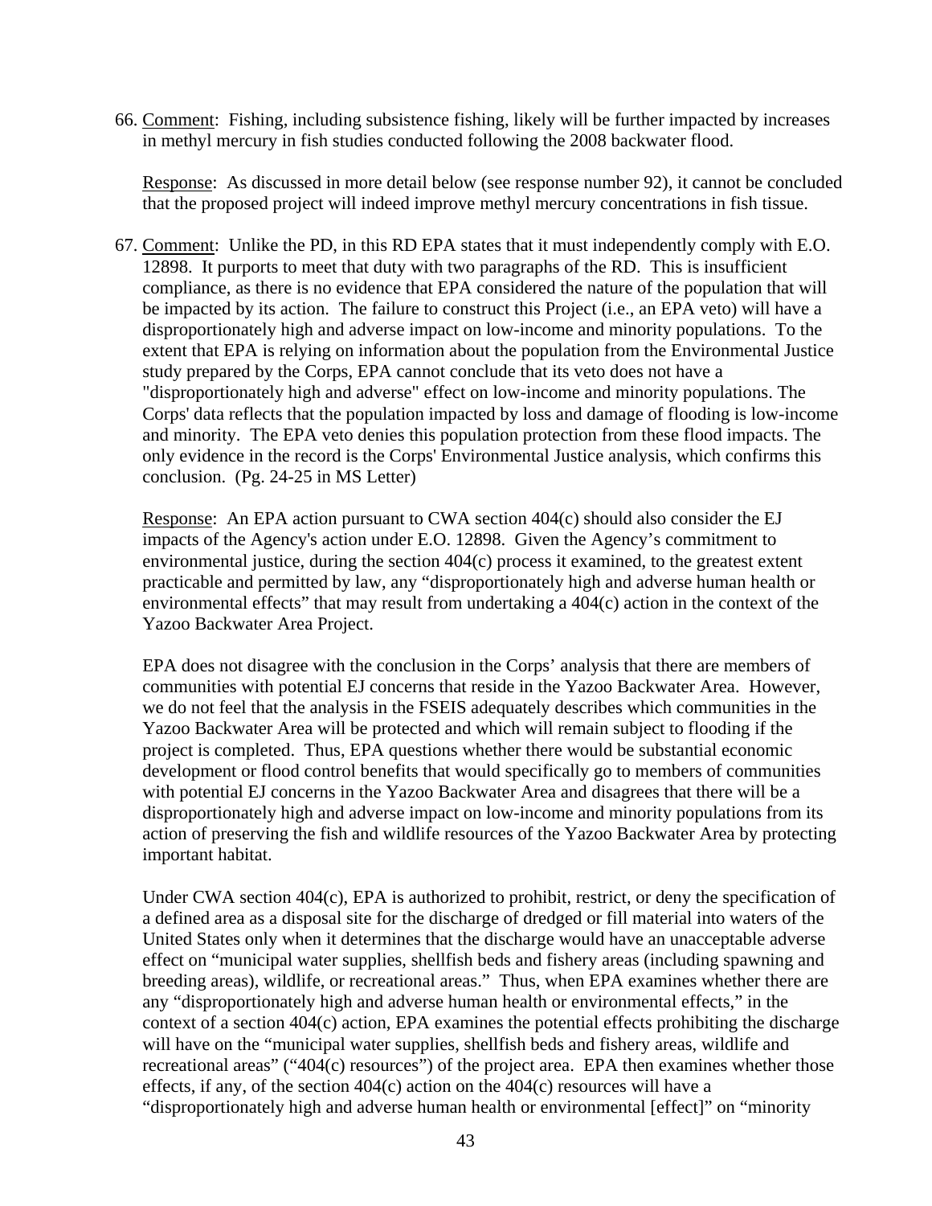66. Comment: Fishing, including subsistence fishing, likely will be further impacted by increases in methyl mercury in fish studies conducted following the 2008 backwater flood.

    Response: As discussed in more detail below (see response number 92), it cannot be concluded that the proposed project will indeed improve methyl mercury concentrations in fish tissue.

67. Comment: Unlike the PD, in this RD EPA states that it must independently comply with E.O. 12898. It purports to meet that duty with two paragraphs of the RD. This is insufficient compliance, as there is no evidence that EPA considered the nature of the population that will be impacted by its action. The failure to construct this Project (i.e., an EPA veto) will have a disproportionately high and adverse impact on low-income and minority populations. To the extent that EPA is relying on information about the population from the Environmental Justice study prepared by the Corps, EPA cannot conclude that its veto does not have a "disproportionately high and adverse" effect on low-income and minority populations. The Corps' data reflects that the population impacted by loss and damage of flooding is low-income and minority. The EPA veto denies this population protection from these flood impacts. The only evidence in the record is the Corps' Environmental Justice analysis, which confirms this conclusion. (Pg. 24-25 in MS Letter)

    Response: An EPA action pursuant to CWA section 404(c) should also consider the EJ impacts of the Agency's action under E.O. 12898. Given the Agency's commitment to environmental justice, during the section 404(c) process it examined, to the greatest extent practicable and permitted by law, any "disproportionately high and adverse human health or environmental effects" that may result from undertaking a 404(c) action in the context of the Yazoo Backwater Area Project.

    EPA does not disagree with the conclusion in the Corps' analysis that there are members of communities with potential EJ concerns that reside in the Yazoo Backwater Area. However, we do not feel that the analysis in the FSEIS adequately describes which communities in the Yazoo Backwater Area will be protected and which will remain subject to flooding if the project is completed. Thus, EPA questions whether there would be substantial economic development or flood control benefits that would specifically go to members of communities with potential EJ concerns in the Yazoo Backwater Area and disagrees that there will be a disproportionately high and adverse impact on low-income and minority populations from its action of preserving the fish and wildlife resources of the Yazoo Backwater Area by protecting important habitat.

    Under CWA section 404(c), EPA is authorized to prohibit, restrict, or deny the specification of a defined area as a disposal site for the discharge of dredged or fill material into waters of the United States only when it determines that the discharge would have an unacceptable adverse effect on "municipal water supplies, shellfish beds and fishery areas (including spawning and breeding areas), wildlife, or recreational areas." Thus, when EPA examines whether there are any "disproportionately high and adverse human health or environmental effects," in the context of a section 404(c) action, EPA examines the potential effects prohibiting the discharge will have on the "municipal water supplies, shellfish beds and fishery areas, wildlife and recreational areas" ("404(c) resources") of the project area. EPA then examines whether those effects, if any, of the section 404(c) action on the 404(c) resources will have a "disproportionately high and adverse human health or environmental [effect]" on "minority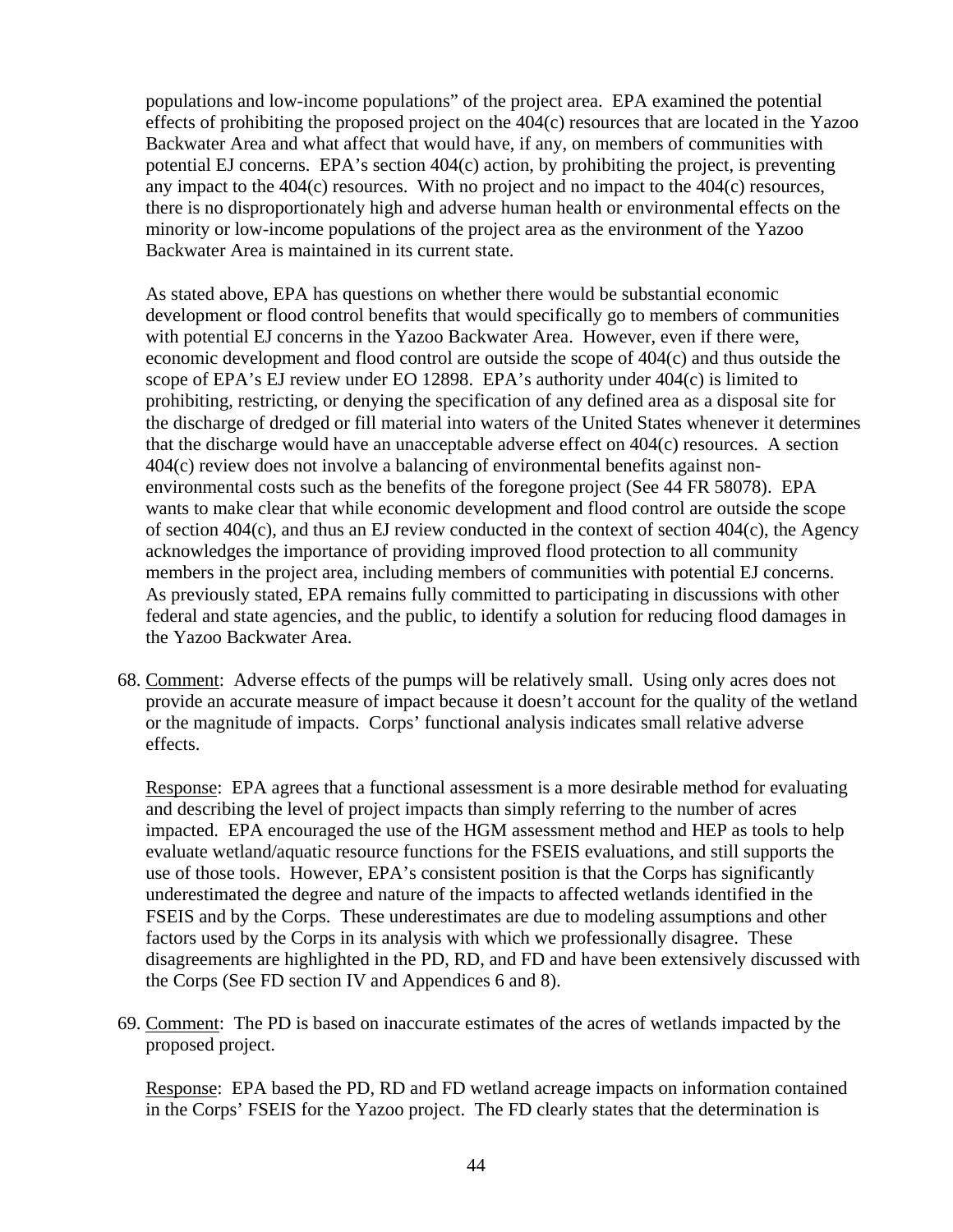populations and low-income populations" of the project area. EPA examined the potential effects of prohibiting the proposed project on the 404(c) resources that are located in the Yazoo Backwater Area and what affect that would have, if any, on members of communities with potential EJ concerns. EPA's section 404(c) action, by prohibiting the project, is preventing any impact to the 404(c) resources. With no project and no impact to the 404(c) resources, there is no disproportionately high and adverse human health or environmental effects on the minority or low-income populations of the project area as the environment of the Yazoo Backwater Area is maintained in its current state.

As stated above, EPA has questions on whether there would be substantial economic development or flood control benefits that would specifically go to members of communities with potential EJ concerns in the Yazoo Backwater Area. However, even if there were, economic development and flood control are outside the scope of 404(c) and thus outside the scope of EPA's EJ review under EO 12898. EPA's authority under 404(c) is limited to prohibiting, restricting, or denying the specification of any defined area as a disposal site for the discharge of dredged or fill material into waters of the United States whenever it determines that the discharge would have an unacceptable adverse effect on 404(c) resources. A section 404(c) review does not involve a balancing of environmental benefits against non-environmental costs such as the benefits of the foregone project (See 44 FR 58078). EPA wants to make clear that while economic development and flood control are outside the scope of section 404(c), and thus an EJ review conducted in the context of section 404(c), the Agency acknowledges the importance of providing improved flood protection to all community members in the project area, including members of communities with potential EJ concerns. As previously stated, EPA remains fully committed to participating in discussions with other federal and state agencies, and the public, to identify a solution for reducing flood damages in the Yazoo Backwater Area.

68. Comment: Adverse effects of the pumps will be relatively small. Using only acres does not provide an accurate measure of impact because it doesn't account for the quality of the wetland or the magnitude of impacts. Corps' functional analysis indicates small relative adverse effects.

    Response: EPA agrees that a functional assessment is a more desirable method for evaluating and describing the level of project impacts than simply referring to the number of acres impacted. EPA encouraged the use of the HGM assessment method and HEP as tools to help evaluate wetland/aquatic resource functions for the FSEIS evaluations, and still supports the use of those tools. However, EPA's consistent position is that the Corps has significantly underestimated the degree and nature of the impacts to affected wetlands identified in the FSEIS and by the Corps. These underestimates are due to modeling assumptions and other factors used by the Corps in its analysis with which we professionally disagree. These disagreements are highlighted in the PD, RD, and FD and have been extensively discussed with the Corps (See FD section IV and Appendices 6 and 8).

69. Comment: The PD is based on inaccurate estimates of the acres of wetlands impacted by the proposed project.

    Response: EPA based the PD, RD and FD wetland acreage impacts on information contained in the Corps' FSEIS for the Yazoo project. The FD clearly states that the determination is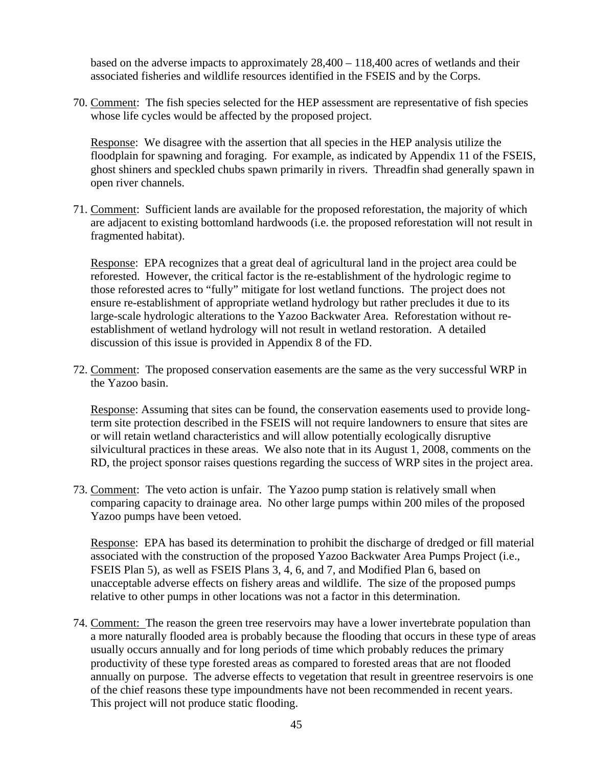based on the adverse impacts to approximately 28,400 – 118,400 acres of wetlands and their associated fisheries and wildlife resources identified in the FSEIS and by the Corps.

70. Comment: The fish species selected for the HEP assessment are representative of fish species whose life cycles would be affected by the proposed project.

    Response: We disagree with the assertion that all species in the HEP analysis utilize the floodplain for spawning and foraging. For example, as indicated by Appendix 11 of the FSEIS, ghost shiners and speckled chubs spawn primarily in rivers. Threadfin shad generally spawn in open river channels.

71. Comment: Sufficient lands are available for the proposed reforestation, the majority of which are adjacent to existing bottomland hardwoods (i.e. the proposed reforestation will not result in fragmented habitat).

    Response: EPA recognizes that a great deal of agricultural land in the project area could be reforested. However, the critical factor is the re-establishment of the hydrologic regime to those reforested acres to "fully" mitigate for lost wetland functions. The project does not ensure re-establishment of appropriate wetland hydrology but rather precludes it due to its large-scale hydrologic alterations to the Yazoo Backwater Area. Reforestation without re-establishment of wetland hydrology will not result in wetland restoration. A detailed discussion of this issue is provided in Appendix 8 of the FD.

72. Comment: The proposed conservation easements are the same as the very successful WRP in the Yazoo basin.

    Response: Assuming that sites can be found, the conservation easements used to provide long-term site protection described in the FSEIS will not require landowners to ensure that sites are or will retain wetland characteristics and will allow potentially ecologically disruptive silvicultural practices in these areas. We also note that in its August 1, 2008, comments on the RD, the project sponsor raises questions regarding the success of WRP sites in the project area.

73. Comment: The veto action is unfair. The Yazoo pump station is relatively small when comparing capacity to drainage area. No other large pumps within 200 miles of the proposed Yazoo pumps have been vetoed.

    Response: EPA has based its determination to prohibit the discharge of dredged or fill material associated with the construction of the proposed Yazoo Backwater Area Pumps Project (i.e., FSEIS Plan 5), as well as FSEIS Plans 3, 4, 6, and 7, and Modified Plan 6, based on unacceptable adverse effects on fishery areas and wildlife. The size of the proposed pumps relative to other pumps in other locations was not a factor in this determination.

74. Comment: The reason the green tree reservoirs may have a lower invertebrate population than a more naturally flooded area is probably because the flooding that occurs in these type of areas usually occurs annually and for long periods of time which probably reduces the primary productivity of these type forested areas as compared to forested areas that are not flooded annually on purpose. The adverse effects to vegetation that result in greentree reservoirs is one of the chief reasons these type impoundments have not been recommended in recent years. This project will not produce static flooding.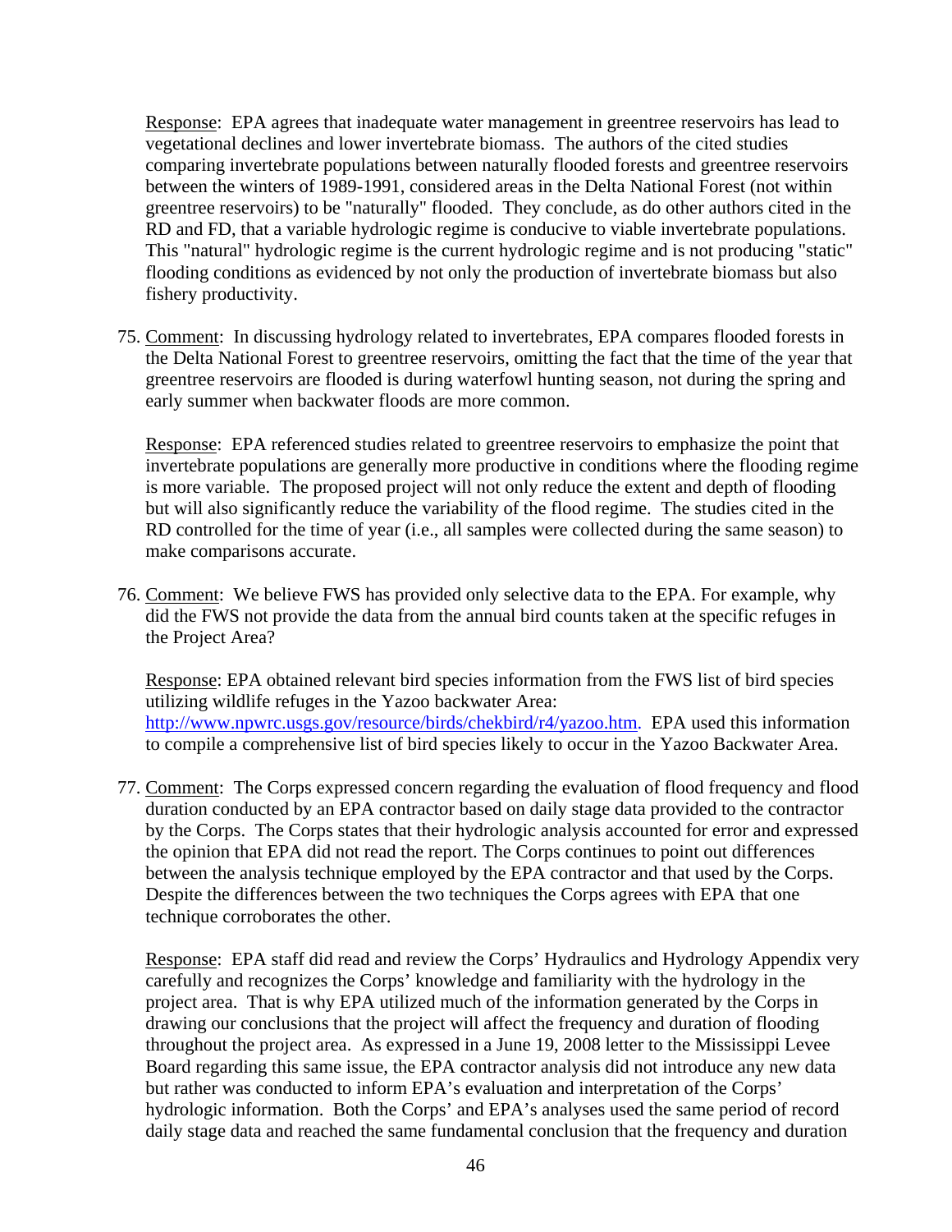Response: EPA agrees that inadequate water management in greentree reservoirs has lead to vegetational declines and lower invertebrate biomass. The authors of the cited studies comparing invertebrate populations between naturally flooded forests and greentree reservoirs between the winters of 1989-1991, considered areas in the Delta National Forest (not within greentree reservoirs) to be "naturally" flooded. They conclude, as do other authors cited in the RD and FD, that a variable hydrologic regime is conducive to viable invertebrate populations. This "natural" hydrologic regime is the current hydrologic regime and is not producing "static" flooding conditions as evidenced by not only the production of invertebrate biomass but also fishery productivity.

75. Comment: In discussing hydrology related to invertebrates, EPA compares flooded forests in the Delta National Forest to greentree reservoirs, omitting the fact that the time of the year that greentree reservoirs are flooded is during waterfowl hunting season, not during the spring and early summer when backwater floods are more common.

    Response: EPA referenced studies related to greentree reservoirs to emphasize the point that invertebrate populations are generally more productive in conditions where the flooding regime is more variable. The proposed project will not only reduce the extent and depth of flooding but will also significantly reduce the variability of the flood regime. The studies cited in the RD controlled for the time of year (i.e., all samples were collected during the same season) to make comparisons accurate.

76. Comment: We believe FWS has provided only selective data to the EPA. For example, why did the FWS not provide the data from the annual bird counts taken at the specific refuges in the Project Area?

    Response: EPA obtained relevant bird species information from the FWS list of bird species utilizing wildlife refuges in the Yazoo backwater Area: http://www.npwrc.usgs.gov/resource/birds/chekbird/r4/yazoo.htm. EPA used this information to compile a comprehensive list of bird species likely to occur in the Yazoo Backwater Area.

77. Comment: The Corps expressed concern regarding the evaluation of flood frequency and flood duration conducted by an EPA contractor based on daily stage data provided to the contractor by the Corps. The Corps states that their hydrologic analysis accounted for error and expressed the opinion that EPA did not read the report. The Corps continues to point out differences between the analysis technique employed by the EPA contractor and that used by the Corps. Despite the differences between the two techniques the Corps agrees with EPA that one technique corroborates the other.

    Response: EPA staff did read and review the Corps' Hydraulics and Hydrology Appendix very carefully and recognizes the Corps' knowledge and familiarity with the hydrology in the project area. That is why EPA utilized much of the information generated by the Corps in drawing our conclusions that the project will affect the frequency and duration of flooding throughout the project area. As expressed in a June 19, 2008 letter to the Mississippi Levee Board regarding this same issue, the EPA contractor analysis did not introduce any new data but rather was conducted to inform EPA's evaluation and interpretation of the Corps' hydrologic information. Both the Corps' and EPA's analyses used the same period of record daily stage data and reached the same fundamental conclusion that the frequency and duration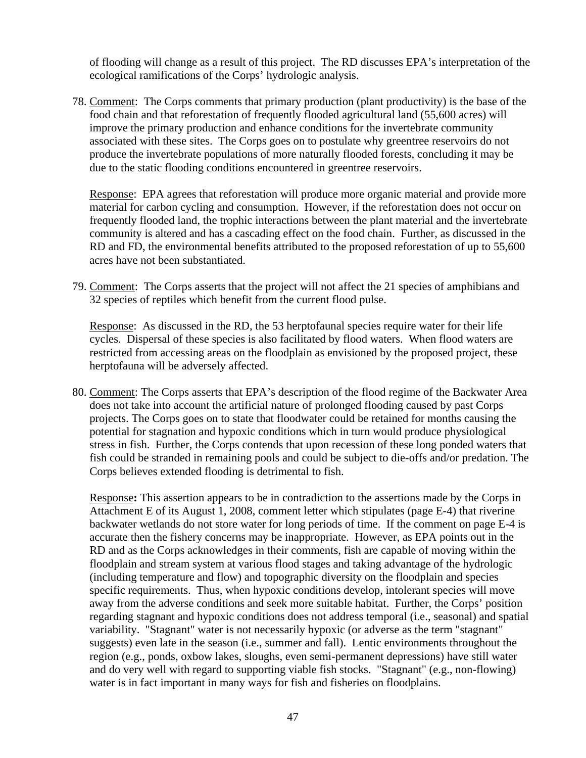of flooding will change as a result of this project. The RD discusses EPA's interpretation of the ecological ramifications of the Corps' hydrologic analysis.

78. Comment: The Corps comments that primary production (plant productivity) is the base of the food chain and that reforestation of frequently flooded agricultural land (55,600 acres) will improve the primary production and enhance conditions for the invertebrate community associated with these sites. The Corps goes on to postulate why greentree reservoirs do not produce the invertebrate populations of more naturally flooded forests, concluding it may be due to the static flooding conditions encountered in greentree reservoirs.

   Response: EPA agrees that reforestation will produce more organic material and provide more material for carbon cycling and consumption. However, if the reforestation does not occur on frequently flooded land, the trophic interactions between the plant material and the invertebrate community is altered and has a cascading effect on the food chain. Further, as discussed in the RD and FD, the environmental benefits attributed to the proposed reforestation of up to 55,600 acres have not been substantiated.

79. Comment: The Corps asserts that the project will not affect the 21 species of amphibians and 32 species of reptiles which benefit from the current flood pulse.

   Response: As discussed in the RD, the 53 herptofaunal species require water for their life cycles. Dispersal of these species is also facilitated by flood waters. When flood waters are restricted from accessing areas on the floodplain as envisioned by the proposed project, these herptofauna will be adversely affected.

80. Comment: The Corps asserts that EPA's description of the flood regime of the Backwater Area does not take into account the artificial nature of prolonged flooding caused by past Corps projects. The Corps goes on to state that floodwater could be retained for months causing the potential for stagnation and hypoxic conditions which in turn would produce physiological stress in fish. Further, the Corps contends that upon recession of these long ponded waters that fish could be stranded in remaining pools and could be subject to die-offs and/or predation. The Corps believes extended flooding is detrimental to fish.

   Response**:** This assertion appears to be in contradiction to the assertions made by the Corps in Attachment E of its August 1, 2008, comment letter which stipulates (page E-4) that riverine backwater wetlands do not store water for long periods of time. If the comment on page E-4 is accurate then the fishery concerns may be inappropriate. However, as EPA points out in the RD and as the Corps acknowledges in their comments, fish are capable of moving within the floodplain and stream system at various flood stages and taking advantage of the hydrologic (including temperature and flow) and topographic diversity on the floodplain and species specific requirements. Thus, when hypoxic conditions develop, intolerant species will move away from the adverse conditions and seek more suitable habitat. Further, the Corps' position regarding stagnant and hypoxic conditions does not address temporal (i.e., seasonal) and spatial variability. "Stagnant" water is not necessarily hypoxic (or adverse as the term "stagnant" suggests) even late in the season (i.e., summer and fall). Lentic environments throughout the region (e.g., ponds, oxbow lakes, sloughs, even semi-permanent depressions) have still water and do very well with regard to supporting viable fish stocks. "Stagnant" (e.g., non-flowing) water is in fact important in many ways for fish and fisheries on floodplains.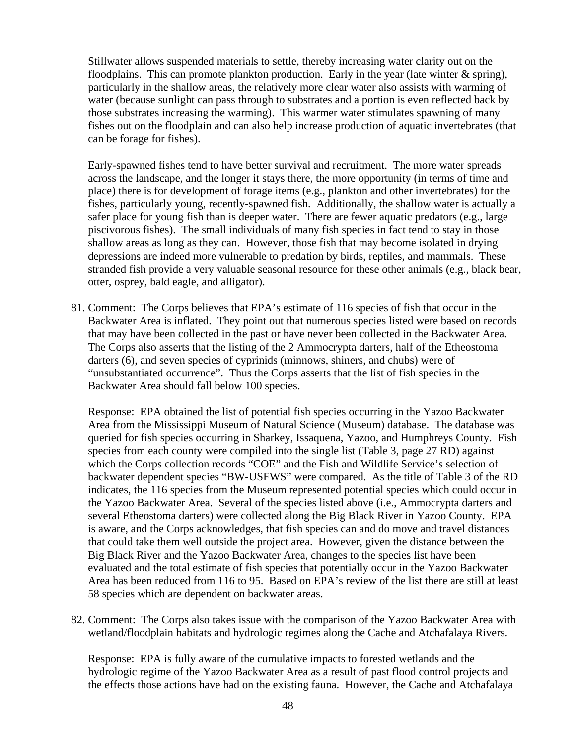Stillwater allows suspended materials to settle, thereby increasing water clarity out on the floodplains. This can promote plankton production. Early in the year (late winter & spring), particularly in the shallow areas, the relatively more clear water also assists with warming of water (because sunlight can pass through to substrates and a portion is even reflected back by those substrates increasing the warming). This warmer water stimulates spawning of many fishes out on the floodplain and can also help increase production of aquatic invertebrates (that can be forage for fishes).

Early-spawned fishes tend to have better survival and recruitment. The more water spreads across the landscape, and the longer it stays there, the more opportunity (in terms of time and place) there is for development of forage items (e.g., plankton and other invertebrates) for the fishes, particularly young, recently-spawned fish. Additionally, the shallow water is actually a safer place for young fish than is deeper water. There are fewer aquatic predators (e.g., large piscivorous fishes). The small individuals of many fish species in fact tend to stay in those shallow areas as long as they can. However, those fish that may become isolated in drying depressions are indeed more vulnerable to predation by birds, reptiles, and mammals. These stranded fish provide a very valuable seasonal resource for these other animals (e.g., black bear, otter, osprey, bald eagle, and alligator).

81. Comment: The Corps believes that EPA's estimate of 116 species of fish that occur in the Backwater Area is inflated. They point out that numerous species listed were based on records that may have been collected in the past or have never been collected in the Backwater Area. The Corps also asserts that the listing of the 2 Ammocrypta darters, half of the Etheostoma darters (6), and seven species of cyprinids (minnows, shiners, and chubs) were of "unsubstantiated occurrence". Thus the Corps asserts that the list of fish species in the Backwater Area should fall below 100 species.

    Response: EPA obtained the list of potential fish species occurring in the Yazoo Backwater Area from the Mississippi Museum of Natural Science (Museum) database. The database was queried for fish species occurring in Sharkey, Issaquena, Yazoo, and Humphreys County. Fish species from each county were compiled into the single list (Table 3, page 27 RD) against which the Corps collection records "COE" and the Fish and Wildlife Service's selection of backwater dependent species "BW-USFWS" were compared. As the title of Table 3 of the RD indicates, the 116 species from the Museum represented potential species which could occur in the Yazoo Backwater Area. Several of the species listed above (i.e., Ammocrypta darters and several Etheostoma darters) were collected along the Big Black River in Yazoo County. EPA is aware, and the Corps acknowledges, that fish species can and do move and travel distances that could take them well outside the project area. However, given the distance between the Big Black River and the Yazoo Backwater Area, changes to the species list have been evaluated and the total estimate of fish species that potentially occur in the Yazoo Backwater Area has been reduced from 116 to 95. Based on EPA's review of the list there are still at least 58 species which are dependent on backwater areas.

82. Comment: The Corps also takes issue with the comparison of the Yazoo Backwater Area with wetland/floodplain habitats and hydrologic regimes along the Cache and Atchafalaya Rivers.

    Response: EPA is fully aware of the cumulative impacts to forested wetlands and the hydrologic regime of the Yazoo Backwater Area as a result of past flood control projects and the effects those actions have had on the existing fauna. However, the Cache and Atchafalaya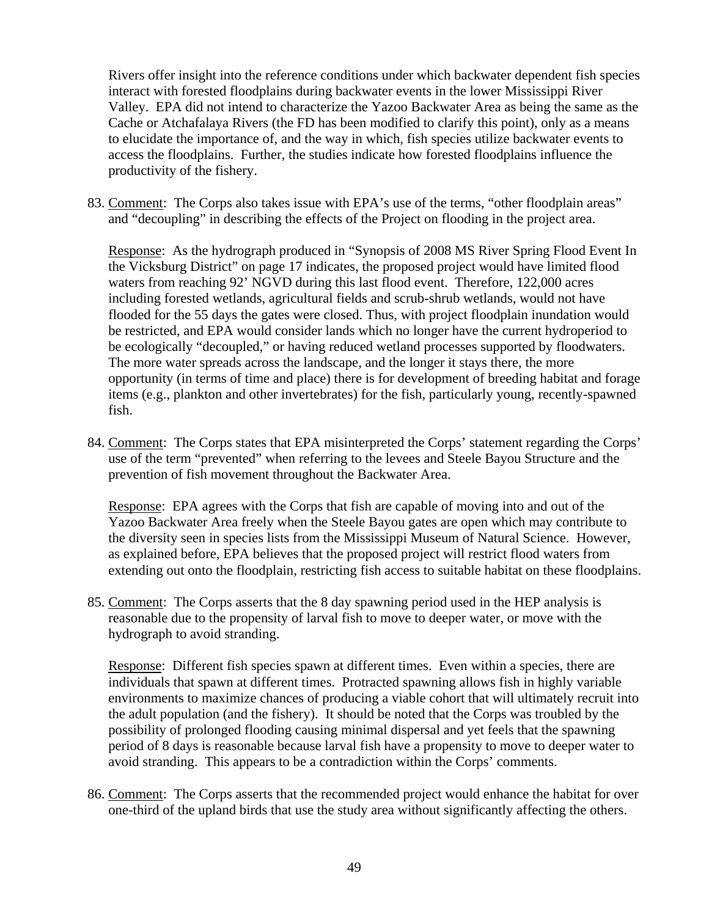Rivers offer insight into the reference conditions under which backwater dependent fish species interact with forested floodplains during backwater events in the lower Mississippi River Valley. EPA did not intend to characterize the Yazoo Backwater Area as being the same as the Cache or Atchafalaya Rivers (the FD has been modified to clarify this point), only as a means to elucidate the importance of, and the way in which, fish species utilize backwater events to access the floodplains. Further, the studies indicate how forested floodplains influence the productivity of the fishery.

83. Comment: The Corps also takes issue with EPA's use of the terms, "other floodplain areas" and "decoupling" in describing the effects of the Project on flooding in the project area.

    Response: As the hydrograph produced in "Synopsis of 2008 MS River Spring Flood Event In the Vicksburg District" on page 17 indicates, the proposed project would have limited flood waters from reaching 92' NGVD during this last flood event. Therefore, 122,000 acres including forested wetlands, agricultural fields and scrub-shrub wetlands, would not have flooded for the 55 days the gates were closed. Thus, with project floodplain inundation would be restricted, and EPA would consider lands which no longer have the current hydroperiod to be ecologically "decoupled," or having reduced wetland processes supported by floodwaters. The more water spreads across the landscape, and the longer it stays there, the more opportunity (in terms of time and place) there is for development of breeding habitat and forage items (e.g., plankton and other invertebrates) for the fish, particularly young, recently-spawned fish.

84. Comment: The Corps states that EPA misinterpreted the Corps' statement regarding the Corps' use of the term "prevented" when referring to the levees and Steele Bayou Structure and the prevention of fish movement throughout the Backwater Area.

    Response: EPA agrees with the Corps that fish are capable of moving into and out of the Yazoo Backwater Area freely when the Steele Bayou gates are open which may contribute to the diversity seen in species lists from the Mississippi Museum of Natural Science. However, as explained before, EPA believes that the proposed project will restrict flood waters from extending out onto the floodplain, restricting fish access to suitable habitat on these floodplains.

85. Comment: The Corps asserts that the 8 day spawning period used in the HEP analysis is reasonable due to the propensity of larval fish to move to deeper water, or move with the hydrograph to avoid stranding.

    Response: Different fish species spawn at different times. Even within a species, there are individuals that spawn at different times. Protracted spawning allows fish in highly variable environments to maximize chances of producing a viable cohort that will ultimately recruit into the adult population (and the fishery). It should be noted that the Corps was troubled by the possibility of prolonged flooding causing minimal dispersal and yet feels that the spawning period of 8 days is reasonable because larval fish have a propensity to move to deeper water to avoid stranding. This appears to be a contradiction within the Corps' comments.

86. Comment: The Corps asserts that the recommended project would enhance the habitat for over one-third of the upland birds that use the study area without significantly affecting the others.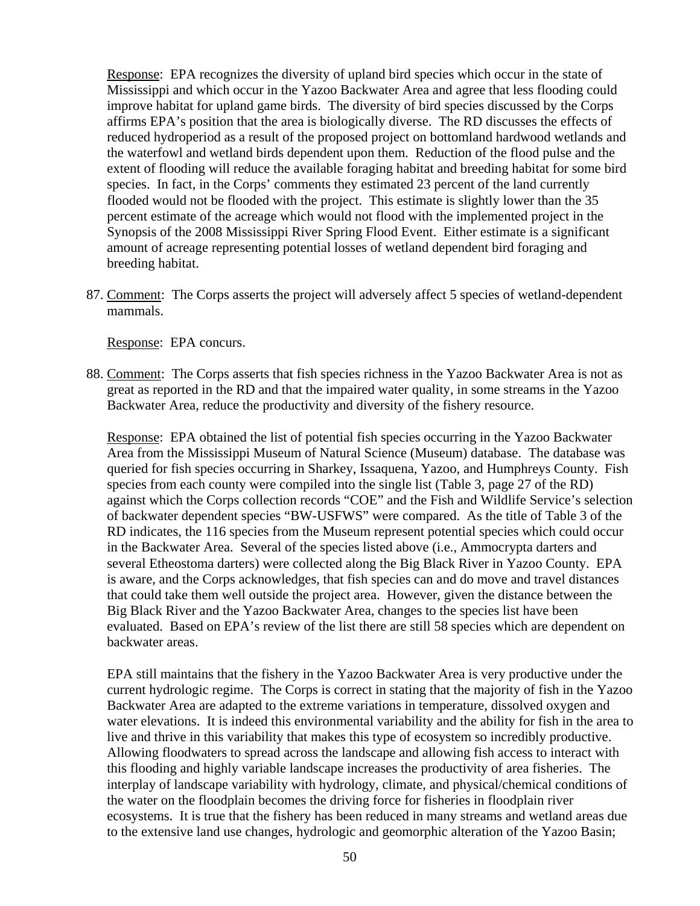Response: EPA recognizes the diversity of upland bird species which occur in the state of Mississippi and which occur in the Yazoo Backwater Area and agree that less flooding could improve habitat for upland game birds. The diversity of bird species discussed by the Corps affirms EPA's position that the area is biologically diverse. The RD discusses the effects of reduced hydroperiod as a result of the proposed project on bottomland hardwood wetlands and the waterfowl and wetland birds dependent upon them. Reduction of the flood pulse and the extent of flooding will reduce the available foraging habitat and breeding habitat for some bird species. In fact, in the Corps' comments they estimated 23 percent of the land currently flooded would not be flooded with the project. This estimate is slightly lower than the 35 percent estimate of the acreage which would not flood with the implemented project in the Synopsis of the 2008 Mississippi River Spring Flood Event. Either estimate is a significant amount of acreage representing potential losses of wetland dependent bird foraging and breeding habitat.

87. Comment: The Corps asserts the project will adversely affect 5 species of wetland-dependent mammals.

    Response: EPA concurs.

88. Comment: The Corps asserts that fish species richness in the Yazoo Backwater Area is not as great as reported in the RD and that the impaired water quality, in some streams in the Yazoo Backwater Area, reduce the productivity and diversity of the fishery resource.

    Response: EPA obtained the list of potential fish species occurring in the Yazoo Backwater Area from the Mississippi Museum of Natural Science (Museum) database. The database was queried for fish species occurring in Sharkey, Issaquena, Yazoo, and Humphreys County. Fish species from each county were compiled into the single list (Table 3, page 27 of the RD) against which the Corps collection records "COE" and the Fish and Wildlife Service's selection of backwater dependent species "BW-USFWS" were compared. As the title of Table 3 of the RD indicates, the 116 species from the Museum represent potential species which could occur in the Backwater Area. Several of the species listed above (i.e., Ammocrypta darters and several Etheostoma darters) were collected along the Big Black River in Yazoo County. EPA is aware, and the Corps acknowledges, that fish species can and do move and travel distances that could take them well outside the project area. However, given the distance between the Big Black River and the Yazoo Backwater Area, changes to the species list have been evaluated. Based on EPA's review of the list there are still 58 species which are dependent on backwater areas.

    EPA still maintains that the fishery in the Yazoo Backwater Area is very productive under the current hydrologic regime. The Corps is correct in stating that the majority of fish in the Yazoo Backwater Area are adapted to the extreme variations in temperature, dissolved oxygen and water elevations. It is indeed this environmental variability and the ability for fish in the area to live and thrive in this variability that makes this type of ecosystem so incredibly productive. Allowing floodwaters to spread across the landscape and allowing fish access to interact with this flooding and highly variable landscape increases the productivity of area fisheries. The interplay of landscape variability with hydrology, climate, and physical/chemical conditions of the water on the floodplain becomes the driving force for fisheries in floodplain river ecosystems. It is true that the fishery has been reduced in many streams and wetland areas due to the extensive land use changes, hydrologic and geomorphic alteration of the Yazoo Basin;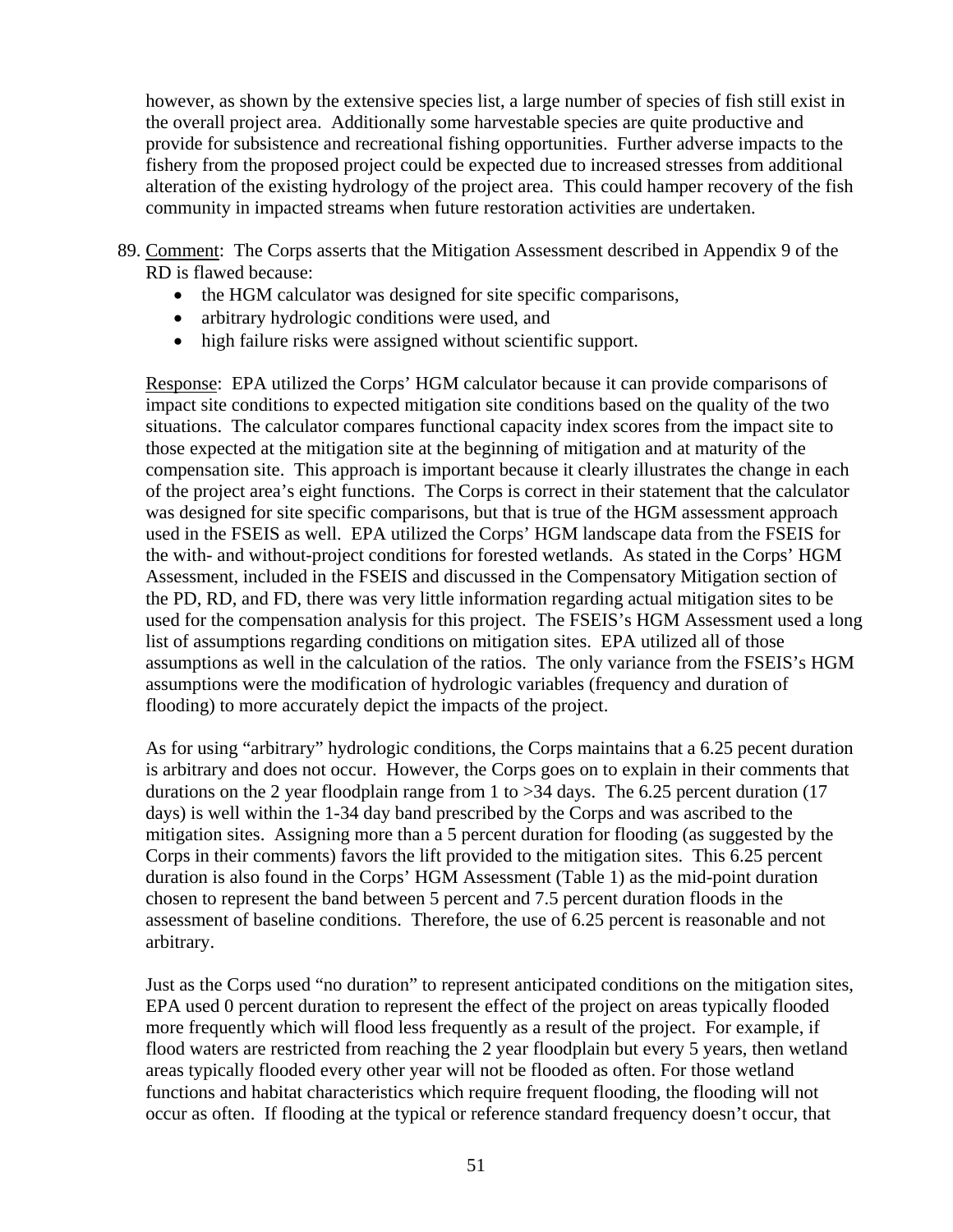however, as shown by the extensive species list, a large number of species of fish still exist in the overall project area. Additionally some harvestable species are quite productive and provide for subsistence and recreational fishing opportunities. Further adverse impacts to the fishery from the proposed project could be expected due to increased stresses from additional alteration of the existing hydrology of the project area. This could hamper recovery of the fish community in impacted streams when future restoration activities are undertaken.

89. Comment: The Corps asserts that the Mitigation Assessment described in Appendix 9 of the RD is flawed because:
    - the HGM calculator was designed for site specific comparisons,
    - arbitrary hydrologic conditions were used, and
    - high failure risks were assigned without scientific support.

    Response: EPA utilized the Corps' HGM calculator because it can provide comparisons of impact site conditions to expected mitigation site conditions based on the quality of the two situations. The calculator compares functional capacity index scores from the impact site to those expected at the mitigation site at the beginning of mitigation and at maturity of the compensation site. This approach is important because it clearly illustrates the change in each of the project area's eight functions. The Corps is correct in their statement that the calculator was designed for site specific comparisons, but that is true of the HGM assessment approach used in the FSEIS as well. EPA utilized the Corps' HGM landscape data from the FSEIS for the with- and without-project conditions for forested wetlands. As stated in the Corps' HGM Assessment, included in the FSEIS and discussed in the Compensatory Mitigation section of the PD, RD, and FD, there was very little information regarding actual mitigation sites to be used for the compensation analysis for this project. The FSEIS's HGM Assessment used a long list of assumptions regarding conditions on mitigation sites. EPA utilized all of those assumptions as well in the calculation of the ratios. The only variance from the FSEIS's HGM assumptions were the modification of hydrologic variables (frequency and duration of flooding) to more accurately depict the impacts of the project.

    As for using "arbitrary" hydrologic conditions, the Corps maintains that a 6.25 pecent duration is arbitrary and does not occur. However, the Corps goes on to explain in their comments that durations on the 2 year floodplain range from 1 to >34 days. The 6.25 percent duration (17 days) is well within the 1-34 day band prescribed by the Corps and was ascribed to the mitigation sites. Assigning more than a 5 percent duration for flooding (as suggested by the Corps in their comments) favors the lift provided to the mitigation sites. This 6.25 percent duration is also found in the Corps' HGM Assessment (Table 1) as the mid-point duration chosen to represent the band between 5 percent and 7.5 percent duration floods in the assessment of baseline conditions. Therefore, the use of 6.25 percent is reasonable and not arbitrary.

    Just as the Corps used "no duration" to represent anticipated conditions on the mitigation sites, EPA used 0 percent duration to represent the effect of the project on areas typically flooded more frequently which will flood less frequently as a result of the project. For example, if flood waters are restricted from reaching the 2 year floodplain but every 5 years, then wetland areas typically flooded every other year will not be flooded as often. For those wetland functions and habitat characteristics which require frequent flooding, the flooding will not occur as often. If flooding at the typical or reference standard frequency doesn't occur, that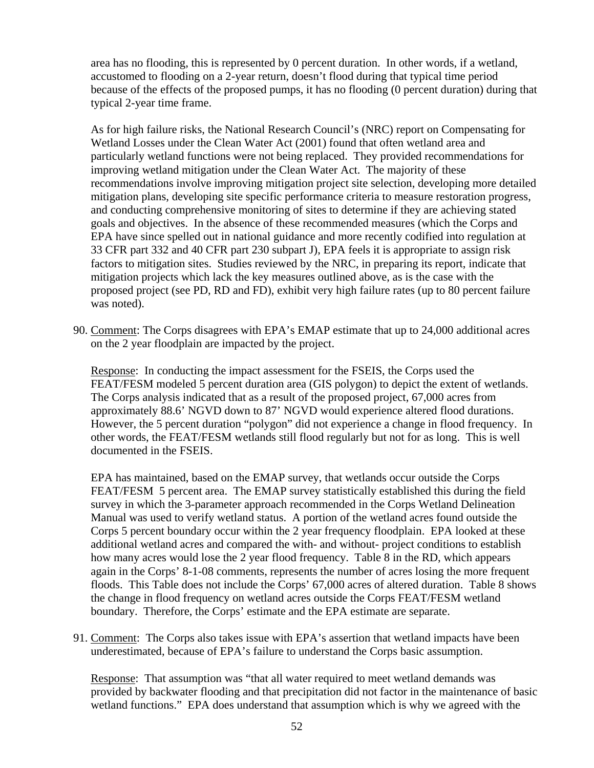area has no flooding, this is represented by 0 percent duration. In other words, if a wetland, accustomed to flooding on a 2-year return, doesn't flood during that typical time period because of the effects of the proposed pumps, it has no flooding (0 percent duration) during that typical 2-year time frame.

As for high failure risks, the National Research Council's (NRC) report on Compensating for Wetland Losses under the Clean Water Act (2001) found that often wetland area and particularly wetland functions were not being replaced. They provided recommendations for improving wetland mitigation under the Clean Water Act. The majority of these recommendations involve improving mitigation project site selection, developing more detailed mitigation plans, developing site specific performance criteria to measure restoration progress, and conducting comprehensive monitoring of sites to determine if they are achieving stated goals and objectives. In the absence of these recommended measures (which the Corps and EPA have since spelled out in national guidance and more recently codified into regulation at 33 CFR part 332 and 40 CFR part 230 subpart J), EPA feels it is appropriate to assign risk factors to mitigation sites. Studies reviewed by the NRC, in preparing its report, indicate that mitigation projects which lack the key measures outlined above, as is the case with the proposed project (see PD, RD and FD), exhibit very high failure rates (up to 80 percent failure was noted).

90. Comment: The Corps disagrees with EPA's EMAP estimate that up to 24,000 additional acres on the 2 year floodplain are impacted by the project.

    Response: In conducting the impact assessment for the FSEIS, the Corps used the FEAT/FESM modeled 5 percent duration area (GIS polygon) to depict the extent of wetlands. The Corps analysis indicated that as a result of the proposed project, 67,000 acres from approximately 88.6' NGVD down to 87' NGVD would experience altered flood durations. However, the 5 percent duration "polygon" did not experience a change in flood frequency. In other words, the FEAT/FESM wetlands still flood regularly but not for as long. This is well documented in the FSEIS.

    EPA has maintained, based on the EMAP survey, that wetlands occur outside the Corps FEAT/FESM 5 percent area. The EMAP survey statistically established this during the field survey in which the 3-parameter approach recommended in the Corps Wetland Delineation Manual was used to verify wetland status. A portion of the wetland acres found outside the Corps 5 percent boundary occur within the 2 year frequency floodplain. EPA looked at these additional wetland acres and compared the with- and without- project conditions to establish how many acres would lose the 2 year flood frequency. Table 8 in the RD, which appears again in the Corps' 8-1-08 comments, represents the number of acres losing the more frequent floods. This Table does not include the Corps' 67,000 acres of altered duration. Table 8 shows the change in flood frequency on wetland acres outside the Corps FEAT/FESM wetland boundary. Therefore, the Corps' estimate and the EPA estimate are separate.

91. Comment: The Corps also takes issue with EPA's assertion that wetland impacts have been underestimated, because of EPA's failure to understand the Corps basic assumption.

    Response: That assumption was "that all water required to meet wetland demands was provided by backwater flooding and that precipitation did not factor in the maintenance of basic wetland functions." EPA does understand that assumption which is why we agreed with the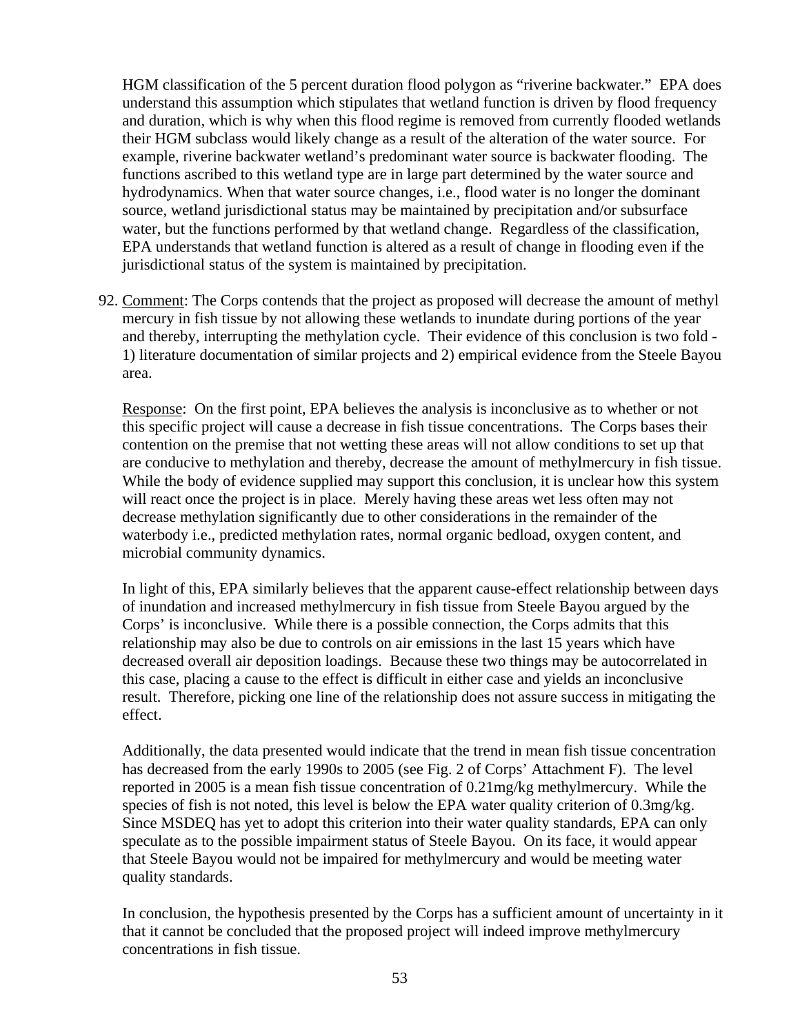HGM classification of the 5 percent duration flood polygon as "riverine backwater." EPA does understand this assumption which stipulates that wetland function is driven by flood frequency and duration, which is why when this flood regime is removed from currently flooded wetlands their HGM subclass would likely change as a result of the alteration of the water source. For example, riverine backwater wetland's predominant water source is backwater flooding. The functions ascribed to this wetland type are in large part determined by the water source and hydrodynamics. When that water source changes, i.e., flood water is no longer the dominant source, wetland jurisdictional status may be maintained by precipitation and/or subsurface water, but the functions performed by that wetland change. Regardless of the classification, EPA understands that wetland function is altered as a result of change in flooding even if the jurisdictional status of the system is maintained by precipitation.

92. Comment: The Corps contends that the project as proposed will decrease the amount of methyl mercury in fish tissue by not allowing these wetlands to inundate during portions of the year and thereby, interrupting the methylation cycle. Their evidence of this conclusion is two fold - 1) literature documentation of similar projects and 2) empirical evidence from the Steele Bayou area.

   Response: On the first point, EPA believes the analysis is inconclusive as to whether or not this specific project will cause a decrease in fish tissue concentrations. The Corps bases their contention on the premise that not wetting these areas will not allow conditions to set up that are conducive to methylation and thereby, decrease the amount of methylmercury in fish tissue. While the body of evidence supplied may support this conclusion, it is unclear how this system will react once the project is in place. Merely having these areas wet less often may not decrease methylation significantly due to other considerations in the remainder of the waterbody i.e., predicted methylation rates, normal organic bedload, oxygen content, and microbial community dynamics.

   In light of this, EPA similarly believes that the apparent cause-effect relationship between days of inundation and increased methylmercury in fish tissue from Steele Bayou argued by the Corps' is inconclusive. While there is a possible connection, the Corps admits that this relationship may also be due to controls on air emissions in the last 15 years which have decreased overall air deposition loadings. Because these two things may be autocorrelated in this case, placing a cause to the effect is difficult in either case and yields an inconclusive result. Therefore, picking one line of the relationship does not assure success in mitigating the effect.

   Additionally, the data presented would indicate that the trend in mean fish tissue concentration has decreased from the early 1990s to 2005 (see Fig. 2 of Corps' Attachment F). The level reported in 2005 is a mean fish tissue concentration of 0.21mg/kg methylmercury. While the species of fish is not noted, this level is below the EPA water quality criterion of 0.3mg/kg. Since MSDEQ has yet to adopt this criterion into their water quality standards, EPA can only speculate as to the possible impairment status of Steele Bayou. On its face, it would appear that Steele Bayou would not be impaired for methylmercury and would be meeting water quality standards.

   In conclusion, the hypothesis presented by the Corps has a sufficient amount of uncertainty in it that it cannot be concluded that the proposed project will indeed improve methylmercury concentrations in fish tissue.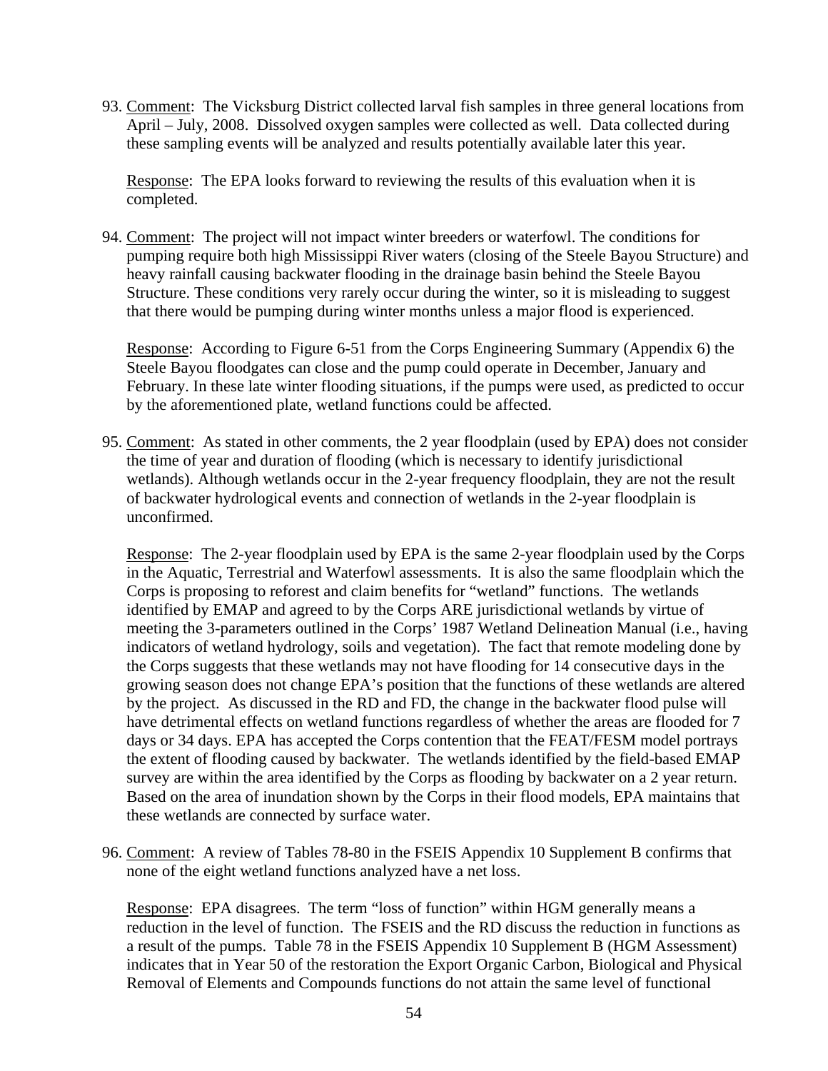93. Comment: The Vicksburg District collected larval fish samples in three general locations from April – July, 2008. Dissolved oxygen samples were collected as well. Data collected during these sampling events will be analyzed and results potentially available later this year.

    Response: The EPA looks forward to reviewing the results of this evaluation when it is completed.

94. Comment: The project will not impact winter breeders or waterfowl. The conditions for pumping require both high Mississippi River waters (closing of the Steele Bayou Structure) and heavy rainfall causing backwater flooding in the drainage basin behind the Steele Bayou Structure. These conditions very rarely occur during the winter, so it is misleading to suggest that there would be pumping during winter months unless a major flood is experienced.

    Response: According to Figure 6-51 from the Corps Engineering Summary (Appendix 6) the Steele Bayou floodgates can close and the pump could operate in December, January and February. In these late winter flooding situations, if the pumps were used, as predicted to occur by the aforementioned plate, wetland functions could be affected.

95. Comment: As stated in other comments, the 2 year floodplain (used by EPA) does not consider the time of year and duration of flooding (which is necessary to identify jurisdictional wetlands). Although wetlands occur in the 2-year frequency floodplain, they are not the result of backwater hydrological events and connection of wetlands in the 2-year floodplain is unconfirmed.

    Response: The 2-year floodplain used by EPA is the same 2-year floodplain used by the Corps in the Aquatic, Terrestrial and Waterfowl assessments. It is also the same floodplain which the Corps is proposing to reforest and claim benefits for "wetland" functions. The wetlands identified by EMAP and agreed to by the Corps ARE jurisdictional wetlands by virtue of meeting the 3-parameters outlined in the Corps' 1987 Wetland Delineation Manual (i.e., having indicators of wetland hydrology, soils and vegetation). The fact that remote modeling done by the Corps suggests that these wetlands may not have flooding for 14 consecutive days in the growing season does not change EPA's position that the functions of these wetlands are altered by the project. As discussed in the RD and FD, the change in the backwater flood pulse will have detrimental effects on wetland functions regardless of whether the areas are flooded for 7 days or 34 days. EPA has accepted the Corps contention that the FEAT/FESM model portrays the extent of flooding caused by backwater. The wetlands identified by the field-based EMAP survey are within the area identified by the Corps as flooding by backwater on a 2 year return. Based on the area of inundation shown by the Corps in their flood models, EPA maintains that these wetlands are connected by surface water.

96. Comment: A review of Tables 78-80 in the FSEIS Appendix 10 Supplement B confirms that none of the eight wetland functions analyzed have a net loss.

    Response: EPA disagrees. The term "loss of function" within HGM generally means a reduction in the level of function. The FSEIS and the RD discuss the reduction in functions as a result of the pumps. Table 78 in the FSEIS Appendix 10 Supplement B (HGM Assessment) indicates that in Year 50 of the restoration the Export Organic Carbon, Biological and Physical Removal of Elements and Compounds functions do not attain the same level of functional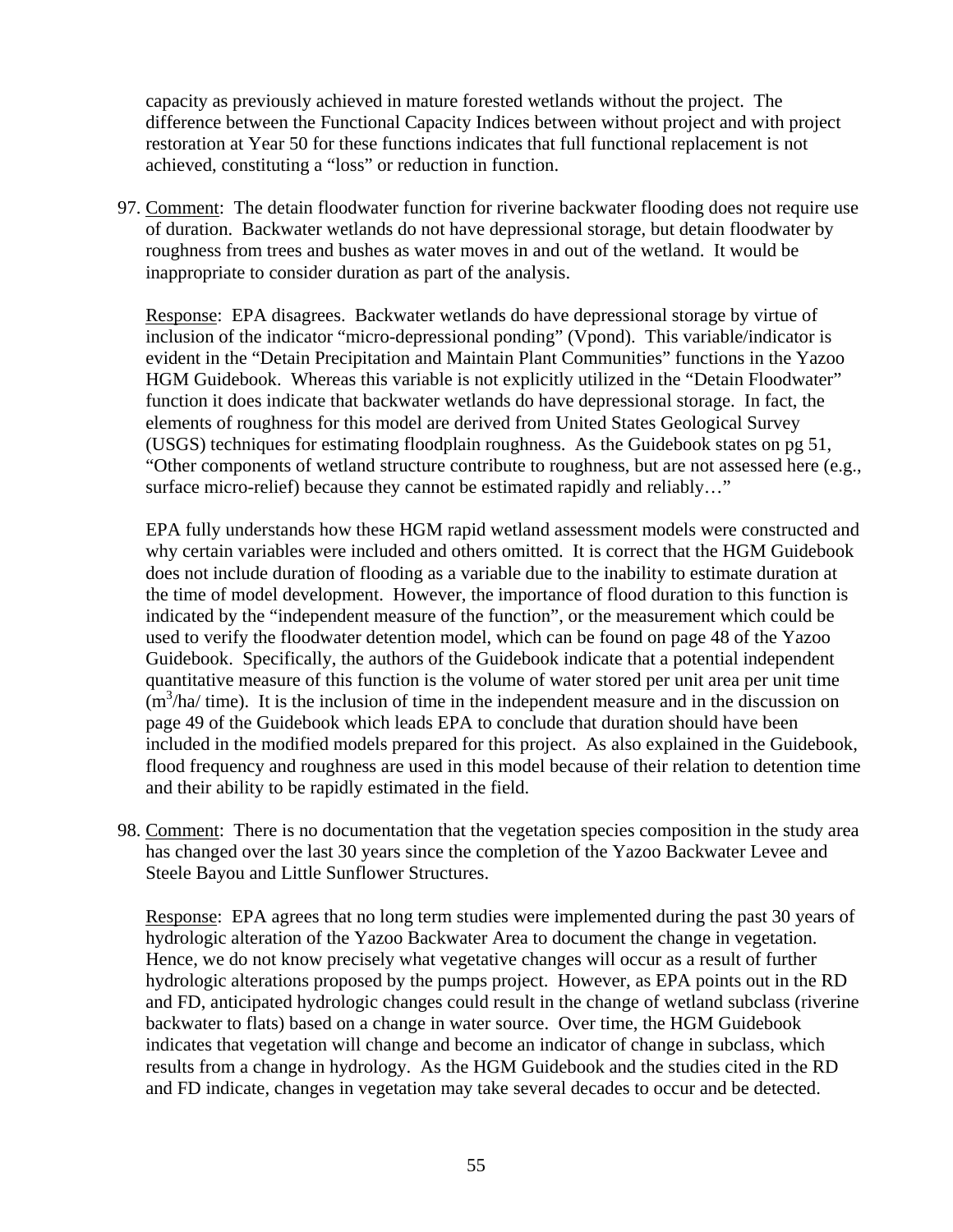capacity as previously achieved in mature forested wetlands without the project. The difference between the Functional Capacity Indices between without project and with project restoration at Year 50 for these functions indicates that full functional replacement is not achieved, constituting a "loss" or reduction in function.

97. Comment: The detain floodwater function for riverine backwater flooding does not require use of duration. Backwater wetlands do not have depressional storage, but detain floodwater by roughness from trees and bushes as water moves in and out of the wetland. It would be inappropriate to consider duration as part of the analysis.

    Response: EPA disagrees. Backwater wetlands do have depressional storage by virtue of inclusion of the indicator "micro-depressional ponding" (Vpond). This variable/indicator is evident in the "Detain Precipitation and Maintain Plant Communities" functions in the Yazoo HGM Guidebook. Whereas this variable is not explicitly utilized in the "Detain Floodwater" function it does indicate that backwater wetlands do have depressional storage. In fact, the elements of roughness for this model are derived from United States Geological Survey (USGS) techniques for estimating floodplain roughness. As the Guidebook states on pg 51, "Other components of wetland structure contribute to roughness, but are not assessed here (e.g., surface micro-relief) because they cannot be estimated rapidly and reliably…"

    EPA fully understands how these HGM rapid wetland assessment models were constructed and why certain variables were included and others omitted. It is correct that the HGM Guidebook does not include duration of flooding as a variable due to the inability to estimate duration at the time of model development. However, the importance of flood duration to this function is indicated by the "independent measure of the function", or the measurement which could be used to verify the floodwater detention model, which can be found on page 48 of the Yazoo Guidebook. Specifically, the authors of the Guidebook indicate that a potential independent quantitative measure of this function is the volume of water stored per unit area per unit time ($m^3$/ha/ time). It is the inclusion of time in the independent measure and in the discussion on page 49 of the Guidebook which leads EPA to conclude that duration should have been included in the modified models prepared for this project. As also explained in the Guidebook, flood frequency and roughness are used in this model because of their relation to detention time and their ability to be rapidly estimated in the field.

98. Comment: There is no documentation that the vegetation species composition in the study area has changed over the last 30 years since the completion of the Yazoo Backwater Levee and Steele Bayou and Little Sunflower Structures.

    Response: EPA agrees that no long term studies were implemented during the past 30 years of hydrologic alteration of the Yazoo Backwater Area to document the change in vegetation. Hence, we do not know precisely what vegetative changes will occur as a result of further hydrologic alterations proposed by the pumps project. However, as EPA points out in the RD and FD, anticipated hydrologic changes could result in the change of wetland subclass (riverine backwater to flats) based on a change in water source. Over time, the HGM Guidebook indicates that vegetation will change and become an indicator of change in subclass, which results from a change in hydrology. As the HGM Guidebook and the studies cited in the RD and FD indicate, changes in vegetation may take several decades to occur and be detected.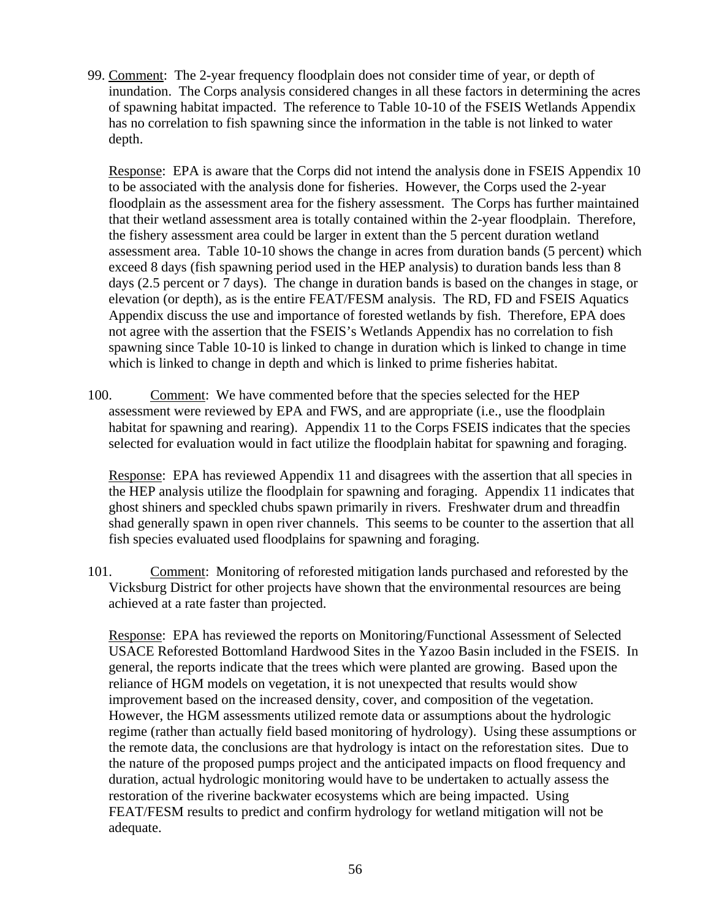99. Comment: The 2-year frequency floodplain does not consider time of year, or depth of inundation. The Corps analysis considered changes in all these factors in determining the acres of spawning habitat impacted. The reference to Table 10-10 of the FSEIS Wetlands Appendix has no correlation to fish spawning since the information in the table is not linked to water depth.

   Response: EPA is aware that the Corps did not intend the analysis done in FSEIS Appendix 10 to be associated with the analysis done for fisheries. However, the Corps used the 2-year floodplain as the assessment area for the fishery assessment. The Corps has further maintained that their wetland assessment area is totally contained within the 2-year floodplain. Therefore, the fishery assessment area could be larger in extent than the 5 percent duration wetland assessment area. Table 10-10 shows the change in acres from duration bands (5 percent) which exceed 8 days (fish spawning period used in the HEP analysis) to duration bands less than 8 days (2.5 percent or 7 days). The change in duration bands is based on the changes in stage, or elevation (or depth), as is the entire FEAT/FESM analysis. The RD, FD and FSEIS Aquatics Appendix discuss the use and importance of forested wetlands by fish. Therefore, EPA does not agree with the assertion that the FSEIS's Wetlands Appendix has no correlation to fish spawning since Table 10-10 is linked to change in duration which is linked to change in time which is linked to change in depth and which is linked to prime fisheries habitat.

100. Comment: We have commented before that the species selected for the HEP assessment were reviewed by EPA and FWS, and are appropriate (i.e., use the floodplain habitat for spawning and rearing). Appendix 11 to the Corps FSEIS indicates that the species selected for evaluation would in fact utilize the floodplain habitat for spawning and foraging.

   Response: EPA has reviewed Appendix 11 and disagrees with the assertion that all species in the HEP analysis utilize the floodplain for spawning and foraging. Appendix 11 indicates that ghost shiners and speckled chubs spawn primarily in rivers. Freshwater drum and threadfin shad generally spawn in open river channels. This seems to be counter to the assertion that all fish species evaluated used floodplains for spawning and foraging.

101. Comment: Monitoring of reforested mitigation lands purchased and reforested by the Vicksburg District for other projects have shown that the environmental resources are being achieved at a rate faster than projected.

   Response: EPA has reviewed the reports on Monitoring/Functional Assessment of Selected USACE Reforested Bottomland Hardwood Sites in the Yazoo Basin included in the FSEIS. In general, the reports indicate that the trees which were planted are growing. Based upon the reliance of HGM models on vegetation, it is not unexpected that results would show improvement based on the increased density, cover, and composition of the vegetation. However, the HGM assessments utilized remote data or assumptions about the hydrologic regime (rather than actually field based monitoring of hydrology). Using these assumptions or the remote data, the conclusions are that hydrology is intact on the reforestation sites. Due to the nature of the proposed pumps project and the anticipated impacts on flood frequency and duration, actual hydrologic monitoring would have to be undertaken to actually assess the restoration of the riverine backwater ecosystems which are being impacted. Using FEAT/FESM results to predict and confirm hydrology for wetland mitigation will not be adequate.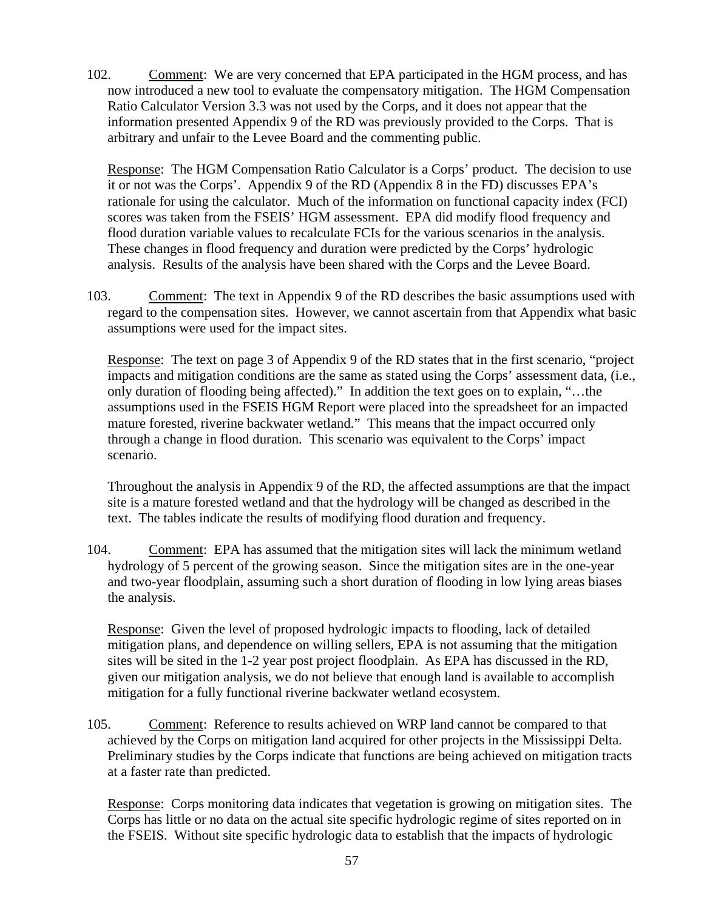102. Comment: We are very concerned that EPA participated in the HGM process, and has now introduced a new tool to evaluate the compensatory mitigation. The HGM Compensation Ratio Calculator Version 3.3 was not used by the Corps, and it does not appear that the information presented Appendix 9 of the RD was previously provided to the Corps. That is arbitrary and unfair to the Levee Board and the commenting public.

Response: The HGM Compensation Ratio Calculator is a Corps' product. The decision to use it or not was the Corps'. Appendix 9 of the RD (Appendix 8 in the FD) discusses EPA's rationale for using the calculator. Much of the information on functional capacity index (FCI) scores was taken from the FSEIS' HGM assessment. EPA did modify flood frequency and flood duration variable values to recalculate FCIs for the various scenarios in the analysis. These changes in flood frequency and duration were predicted by the Corps' hydrologic analysis. Results of the analysis have been shared with the Corps and the Levee Board.

103. Comment: The text in Appendix 9 of the RD describes the basic assumptions used with regard to the compensation sites. However, we cannot ascertain from that Appendix what basic assumptions were used for the impact sites.

Response: The text on page 3 of Appendix 9 of the RD states that in the first scenario, "project impacts and mitigation conditions are the same as stated using the Corps' assessment data, (i.e., only duration of flooding being affected)." In addition the text goes on to explain, "…the assumptions used in the FSEIS HGM Report were placed into the spreadsheet for an impacted mature forested, riverine backwater wetland." This means that the impact occurred only through a change in flood duration. This scenario was equivalent to the Corps' impact scenario.

Throughout the analysis in Appendix 9 of the RD, the affected assumptions are that the impact site is a mature forested wetland and that the hydrology will be changed as described in the text. The tables indicate the results of modifying flood duration and frequency.

104. Comment: EPA has assumed that the mitigation sites will lack the minimum wetland hydrology of 5 percent of the growing season. Since the mitigation sites are in the one-year and two-year floodplain, assuming such a short duration of flooding in low lying areas biases the analysis.

Response: Given the level of proposed hydrologic impacts to flooding, lack of detailed mitigation plans, and dependence on willing sellers, EPA is not assuming that the mitigation sites will be sited in the 1-2 year post project floodplain. As EPA has discussed in the RD, given our mitigation analysis, we do not believe that enough land is available to accomplish mitigation for a fully functional riverine backwater wetland ecosystem.

105. Comment: Reference to results achieved on WRP land cannot be compared to that achieved by the Corps on mitigation land acquired for other projects in the Mississippi Delta. Preliminary studies by the Corps indicate that functions are being achieved on mitigation tracts at a faster rate than predicted.

Response: Corps monitoring data indicates that vegetation is growing on mitigation sites. The Corps has little or no data on the actual site specific hydrologic regime of sites reported on in the FSEIS. Without site specific hydrologic data to establish that the impacts of hydrologic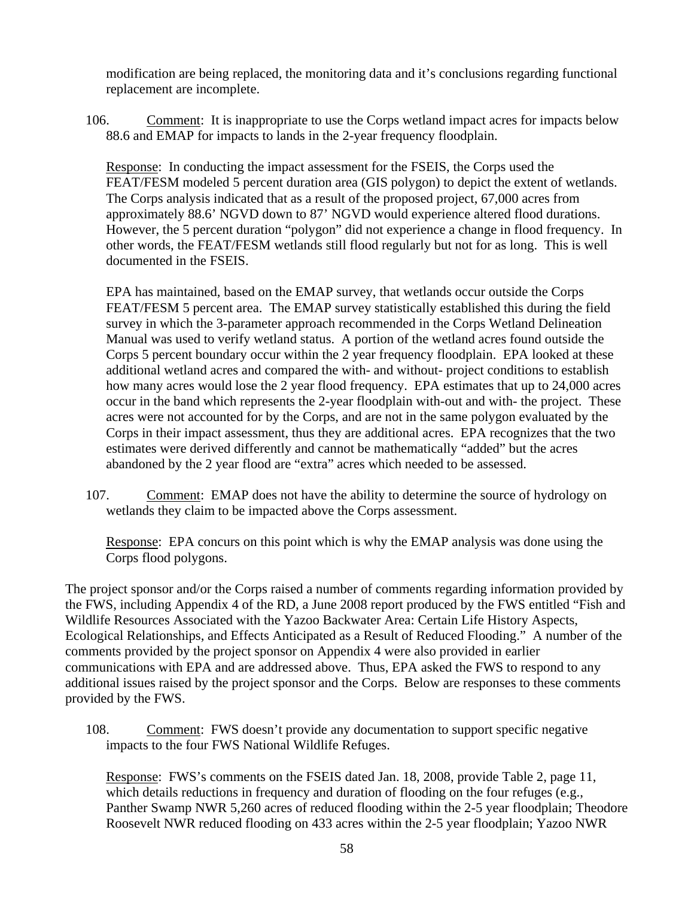modification are being replaced, the monitoring data and it's conclusions regarding functional replacement are incomplete.

106. Comment: It is inappropriate to use the Corps wetland impact acres for impacts below 88.6 and EMAP for impacts to lands in the 2-year frequency floodplain.

Response: In conducting the impact assessment for the FSEIS, the Corps used the FEAT/FESM modeled 5 percent duration area (GIS polygon) to depict the extent of wetlands. The Corps analysis indicated that as a result of the proposed project, 67,000 acres from approximately 88.6' NGVD down to 87' NGVD would experience altered flood durations. However, the 5 percent duration "polygon" did not experience a change in flood frequency. In other words, the FEAT/FESM wetlands still flood regularly but not for as long. This is well documented in the FSEIS.

EPA has maintained, based on the EMAP survey, that wetlands occur outside the Corps FEAT/FESM 5 percent area. The EMAP survey statistically established this during the field survey in which the 3-parameter approach recommended in the Corps Wetland Delineation Manual was used to verify wetland status. A portion of the wetland acres found outside the Corps 5 percent boundary occur within the 2 year frequency floodplain. EPA looked at these additional wetland acres and compared the with- and without- project conditions to establish how many acres would lose the 2 year flood frequency. EPA estimates that up to 24,000 acres occur in the band which represents the 2-year floodplain with-out and with- the project. These acres were not accounted for by the Corps, and are not in the same polygon evaluated by the Corps in their impact assessment, thus they are additional acres. EPA recognizes that the two estimates were derived differently and cannot be mathematically "added" but the acres abandoned by the 2 year flood are "extra" acres which needed to be assessed.

107. Comment: EMAP does not have the ability to determine the source of hydrology on wetlands they claim to be impacted above the Corps assessment.

Response: EPA concurs on this point which is why the EMAP analysis was done using the Corps flood polygons.

The project sponsor and/or the Corps raised a number of comments regarding information provided by the FWS, including Appendix 4 of the RD, a June 2008 report produced by the FWS entitled "Fish and Wildlife Resources Associated with the Yazoo Backwater Area: Certain Life History Aspects, Ecological Relationships, and Effects Anticipated as a Result of Reduced Flooding." A number of the comments provided by the project sponsor on Appendix 4 were also provided in earlier communications with EPA and are addressed above. Thus, EPA asked the FWS to respond to any additional issues raised by the project sponsor and the Corps. Below are responses to these comments provided by the FWS.

108. Comment: FWS doesn't provide any documentation to support specific negative impacts to the four FWS National Wildlife Refuges.

Response: FWS's comments on the FSEIS dated Jan. 18, 2008, provide Table 2, page 11, which details reductions in frequency and duration of flooding on the four refuges (e.g., Panther Swamp NWR 5,260 acres of reduced flooding within the 2-5 year floodplain; Theodore Roosevelt NWR reduced flooding on 433 acres within the 2-5 year floodplain; Yazoo NWR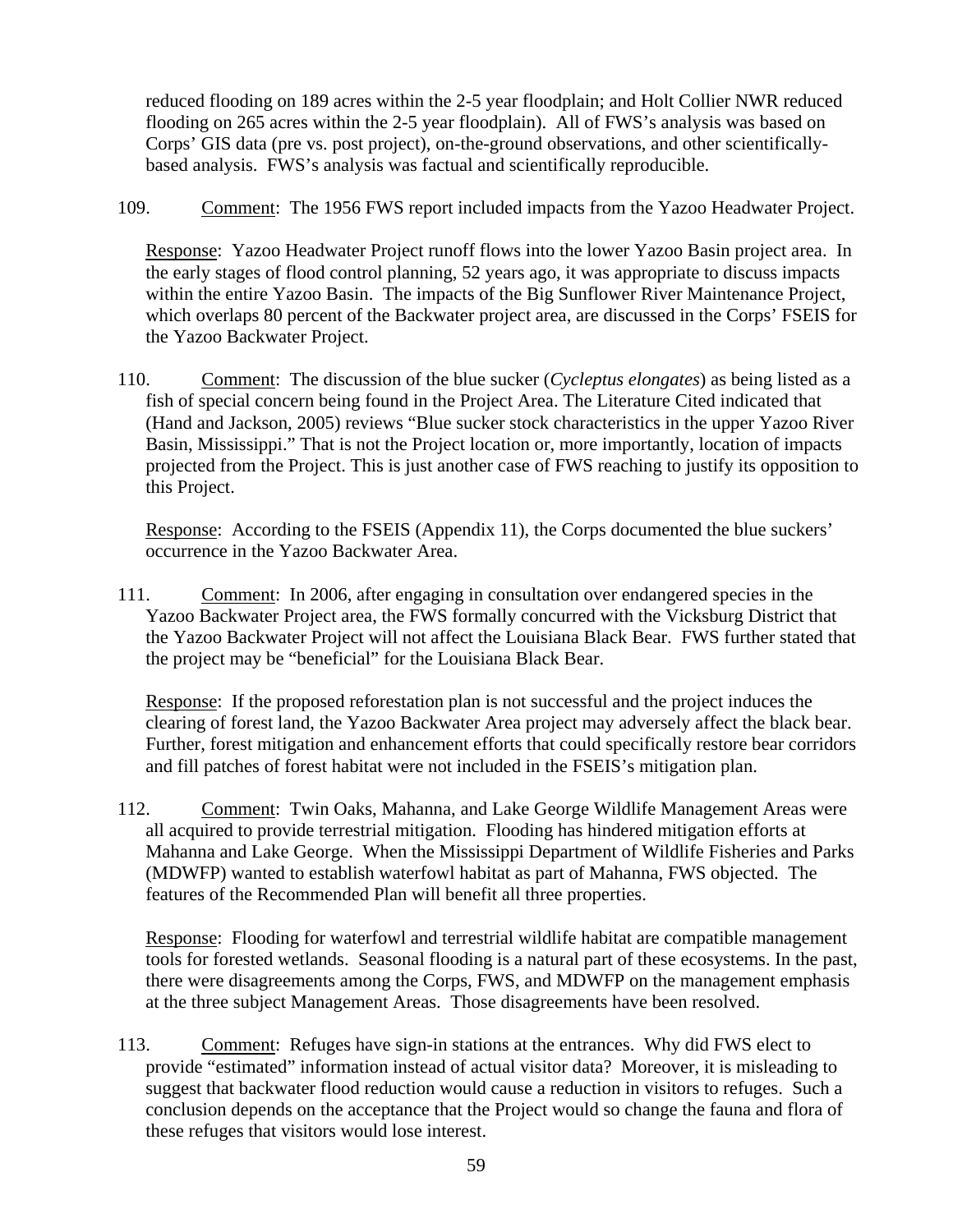reduced flooding on 189 acres within the 2-5 year floodplain; and Holt Collier NWR reduced flooding on 265 acres within the 2-5 year floodplain). All of FWS's analysis was based on Corps' GIS data (pre vs. post project), on-the-ground observations, and other scientifically-based analysis. FWS's analysis was factual and scientifically reproducible.

109. Comment: The 1956 FWS report included impacts from the Yazoo Headwater Project.

Response: Yazoo Headwater Project runoff flows into the lower Yazoo Basin project area. In the early stages of flood control planning, 52 years ago, it was appropriate to discuss impacts within the entire Yazoo Basin. The impacts of the Big Sunflower River Maintenance Project, which overlaps 80 percent of the Backwater project area, are discussed in the Corps' FSEIS for the Yazoo Backwater Project.

110. Comment: The discussion of the blue sucker (*Cycleptus elongates*) as being listed as a fish of special concern being found in the Project Area. The Literature Cited indicated that (Hand and Jackson, 2005) reviews "Blue sucker stock characteristics in the upper Yazoo River Basin, Mississippi." That is not the Project location or, more importantly, location of impacts projected from the Project. This is just another case of FWS reaching to justify its opposition to this Project.

Response: According to the FSEIS (Appendix 11), the Corps documented the blue suckers' occurrence in the Yazoo Backwater Area.

111. Comment: In 2006, after engaging in consultation over endangered species in the Yazoo Backwater Project area, the FWS formally concurred with the Vicksburg District that the Yazoo Backwater Project will not affect the Louisiana Black Bear. FWS further stated that the project may be "beneficial" for the Louisiana Black Bear.

Response: If the proposed reforestation plan is not successful and the project induces the clearing of forest land, the Yazoo Backwater Area project may adversely affect the black bear. Further, forest mitigation and enhancement efforts that could specifically restore bear corridors and fill patches of forest habitat were not included in the FSEIS's mitigation plan.

112. Comment: Twin Oaks, Mahanna, and Lake George Wildlife Management Areas were all acquired to provide terrestrial mitigation. Flooding has hindered mitigation efforts at Mahanna and Lake George. When the Mississippi Department of Wildlife Fisheries and Parks (MDWFP) wanted to establish waterfowl habitat as part of Mahanna, FWS objected. The features of the Recommended Plan will benefit all three properties.

Response: Flooding for waterfowl and terrestrial wildlife habitat are compatible management tools for forested wetlands. Seasonal flooding is a natural part of these ecosystems. In the past, there were disagreements among the Corps, FWS, and MDWFP on the management emphasis at the three subject Management Areas. Those disagreements have been resolved.

113. Comment: Refuges have sign-in stations at the entrances. Why did FWS elect to provide "estimated" information instead of actual visitor data? Moreover, it is misleading to suggest that backwater flood reduction would cause a reduction in visitors to refuges. Such a conclusion depends on the acceptance that the Project would so change the fauna and flora of these refuges that visitors would lose interest.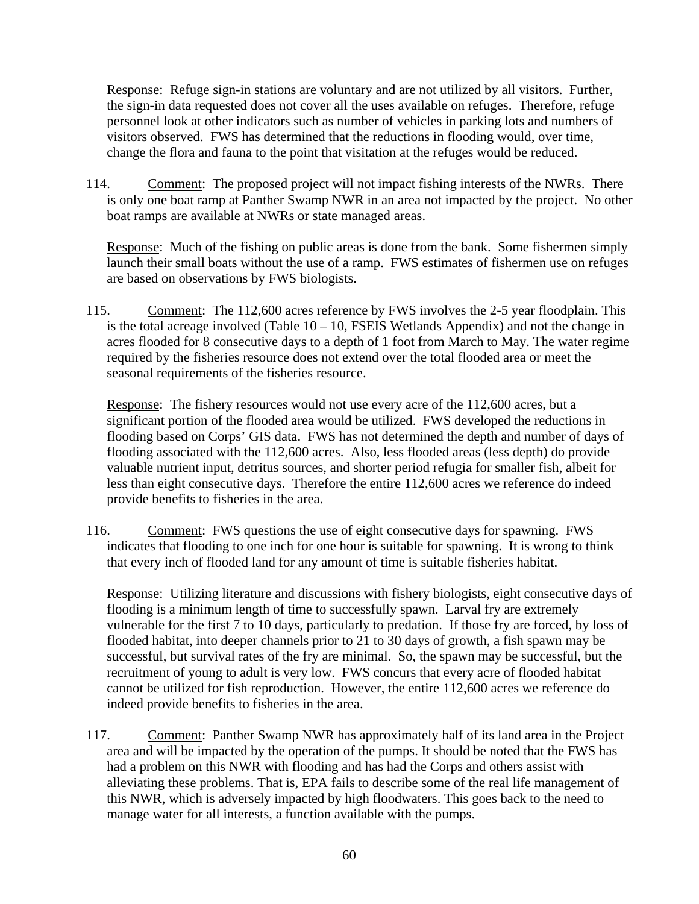Response: Refuge sign-in stations are voluntary and are not utilized by all visitors. Further, the sign-in data requested does not cover all the uses available on refuges. Therefore, refuge personnel look at other indicators such as number of vehicles in parking lots and numbers of visitors observed. FWS has determined that the reductions in flooding would, over time, change the flora and fauna to the point that visitation at the refuges would be reduced.

114. Comment: The proposed project will not impact fishing interests of the NWRs. There is only one boat ramp at Panther Swamp NWR in an area not impacted by the project. No other boat ramps are available at NWRs or state managed areas.

Response: Much of the fishing on public areas is done from the bank. Some fishermen simply launch their small boats without the use of a ramp. FWS estimates of fishermen use on refuges are based on observations by FWS biologists.

115. Comment: The 112,600 acres reference by FWS involves the 2-5 year floodplain. This is the total acreage involved (Table 10 – 10, FSEIS Wetlands Appendix) and not the change in acres flooded for 8 consecutive days to a depth of 1 foot from March to May. The water regime required by the fisheries resource does not extend over the total flooded area or meet the seasonal requirements of the fisheries resource.

Response: The fishery resources would not use every acre of the 112,600 acres, but a significant portion of the flooded area would be utilized. FWS developed the reductions in flooding based on Corps' GIS data. FWS has not determined the depth and number of days of flooding associated with the 112,600 acres. Also, less flooded areas (less depth) do provide valuable nutrient input, detritus sources, and shorter period refugia for smaller fish, albeit for less than eight consecutive days. Therefore the entire 112,600 acres we reference do indeed provide benefits to fisheries in the area.

116. Comment: FWS questions the use of eight consecutive days for spawning. FWS indicates that flooding to one inch for one hour is suitable for spawning. It is wrong to think that every inch of flooded land for any amount of time is suitable fisheries habitat.

Response: Utilizing literature and discussions with fishery biologists, eight consecutive days of flooding is a minimum length of time to successfully spawn. Larval fry are extremely vulnerable for the first 7 to 10 days, particularly to predation. If those fry are forced, by loss of flooded habitat, into deeper channels prior to 21 to 30 days of growth, a fish spawn may be successful, but survival rates of the fry are minimal. So, the spawn may be successful, but the recruitment of young to adult is very low. FWS concurs that every acre of flooded habitat cannot be utilized for fish reproduction. However, the entire 112,600 acres we reference do indeed provide benefits to fisheries in the area.

117. Comment: Panther Swamp NWR has approximately half of its land area in the Project area and will be impacted by the operation of the pumps. It should be noted that the FWS has had a problem on this NWR with flooding and has had the Corps and others assist with alleviating these problems. That is, EPA fails to describe some of the real life management of this NWR, which is adversely impacted by high floodwaters. This goes back to the need to manage water for all interests, a function available with the pumps.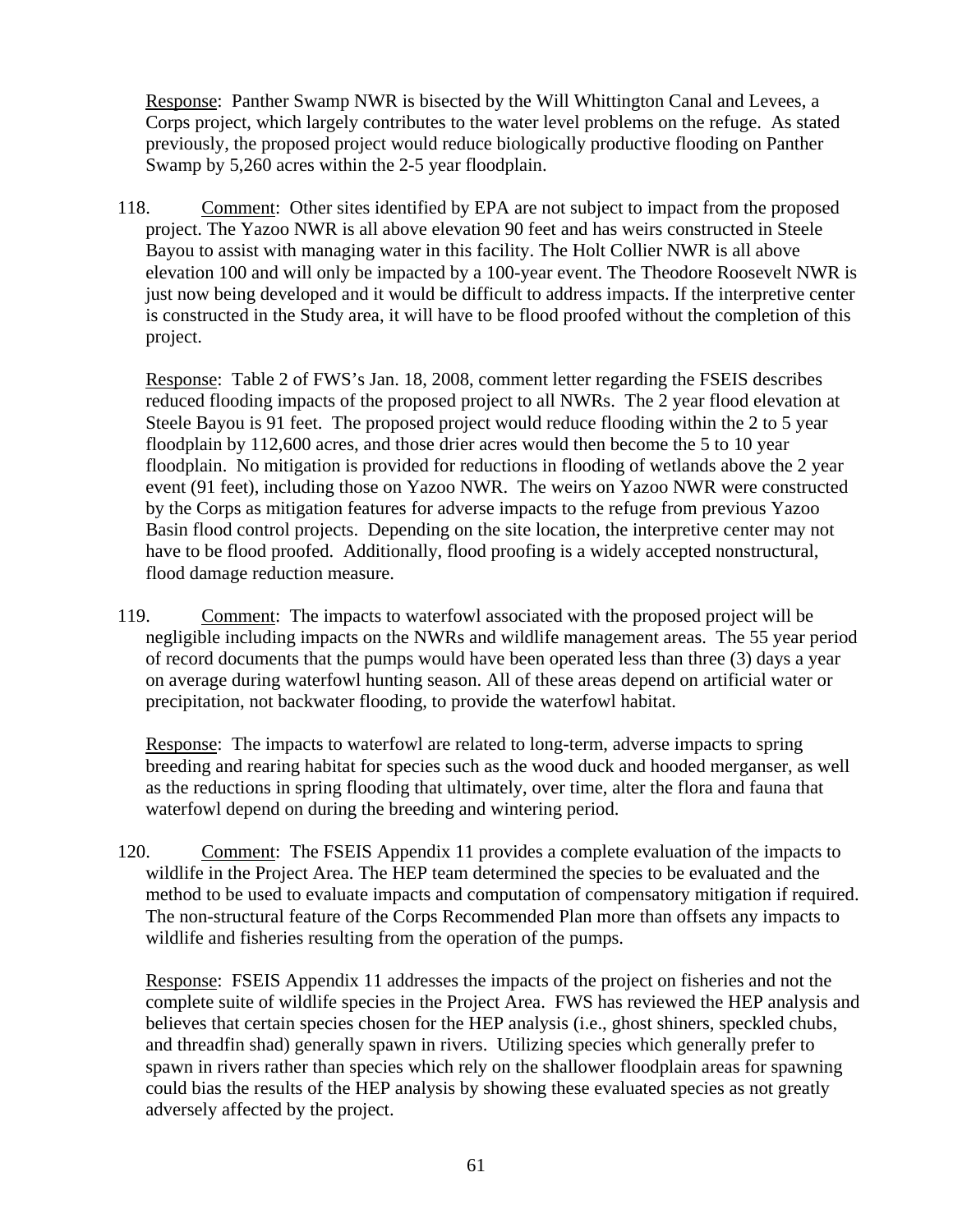Response: Panther Swamp NWR is bisected by the Will Whittington Canal and Levees, a Corps project, which largely contributes to the water level problems on the refuge. As stated previously, the proposed project would reduce biologically productive flooding on Panther Swamp by 5,260 acres within the 2-5 year floodplain.

118. Comment: Other sites identified by EPA are not subject to impact from the proposed project. The Yazoo NWR is all above elevation 90 feet and has weirs constructed in Steele Bayou to assist with managing water in this facility. The Holt Collier NWR is all above elevation 100 and will only be impacted by a 100-year event. The Theodore Roosevelt NWR is just now being developed and it would be difficult to address impacts. If the interpretive center is constructed in the Study area, it will have to be flood proofed without the completion of this project.

Response: Table 2 of FWS's Jan. 18, 2008, comment letter regarding the FSEIS describes reduced flooding impacts of the proposed project to all NWRs. The 2 year flood elevation at Steele Bayou is 91 feet. The proposed project would reduce flooding within the 2 to 5 year floodplain by 112,600 acres, and those drier acres would then become the 5 to 10 year floodplain. No mitigation is provided for reductions in flooding of wetlands above the 2 year event (91 feet), including those on Yazoo NWR. The weirs on Yazoo NWR were constructed by the Corps as mitigation features for adverse impacts to the refuge from previous Yazoo Basin flood control projects. Depending on the site location, the interpretive center may not have to be flood proofed. Additionally, flood proofing is a widely accepted nonstructural, flood damage reduction measure.

119. Comment: The impacts to waterfowl associated with the proposed project will be negligible including impacts on the NWRs and wildlife management areas. The 55 year period of record documents that the pumps would have been operated less than three (3) days a year on average during waterfowl hunting season. All of these areas depend on artificial water or precipitation, not backwater flooding, to provide the waterfowl habitat.

Response: The impacts to waterfowl are related to long-term, adverse impacts to spring breeding and rearing habitat for species such as the wood duck and hooded merganser, as well as the reductions in spring flooding that ultimately, over time, alter the flora and fauna that waterfowl depend on during the breeding and wintering period.

120. Comment: The FSEIS Appendix 11 provides a complete evaluation of the impacts to wildlife in the Project Area. The HEP team determined the species to be evaluated and the method to be used to evaluate impacts and computation of compensatory mitigation if required. The non-structural feature of the Corps Recommended Plan more than offsets any impacts to wildlife and fisheries resulting from the operation of the pumps.

Response: FSEIS Appendix 11 addresses the impacts of the project on fisheries and not the complete suite of wildlife species in the Project Area. FWS has reviewed the HEP analysis and believes that certain species chosen for the HEP analysis (i.e., ghost shiners, speckled chubs, and threadfin shad) generally spawn in rivers. Utilizing species which generally prefer to spawn in rivers rather than species which rely on the shallower floodplain areas for spawning could bias the results of the HEP analysis by showing these evaluated species as not greatly adversely affected by the project.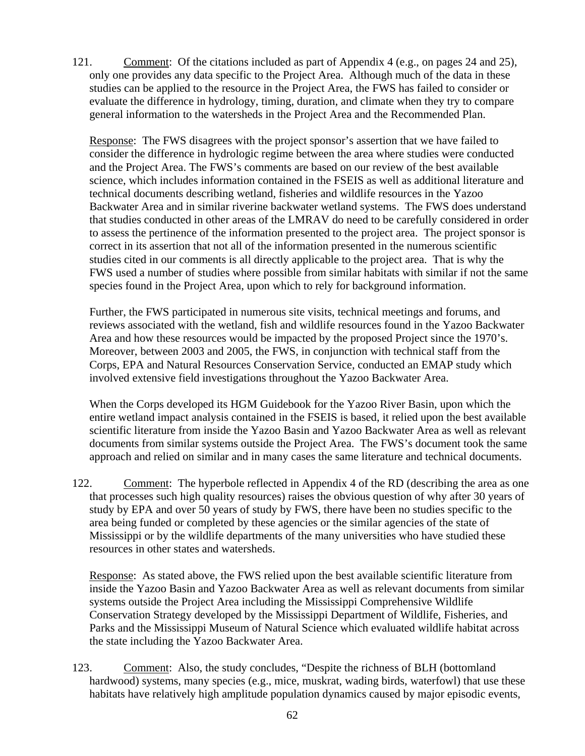121. Comment: Of the citations included as part of Appendix 4 (e.g., on pages 24 and 25), only one provides any data specific to the Project Area. Although much of the data in these studies can be applied to the resource in the Project Area, the FWS has failed to consider or evaluate the difference in hydrology, timing, duration, and climate when they try to compare general information to the watersheds in the Project Area and the Recommended Plan.

Response: The FWS disagrees with the project sponsor's assertion that we have failed to consider the difference in hydrologic regime between the area where studies were conducted and the Project Area. The FWS's comments are based on our review of the best available science, which includes information contained in the FSEIS as well as additional literature and technical documents describing wetland, fisheries and wildlife resources in the Yazoo Backwater Area and in similar riverine backwater wetland systems. The FWS does understand that studies conducted in other areas of the LMRAV do need to be carefully considered in order to assess the pertinence of the information presented to the project area. The project sponsor is correct in its assertion that not all of the information presented in the numerous scientific studies cited in our comments is all directly applicable to the project area. That is why the FWS used a number of studies where possible from similar habitats with similar if not the same species found in the Project Area, upon which to rely for background information.

Further, the FWS participated in numerous site visits, technical meetings and forums, and reviews associated with the wetland, fish and wildlife resources found in the Yazoo Backwater Area and how these resources would be impacted by the proposed Project since the 1970's. Moreover, between 2003 and 2005, the FWS, in conjunction with technical staff from the Corps, EPA and Natural Resources Conservation Service, conducted an EMAP study which involved extensive field investigations throughout the Yazoo Backwater Area.

When the Corps developed its HGM Guidebook for the Yazoo River Basin, upon which the entire wetland impact analysis contained in the FSEIS is based, it relied upon the best available scientific literature from inside the Yazoo Basin and Yazoo Backwater Area as well as relevant documents from similar systems outside the Project Area. The FWS's document took the same approach and relied on similar and in many cases the same literature and technical documents.

122. Comment: The hyperbole reflected in Appendix 4 of the RD (describing the area as one that processes such high quality resources) raises the obvious question of why after 30 years of study by EPA and over 50 years of study by FWS, there have been no studies specific to the area being funded or completed by these agencies or the similar agencies of the state of Mississippi or by the wildlife departments of the many universities who have studied these resources in other states and watersheds.

Response: As stated above, the FWS relied upon the best available scientific literature from inside the Yazoo Basin and Yazoo Backwater Area as well as relevant documents from similar systems outside the Project Area including the Mississippi Comprehensive Wildlife Conservation Strategy developed by the Mississippi Department of Wildlife, Fisheries, and Parks and the Mississippi Museum of Natural Science which evaluated wildlife habitat across the state including the Yazoo Backwater Area.

123. Comment: Also, the study concludes, "Despite the richness of BLH (bottomland hardwood) systems, many species (e.g., mice, muskrat, wading birds, waterfowl) that use these habitats have relatively high amplitude population dynamics caused by major episodic events,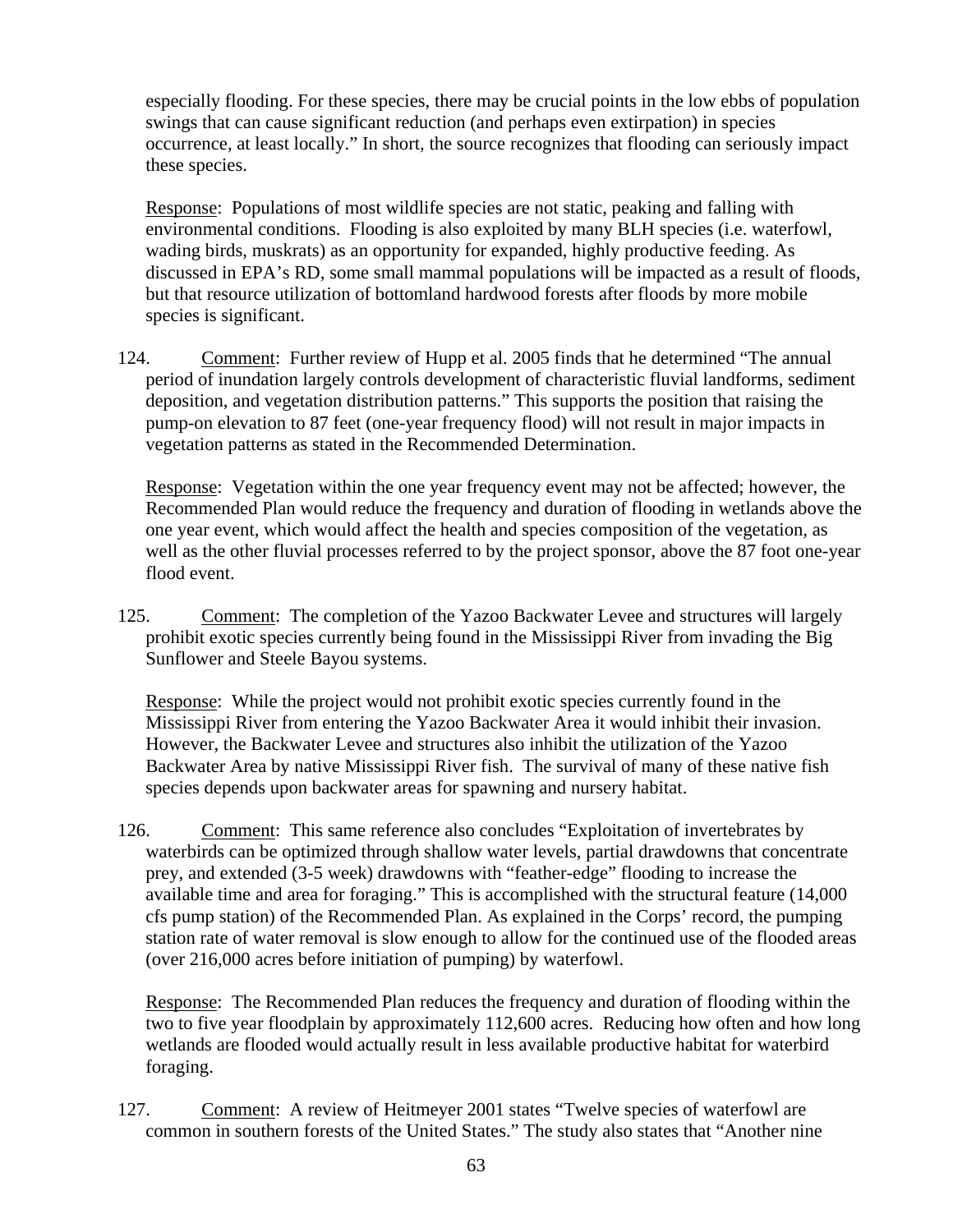especially flooding. For these species, there may be crucial points in the low ebbs of population swings that can cause significant reduction (and perhaps even extirpation) in species occurrence, at least locally." In short, the source recognizes that flooding can seriously impact these species.

<u>Response</u>: Populations of most wildlife species are not static, peaking and falling with environmental conditions. Flooding is also exploited by many BLH species (i.e. waterfowl, wading birds, muskrats) as an opportunity for expanded, highly productive feeding. As discussed in EPA's RD, some small mammal populations will be impacted as a result of floods, but that resource utilization of bottomland hardwood forests after floods by more mobile species is significant.

124. <u>Comment</u>: Further review of Hupp et al. 2005 finds that he determined "The annual period of inundation largely controls development of characteristic fluvial landforms, sediment deposition, and vegetation distribution patterns." This supports the position that raising the pump-on elevation to 87 feet (one-year frequency flood) will not result in major impacts in vegetation patterns as stated in the Recommended Determination.

<u>Response</u>: Vegetation within the one year frequency event may not be affected; however, the Recommended Plan would reduce the frequency and duration of flooding in wetlands above the one year event, which would affect the health and species composition of the vegetation, as well as the other fluvial processes referred to by the project sponsor, above the 87 foot one-year flood event.

125. <u>Comment</u>: The completion of the Yazoo Backwater Levee and structures will largely prohibit exotic species currently being found in the Mississippi River from invading the Big Sunflower and Steele Bayou systems.

<u>Response</u>: While the project would not prohibit exotic species currently found in the Mississippi River from entering the Yazoo Backwater Area it would inhibit their invasion. However, the Backwater Levee and structures also inhibit the utilization of the Yazoo Backwater Area by native Mississippi River fish. The survival of many of these native fish species depends upon backwater areas for spawning and nursery habitat.

126. <u>Comment</u>: This same reference also concludes "Exploitation of invertebrates by waterbirds can be optimized through shallow water levels, partial drawdowns that concentrate prey, and extended (3-5 week) drawdowns with "feather-edge" flooding to increase the available time and area for foraging." This is accomplished with the structural feature (14,000 cfs pump station) of the Recommended Plan. As explained in the Corps' record, the pumping station rate of water removal is slow enough to allow for the continued use of the flooded areas (over 216,000 acres before initiation of pumping) by waterfowl.

<u>Response</u>: The Recommended Plan reduces the frequency and duration of flooding within the two to five year floodplain by approximately 112,600 acres. Reducing how often and how long wetlands are flooded would actually result in less available productive habitat for waterbird foraging.

127. <u>Comment</u>: A review of Heitmeyer 2001 states "Twelve species of waterfowl are common in southern forests of the United States." The study also states that "Another nine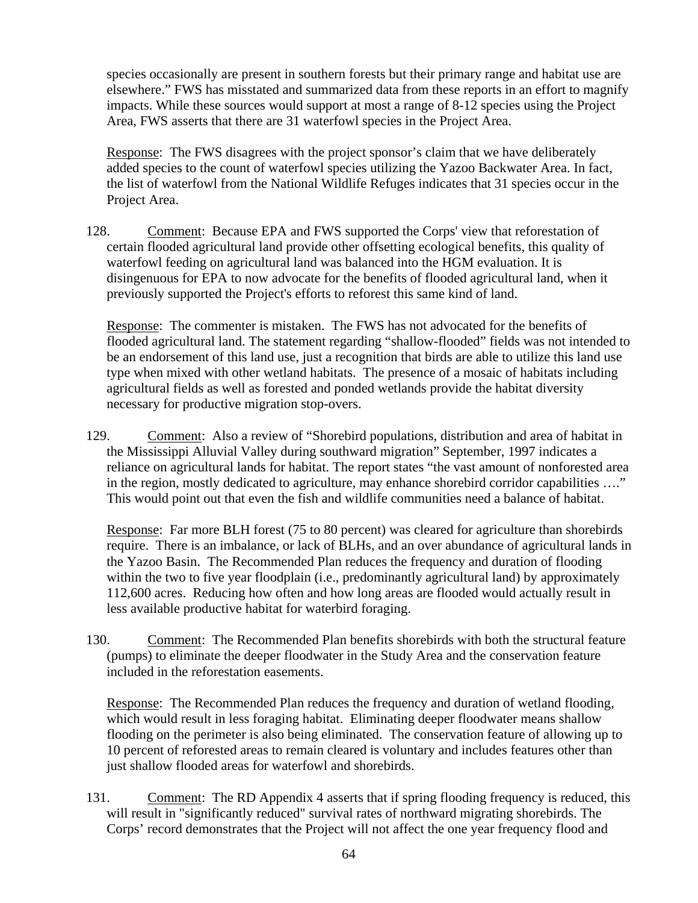species occasionally are present in southern forests but their primary range and habitat use are elsewhere." FWS has misstated and summarized data from these reports in an effort to magnify impacts. While these sources would support at most a range of 8-12 species using the Project Area, FWS asserts that there are 31 waterfowl species in the Project Area.

Response: The FWS disagrees with the project sponsor's claim that we have deliberately added species to the count of waterfowl species utilizing the Yazoo Backwater Area. In fact, the list of waterfowl from the National Wildlife Refuges indicates that 31 species occur in the Project Area.

128. Comment: Because EPA and FWS supported the Corps' view that reforestation of certain flooded agricultural land provide other offsetting ecological benefits, this quality of waterfowl feeding on agricultural land was balanced into the HGM evaluation. It is disingenuous for EPA to now advocate for the benefits of flooded agricultural land, when it previously supported the Project's efforts to reforest this same kind of land.

Response: The commenter is mistaken. The FWS has not advocated for the benefits of flooded agricultural land. The statement regarding "shallow-flooded" fields was not intended to be an endorsement of this land use, just a recognition that birds are able to utilize this land use type when mixed with other wetland habitats. The presence of a mosaic of habitats including agricultural fields as well as forested and ponded wetlands provide the habitat diversity necessary for productive migration stop-overs.

129. Comment: Also a review of "Shorebird populations, distribution and area of habitat in the Mississippi Alluvial Valley during southward migration" September, 1997 indicates a reliance on agricultural lands for habitat. The report states "the vast amount of nonforested area in the region, mostly dedicated to agriculture, may enhance shorebird corridor capabilities …." This would point out that even the fish and wildlife communities need a balance of habitat.

Response: Far more BLH forest (75 to 80 percent) was cleared for agriculture than shorebirds require. There is an imbalance, or lack of BLHs, and an over abundance of agricultural lands in the Yazoo Basin. The Recommended Plan reduces the frequency and duration of flooding within the two to five year floodplain (i.e., predominantly agricultural land) by approximately 112,600 acres. Reducing how often and how long areas are flooded would actually result in less available productive habitat for waterbird foraging.

130. Comment: The Recommended Plan benefits shorebirds with both the structural feature (pumps) to eliminate the deeper floodwater in the Study Area and the conservation feature included in the reforestation easements.

Response: The Recommended Plan reduces the frequency and duration of wetland flooding, which would result in less foraging habitat. Eliminating deeper floodwater means shallow flooding on the perimeter is also being eliminated. The conservation feature of allowing up to 10 percent of reforested areas to remain cleared is voluntary and includes features other than just shallow flooded areas for waterfowl and shorebirds.

131. Comment: The RD Appendix 4 asserts that if spring flooding frequency is reduced, this will result in "significantly reduced" survival rates of northward migrating shorebirds. The Corps' record demonstrates that the Project will not affect the one year frequency flood and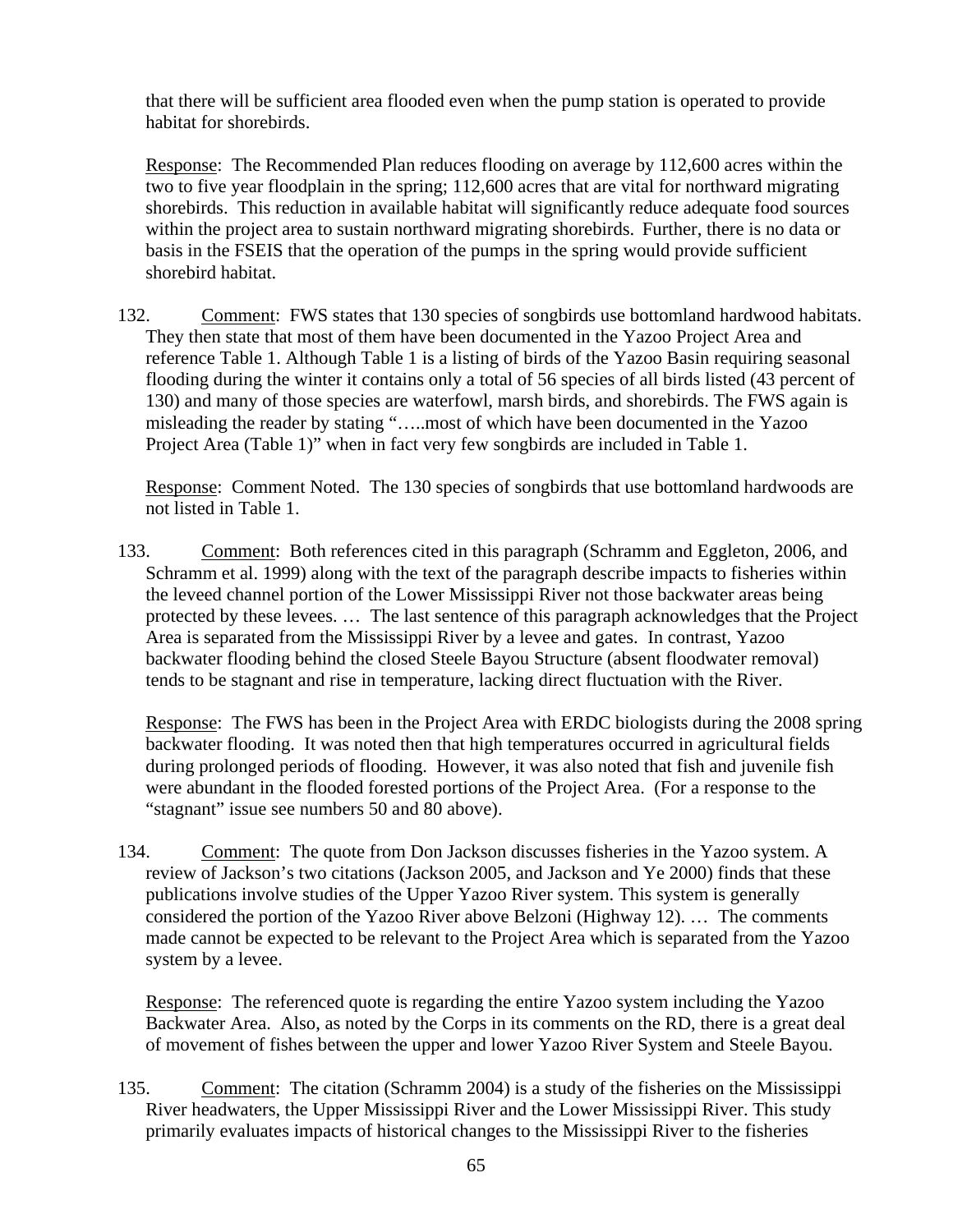that there will be sufficient area flooded even when the pump station is operated to provide habitat for shorebirds.

Response: The Recommended Plan reduces flooding on average by 112,600 acres within the two to five year floodplain in the spring; 112,600 acres that are vital for northward migrating shorebirds. This reduction in available habitat will significantly reduce adequate food sources within the project area to sustain northward migrating shorebirds. Further, there is no data or basis in the FSEIS that the operation of the pumps in the spring would provide sufficient shorebird habitat.

132. Comment: FWS states that 130 species of songbirds use bottomland hardwood habitats. They then state that most of them have been documented in the Yazoo Project Area and reference Table 1. Although Table 1 is a listing of birds of the Yazoo Basin requiring seasonal flooding during the winter it contains only a total of 56 species of all birds listed (43 percent of 130) and many of those species are waterfowl, marsh birds, and shorebirds. The FWS again is misleading the reader by stating "…..most of which have been documented in the Yazoo Project Area (Table 1)" when in fact very few songbirds are included in Table 1.

Response: Comment Noted. The 130 species of songbirds that use bottomland hardwoods are not listed in Table 1.

133. Comment: Both references cited in this paragraph (Schramm and Eggleton, 2006, and Schramm et al. 1999) along with the text of the paragraph describe impacts to fisheries within the leveed channel portion of the Lower Mississippi River not those backwater areas being protected by these levees. … The last sentence of this paragraph acknowledges that the Project Area is separated from the Mississippi River by a levee and gates. In contrast, Yazoo backwater flooding behind the closed Steele Bayou Structure (absent floodwater removal) tends to be stagnant and rise in temperature, lacking direct fluctuation with the River.

Response: The FWS has been in the Project Area with ERDC biologists during the 2008 spring backwater flooding. It was noted then that high temperatures occurred in agricultural fields during prolonged periods of flooding. However, it was also noted that fish and juvenile fish were abundant in the flooded forested portions of the Project Area. (For a response to the "stagnant" issue see numbers 50 and 80 above).

134. Comment: The quote from Don Jackson discusses fisheries in the Yazoo system. A review of Jackson's two citations (Jackson 2005, and Jackson and Ye 2000) finds that these publications involve studies of the Upper Yazoo River system. This system is generally considered the portion of the Yazoo River above Belzoni (Highway 12). … The comments made cannot be expected to be relevant to the Project Area which is separated from the Yazoo system by a levee.

Response: The referenced quote is regarding the entire Yazoo system including the Yazoo Backwater Area. Also, as noted by the Corps in its comments on the RD, there is a great deal of movement of fishes between the upper and lower Yazoo River System and Steele Bayou.

135. Comment: The citation (Schramm 2004) is a study of the fisheries on the Mississippi River headwaters, the Upper Mississippi River and the Lower Mississippi River. This study primarily evaluates impacts of historical changes to the Mississippi River to the fisheries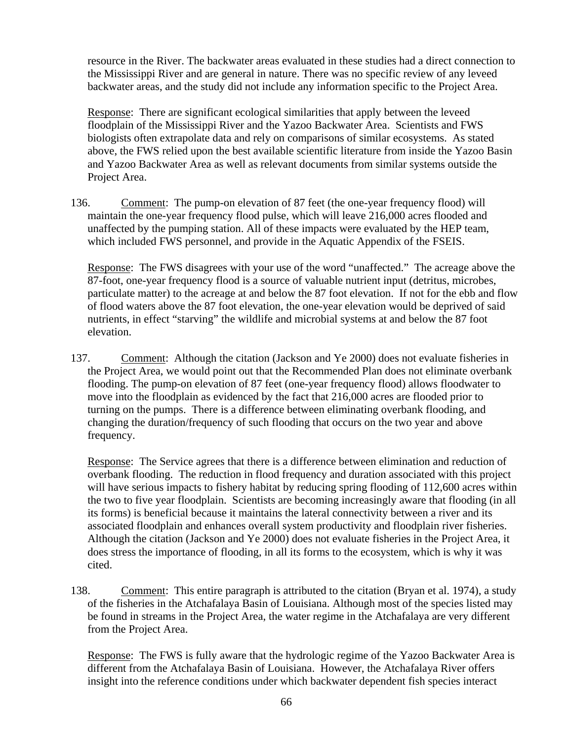resource in the River. The backwater areas evaluated in these studies had a direct connection to the Mississippi River and are general in nature. There was no specific review of any leveed backwater areas, and the study did not include any information specific to the Project Area.

Response: There are significant ecological similarities that apply between the leveed floodplain of the Mississippi River and the Yazoo Backwater Area. Scientists and FWS biologists often extrapolate data and rely on comparisons of similar ecosystems. As stated above, the FWS relied upon the best available scientific literature from inside the Yazoo Basin and Yazoo Backwater Area as well as relevant documents from similar systems outside the Project Area.

136. Comment: The pump-on elevation of 87 feet (the one-year frequency flood) will maintain the one-year frequency flood pulse, which will leave 216,000 acres flooded and unaffected by the pumping station. All of these impacts were evaluated by the HEP team, which included FWS personnel, and provide in the Aquatic Appendix of the FSEIS.

    Response: The FWS disagrees with your use of the word "unaffected." The acreage above the 87-foot, one-year frequency flood is a source of valuable nutrient input (detritus, microbes, particulate matter) to the acreage at and below the 87 foot elevation. If not for the ebb and flow of flood waters above the 87 foot elevation, the one-year elevation would be deprived of said nutrients, in effect "starving" the wildlife and microbial systems at and below the 87 foot elevation.

137. Comment: Although the citation (Jackson and Ye 2000) does not evaluate fisheries in the Project Area, we would point out that the Recommended Plan does not eliminate overbank flooding. The pump-on elevation of 87 feet (one-year frequency flood) allows floodwater to move into the floodplain as evidenced by the fact that 216,000 acres are flooded prior to turning on the pumps. There is a difference between eliminating overbank flooding, and changing the duration/frequency of such flooding that occurs on the two year and above frequency.

    Response: The Service agrees that there is a difference between elimination and reduction of overbank flooding. The reduction in flood frequency and duration associated with this project will have serious impacts to fishery habitat by reducing spring flooding of 112,600 acres within the two to five year floodplain. Scientists are becoming increasingly aware that flooding (in all its forms) is beneficial because it maintains the lateral connectivity between a river and its associated floodplain and enhances overall system productivity and floodplain river fisheries. Although the citation (Jackson and Ye 2000) does not evaluate fisheries in the Project Area, it does stress the importance of flooding, in all its forms to the ecosystem, which is why it was cited.

138. Comment: This entire paragraph is attributed to the citation (Bryan et al. 1974), a study of the fisheries in the Atchafalaya Basin of Louisiana. Although most of the species listed may be found in streams in the Project Area, the water regime in the Atchafalaya are very different from the Project Area.

    Response: The FWS is fully aware that the hydrologic regime of the Yazoo Backwater Area is different from the Atchafalaya Basin of Louisiana. However, the Atchafalaya River offers insight into the reference conditions under which backwater dependent fish species interact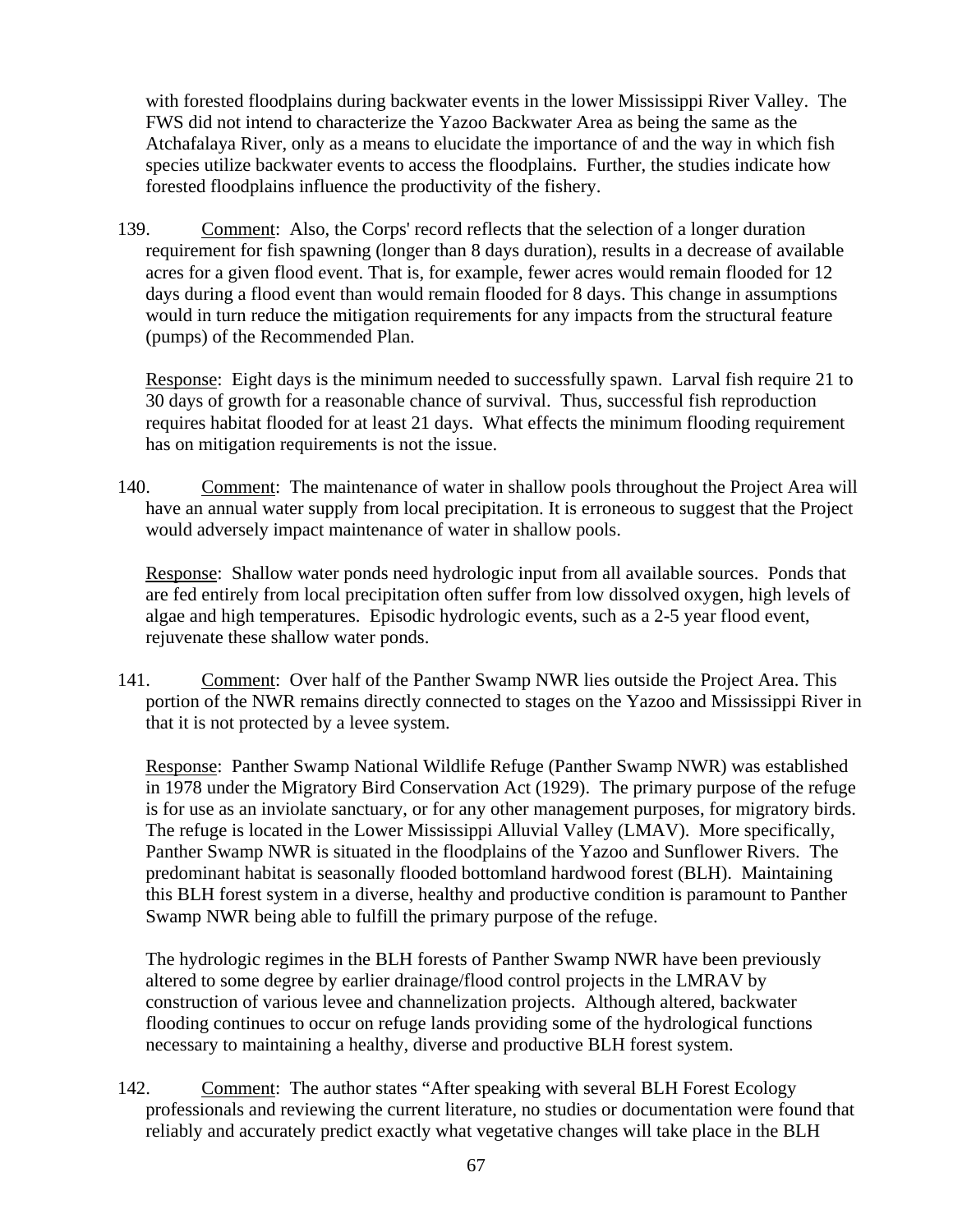with forested floodplains during backwater events in the lower Mississippi River Valley. The FWS did not intend to characterize the Yazoo Backwater Area as being the same as the Atchafalaya River, only as a means to elucidate the importance of and the way in which fish species utilize backwater events to access the floodplains. Further, the studies indicate how forested floodplains influence the productivity of the fishery.

139. Comment: Also, the Corps' record reflects that the selection of a longer duration requirement for fish spawning (longer than 8 days duration), results in a decrease of available acres for a given flood event. That is, for example, fewer acres would remain flooded for 12 days during a flood event than would remain flooded for 8 days. This change in assumptions would in turn reduce the mitigation requirements for any impacts from the structural feature (pumps) of the Recommended Plan.

Response: Eight days is the minimum needed to successfully spawn. Larval fish require 21 to 30 days of growth for a reasonable chance of survival. Thus, successful fish reproduction requires habitat flooded for at least 21 days. What effects the minimum flooding requirement has on mitigation requirements is not the issue.

140. Comment: The maintenance of water in shallow pools throughout the Project Area will have an annual water supply from local precipitation. It is erroneous to suggest that the Project would adversely impact maintenance of water in shallow pools.

Response: Shallow water ponds need hydrologic input from all available sources. Ponds that are fed entirely from local precipitation often suffer from low dissolved oxygen, high levels of algae and high temperatures. Episodic hydrologic events, such as a 2-5 year flood event, rejuvenate these shallow water ponds.

141. Comment: Over half of the Panther Swamp NWR lies outside the Project Area. This portion of the NWR remains directly connected to stages on the Yazoo and Mississippi River in that it is not protected by a levee system.

Response: Panther Swamp National Wildlife Refuge (Panther Swamp NWR) was established in 1978 under the Migratory Bird Conservation Act (1929). The primary purpose of the refuge is for use as an inviolate sanctuary, or for any other management purposes, for migratory birds. The refuge is located in the Lower Mississippi Alluvial Valley (LMAV). More specifically, Panther Swamp NWR is situated in the floodplains of the Yazoo and Sunflower Rivers. The predominant habitat is seasonally flooded bottomland hardwood forest (BLH). Maintaining this BLH forest system in a diverse, healthy and productive condition is paramount to Panther Swamp NWR being able to fulfill the primary purpose of the refuge.

The hydrologic regimes in the BLH forests of Panther Swamp NWR have been previously altered to some degree by earlier drainage/flood control projects in the LMRAV by construction of various levee and channelization projects. Although altered, backwater flooding continues to occur on refuge lands providing some of the hydrological functions necessary to maintaining a healthy, diverse and productive BLH forest system.

142. Comment: The author states "After speaking with several BLH Forest Ecology professionals and reviewing the current literature, no studies or documentation were found that reliably and accurately predict exactly what vegetative changes will take place in the BLH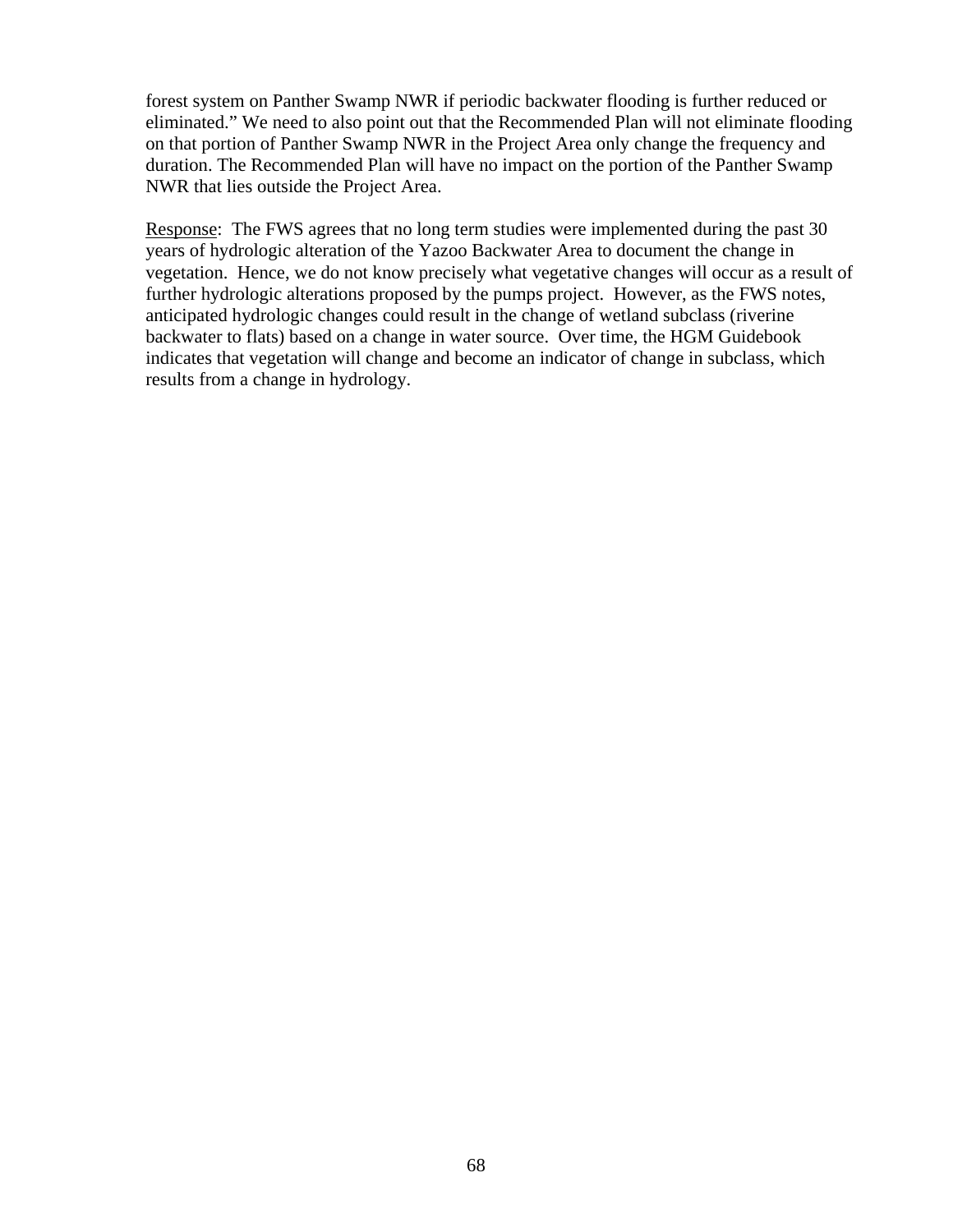forest system on Panther Swamp NWR if periodic backwater flooding is further reduced or eliminated." We need to also point out that the Recommended Plan will not eliminate flooding on that portion of Panther Swamp NWR in the Project Area only change the frequency and duration. The Recommended Plan will have no impact on the portion of the Panther Swamp NWR that lies outside the Project Area.

<u>Response</u>: The FWS agrees that no long term studies were implemented during the past 30 years of hydrologic alteration of the Yazoo Backwater Area to document the change in vegetation. Hence, we do not know precisely what vegetative changes will occur as a result of further hydrologic alterations proposed by the pumps project. However, as the FWS notes, anticipated hydrologic changes could result in the change of wetland subclass (riverine backwater to flats) based on a change in water source. Over time, the HGM Guidebook indicates that vegetation will change and become an indicator of change in subclass, which results from a change in hydrology.